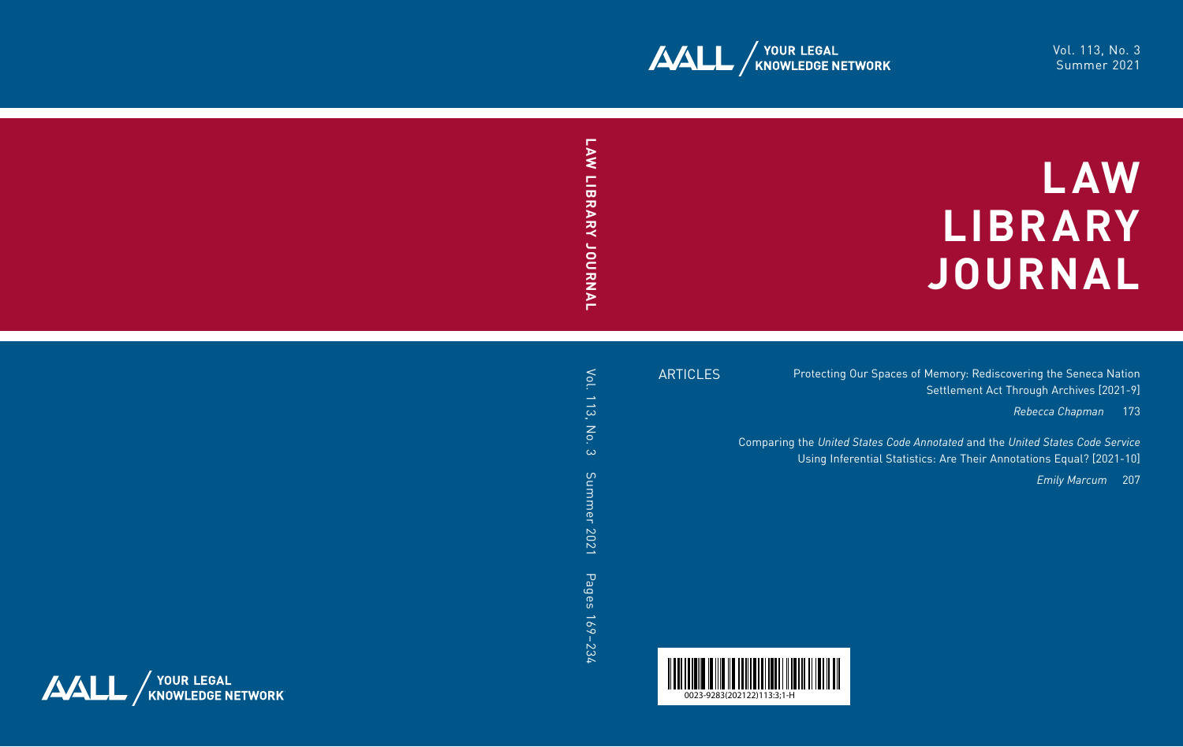AALL / YOUR LEGAL KNOWLEDGE NETWORK

Vol. 113, No. 3
Summer 2021

# LAW LIBRARY JOURNAL

LAW LIBRARY JOURNAL

Vol. 113, No. 3 Summer 2021 Pages 169–234

## ARTICLES

Protecting Our Spaces of Memory: Rediscovering the Seneca Nation Settlement Act Through Archives [2021-9]

*Rebecca Chapman* 173

Comparing the *United States Code Annotated* and the *United States Code Service* Using Inferential Statistics: Are Their Annotations Equal? [2021-10]

*Emily Marcum* 207

0023-9283(202122)113:3;1-H

AALL / YOUR LEGAL KNOWLEDGE NETWORK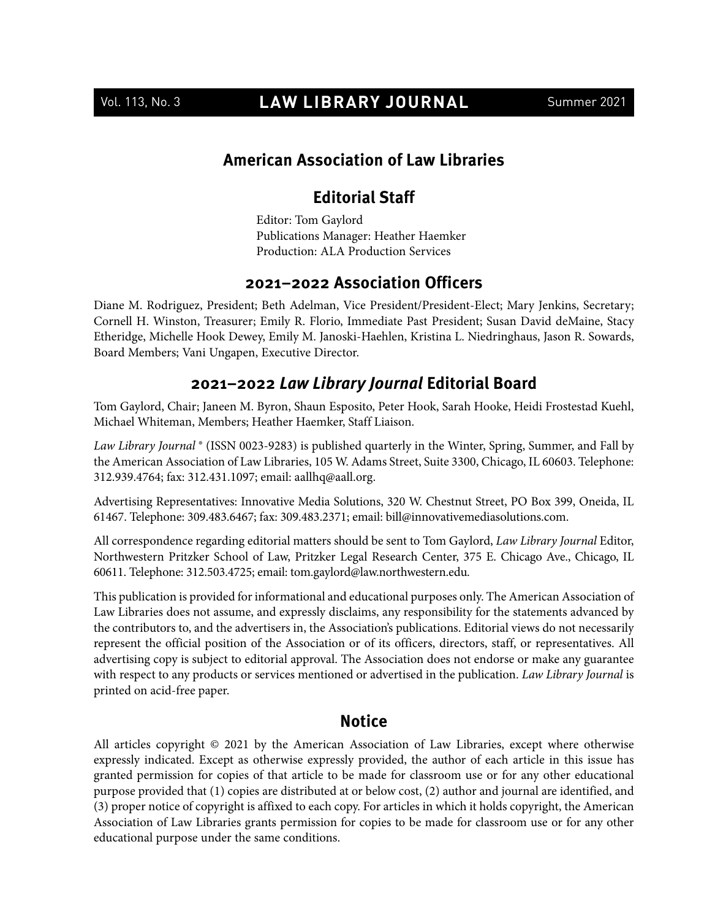## American Association of Law Libraries

### Editorial Staff

Editor: Tom Gaylord
Publications Manager: Heather Haemker
Production: ALA Production Services

### 2021–2022 Association Officers

Diane M. Rodriguez, President; Beth Adelman, Vice President/President-Elect; Mary Jenkins, Secretary; Cornell H. Winston, Treasurer; Emily R. Florio, Immediate Past President; Susan David deMaine, Stacy Etheridge, Michelle Hook Dewey, Emily M. Janoski-Haehlen, Kristina L. Niedringhaus, Jason R. Sowards, Board Members; Vani Ungapen, Executive Director.

### 2021–2022 *Law Library Journal* Editorial Board

Tom Gaylord, Chair; Janeen M. Byron, Shaun Esposito, Peter Hook, Sarah Hooke, Heidi Frostestad Kuehl, Michael Whiteman, Members; Heather Haemker, Staff Liaison.

*Law Library Journal* ® (ISSN 0023-9283) is published quarterly in the Winter, Spring, Summer, and Fall by the American Association of Law Libraries, 105 W. Adams Street, Suite 3300, Chicago, IL 60603. Telephone: 312.939.4764; fax: 312.431.1097; email: aallhq@aall.org.

Advertising Representatives: Innovative Media Solutions, 320 W. Chestnut Street, PO Box 399, Oneida, IL 61467. Telephone: 309.483.6467; fax: 309.483.2371; email: bill@innovativemediasolutions.com.

All correspondence regarding editorial matters should be sent to Tom Gaylord, *Law Library Journal* Editor, Northwestern Pritzker School of Law, Pritzker Legal Research Center, 375 E. Chicago Ave., Chicago, IL 60611. Telephone: 312.503.4725; email: tom.gaylord@law.northwestern.edu.

This publication is provided for informational and educational purposes only. The American Association of Law Libraries does not assume, and expressly disclaims, any responsibility for the statements advanced by the contributors to, and the advertisers in, the Association's publications. Editorial views do not necessarily represent the official position of the Association or of its officers, directors, staff, or representatives. All advertising copy is subject to editorial approval. The Association does not endorse or make any guarantee with respect to any products or services mentioned or advertised in the publication. *Law Library Journal* is printed on acid-free paper.

### Notice

All articles copyright © 2021 by the American Association of Law Libraries, except where otherwise expressly indicated. Except as otherwise expressly provided, the author of each article in this issue has granted permission for copies of that article to be made for classroom use or for any other educational purpose provided that (1) copies are distributed at or below cost, (2) author and journal are identified, and (3) proper notice of copyright is affixed to each copy. For articles in which it holds copyright, the American Association of Law Libraries grants permission for copies to be made for classroom use or for any other educational purpose under the same conditions.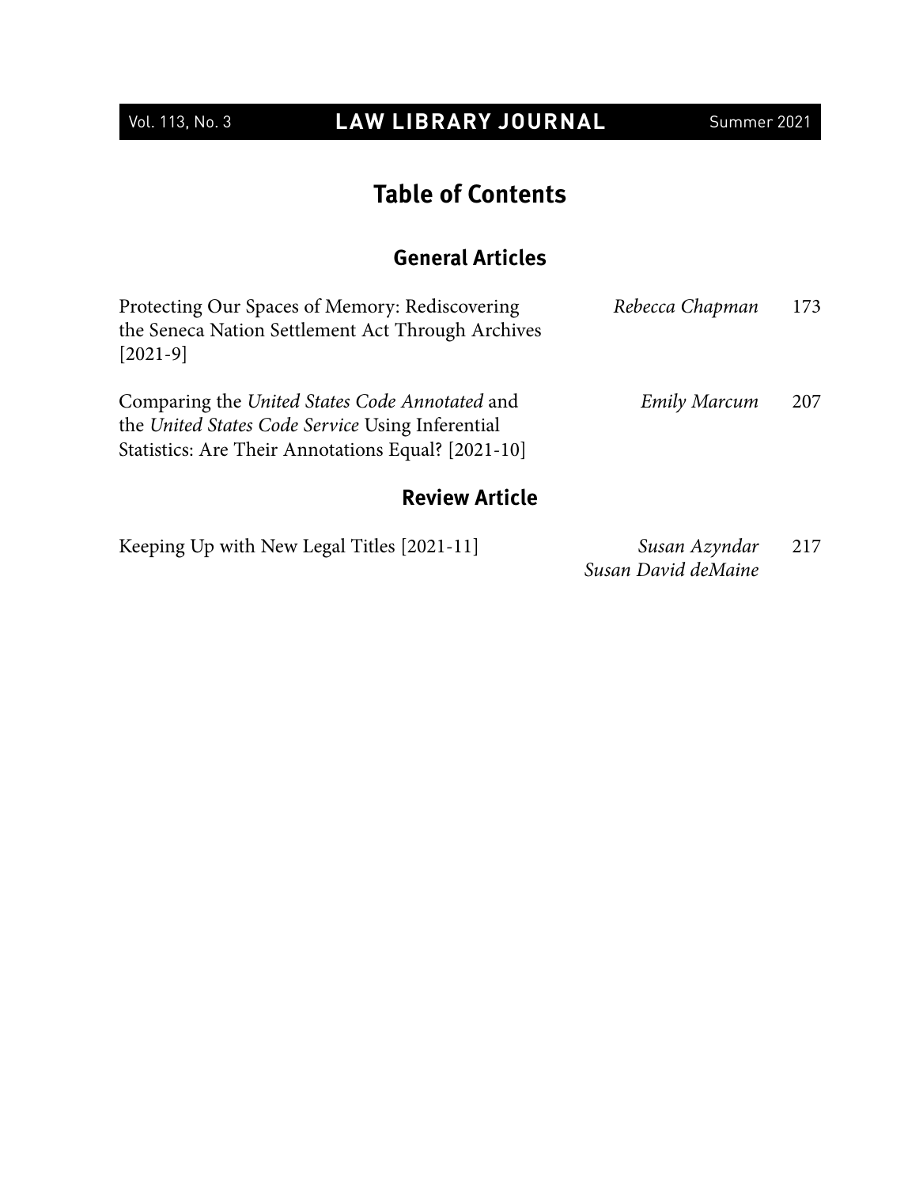# Table of Contents

## General Articles

| | | |
|---|---|---|
| Protecting Our Spaces of Memory: Rediscovering the Seneca Nation Settlement Act Through Archives [2021-9] | *Rebecca Chapman* | 173 |
| Comparing the *United States Code Annotated* and the *United States Code Service* Using Inferential Statistics: Are Their Annotations Equal? [2021-10] | *Emily Marcum* | 207 |

## Review Article

| | | |
|---|---|---|
| Keeping Up with New Legal Titles [2021-11] | *Susan Azyndar*<br>*Susan David deMaine* | 217 |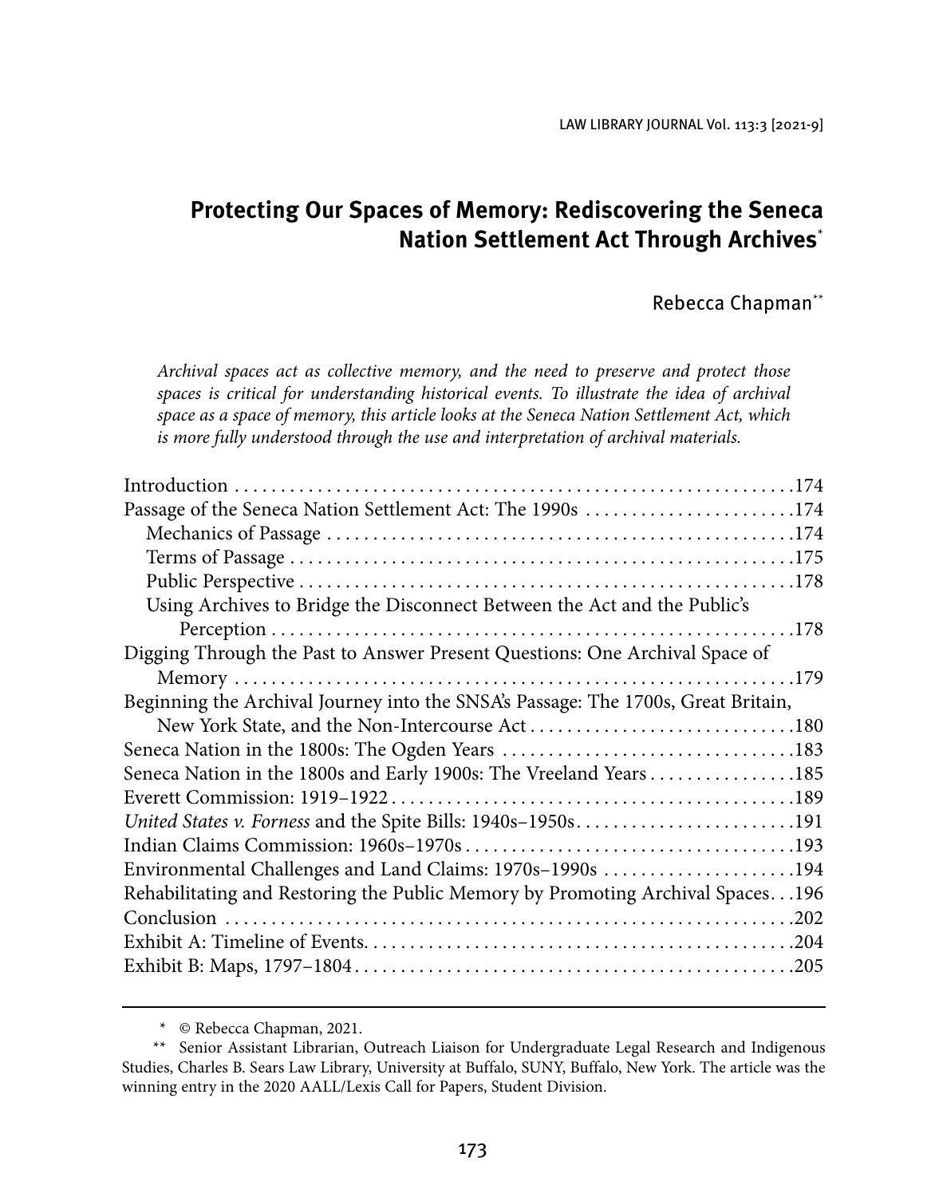# Protecting Our Spaces of Memory: Rediscovering the Seneca Nation Settlement Act Through Archives*

Rebecca Chapman**

*Archival spaces act as collective memory, and the need to preserve and protect those spaces is critical for understanding historical events. To illustrate the idea of archival space as a space of memory, this article looks at the Seneca Nation Settlement Act, which is more fully understood through the use and interpretation of archival materials.*

Introduction . . . . . . . . . . 174
Passage of the Seneca Nation Settlement Act: The 1990s . . . . . . . . . . 174
  Mechanics of Passage . . . . . . . . . . 174
  Terms of Passage . . . . . . . . . . 175
  Public Perspective . . . . . . . . . . 178
  Using Archives to Bridge the Disconnect Between the Act and the Public's Perception . . . . . . . . . . 178
Digging Through the Past to Answer Present Questions: One Archival Space of Memory . . . . . . . . . . 179
Beginning the Archival Journey into the SNSA's Passage: The 1700s, Great Britain, New York State, and the Non-Intercourse Act . . . . . . . . . . 180
Seneca Nation in the 1800s: The Ogden Years . . . . . . . . . . 183
Seneca Nation in the 1800s and Early 1900s: The Vreeland Years . . . . . . . . . . 185
Everett Commission: 1919–1922 . . . . . . . . . . 189
*United States v. Forness* and the Spite Bills: 1940s–1950s . . . . . . . . . . 191
Indian Claims Commission: 1960s–1970s . . . . . . . . . . 193
Environmental Challenges and Land Claims: 1970s–1990s . . . . . . . . . . 194
Rehabilitating and Restoring the Public Memory by Promoting Archival Spaces . . . 196
Conclusion . . . . . . . . . . 202
Exhibit A: Timeline of Events . . . . . . . . . . 204
Exhibit B: Maps, 1797–1804 . . . . . . . . . . 205

---

\* © Rebecca Chapman, 2021.

\** Senior Assistant Librarian, Outreach Liaison for Undergraduate Legal Research and Indigenous Studies, Charles B. Sears Law Library, University at Buffalo, SUNY, Buffalo, New York. The article was the winning entry in the 2020 AALL/Lexis Call for Papers, Student Division.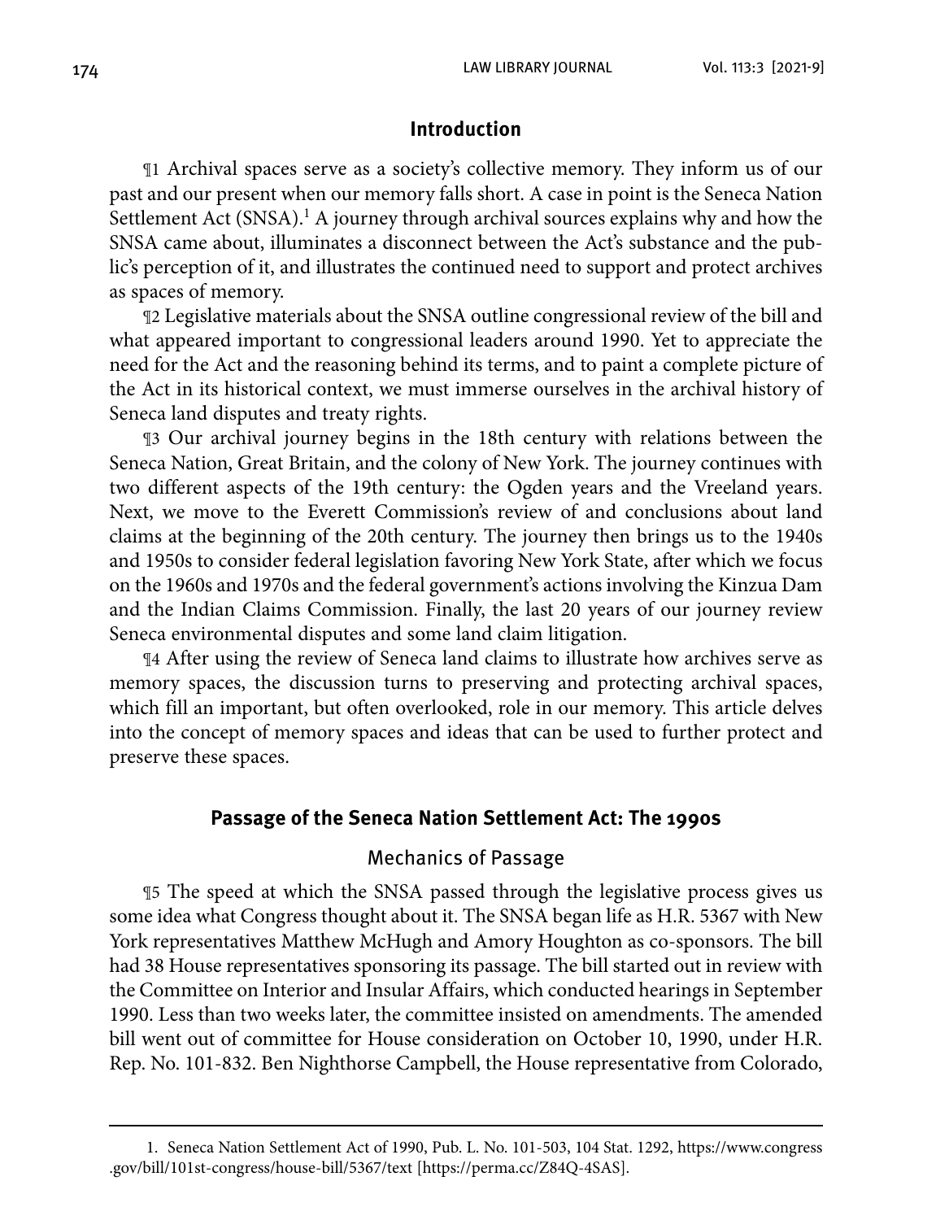## Introduction

¶1 Archival spaces serve as a society's collective memory. They inform us of our past and our present when our memory falls short. A case in point is the Seneca Nation Settlement Act (SNSA).[1] A journey through archival sources explains why and how the SNSA came about, illuminates a disconnect between the Act's substance and the public's perception of it, and illustrates the continued need to support and protect archives as spaces of memory.

¶2 Legislative materials about the SNSA outline congressional review of the bill and what appeared important to congressional leaders around 1990. Yet to appreciate the need for the Act and the reasoning behind its terms, and to paint a complete picture of the Act in its historical context, we must immerse ourselves in the archival history of Seneca land disputes and treaty rights.

¶3 Our archival journey begins in the 18th century with relations between the Seneca Nation, Great Britain, and the colony of New York. The journey continues with two different aspects of the 19th century: the Ogden years and the Vreeland years. Next, we move to the Everett Commission's review of and conclusions about land claims at the beginning of the 20th century. The journey then brings us to the 1940s and 1950s to consider federal legislation favoring New York State, after which we focus on the 1960s and 1970s and the federal government's actions involving the Kinzua Dam and the Indian Claims Commission. Finally, the last 20 years of our journey review Seneca environmental disputes and some land claim litigation.

¶4 After using the review of Seneca land claims to illustrate how archives serve as memory spaces, the discussion turns to preserving and protecting archival spaces, which fill an important, but often overlooked, role in our memory. This article delves into the concept of memory spaces and ideas that can be used to further protect and preserve these spaces.

## Passage of the Seneca Nation Settlement Act: The 1990s

### Mechanics of Passage

¶5 The speed at which the SNSA passed through the legislative process gives us some idea what Congress thought about it. The SNSA began life as H.R. 5367 with New York representatives Matthew McHugh and Amory Houghton as co-sponsors. The bill had 38 House representatives sponsoring its passage. The bill started out in review with the Committee on Interior and Insular Affairs, which conducted hearings in September 1990. Less than two weeks later, the committee insisted on amendments. The amended bill went out of committee for House consideration on October 10, 1990, under H.R. Rep. No. 101-832. Ben Nighthorse Campbell, the House representative from Colorado,

---

1. Seneca Nation Settlement Act of 1990, Pub. L. No. 101-503, 104 Stat. 1292, https://www.congress.gov/bill/101st-congress/house-bill/5367/text [https://perma.cc/Z84Q-4SAS].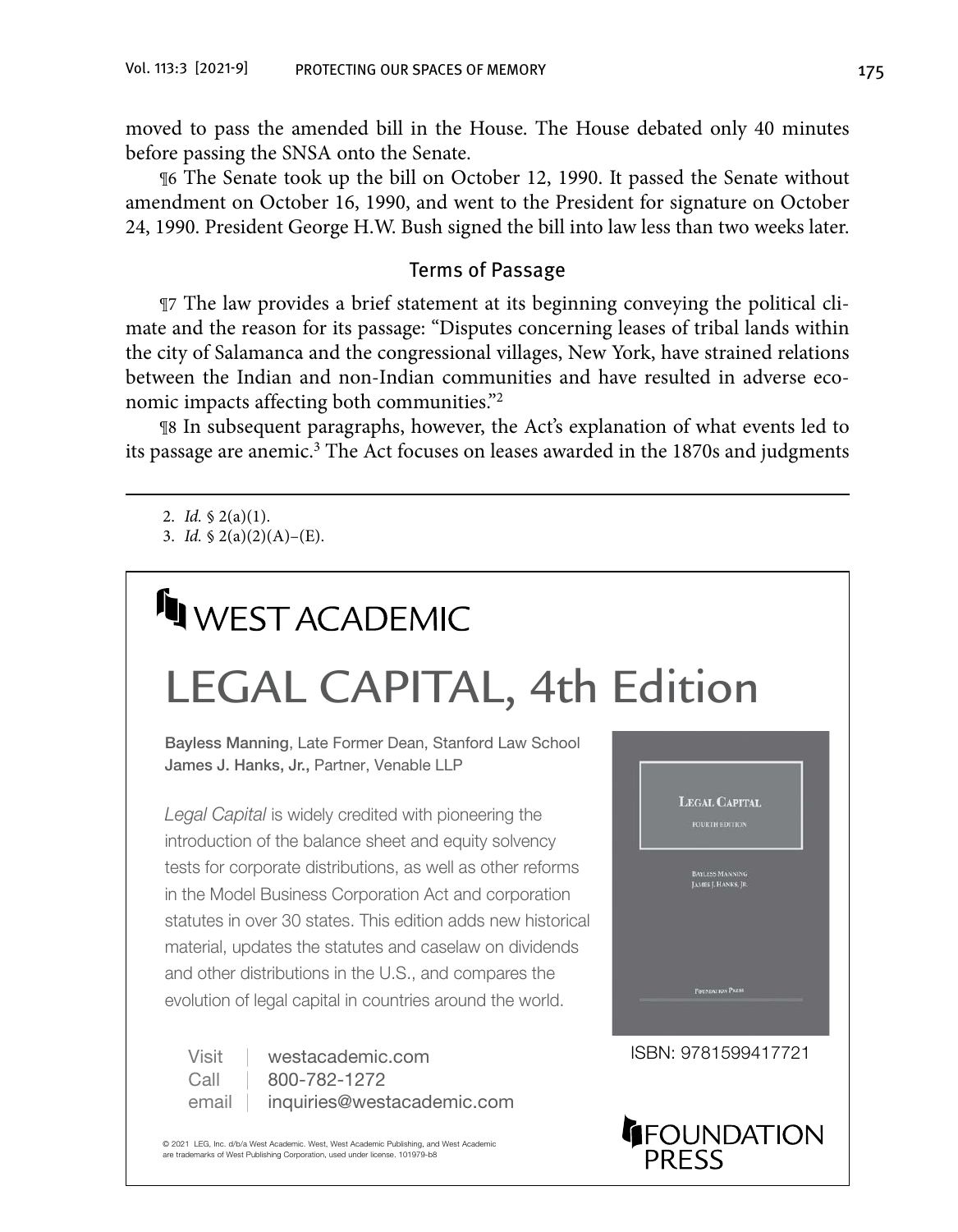moved to pass the amended bill in the House. The House debated only 40 minutes before passing the SNSA onto the Senate.

¶6 The Senate took up the bill on October 12, 1990. It passed the Senate without amendment on October 16, 1990, and went to the President for signature on October 24, 1990. President George H.W. Bush signed the bill into law less than two weeks later.

### Terms of Passage

¶7 The law provides a brief statement at its beginning conveying the political climate and the reason for its passage: "Disputes concerning leases of tribal lands within the city of Salamanca and the congressional villages, New York, have strained relations between the Indian and non-Indian communities and have resulted in adverse economic impacts affecting both communities."[2]

¶8 In subsequent paragraphs, however, the Act's explanation of what events led to its passage are anemic.[3] The Act focuses on leases awarded in the 1870s and judgments

2. *Id.* § 2(a)(1).
3. *Id.* § 2(a)(2)(A)–(E).

---

WEST ACADEMIC

# LEGAL CAPITAL, 4th Edition

**Bayless Manning**, Late Former Dean, Stanford Law School
**James J. Hanks, Jr.**, Partner, Venable LLP

*Legal Capital* is widely credited with pioneering the introduction of the balance sheet and equity solvency tests for corporate distributions, as well as other reforms in the Model Business Corporation Act and corporation statutes in over 30 states. This edition adds new historical material, updates the statutes and caselaw on dividends and other distributions in the U.S., and compares the evolution of legal capital in countries around the world.

Visit | westacademic.com
Call | 800-782-1272
email | inquiries@westacademic.com

ISBN: 9781599417721

FOUNDATION PRESS

© 2021 LEG, Inc. d/b/a West Academic. West, West Academic Publishing, and West Academic are trademarks of West Publishing Corporation, used under license. 101979-b8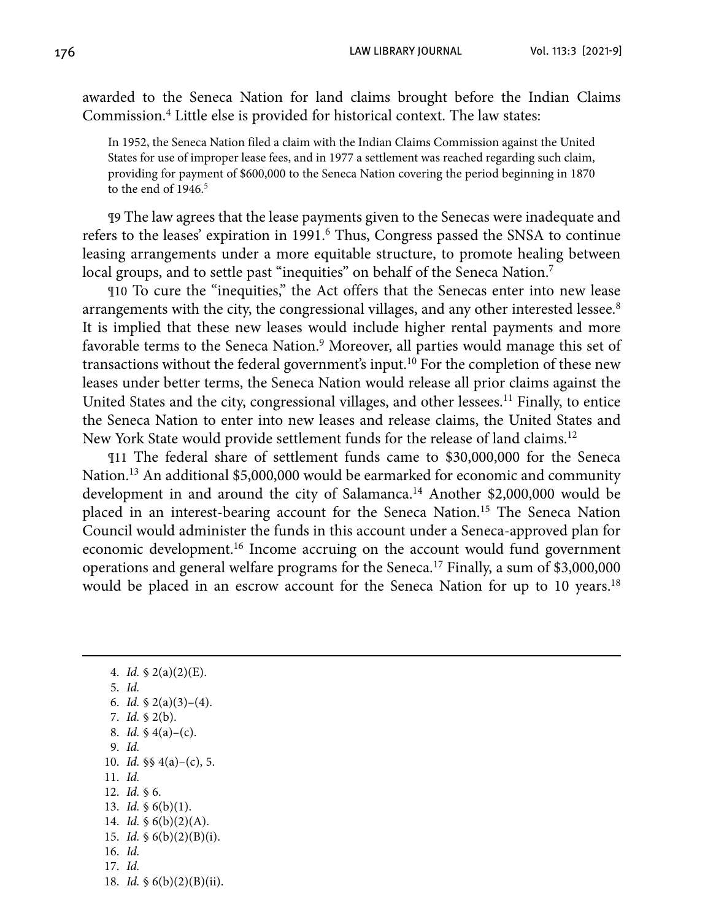awarded to the Seneca Nation for land claims brought before the Indian Claims Commission.[4] Little else is provided for historical context. The law states:

> In 1952, the Seneca Nation filed a claim with the Indian Claims Commission against the United States for use of improper lease fees, and in 1977 a settlement was reached regarding such claim, providing for payment of $600,000 to the Seneca Nation covering the period beginning in 1870 to the end of 1946.[5]

¶9 The law agrees that the lease payments given to the Senecas were inadequate and refers to the leases' expiration in 1991.[6] Thus, Congress passed the SNSA to continue leasing arrangements under a more equitable structure, to promote healing between local groups, and to settle past "inequities" on behalf of the Seneca Nation.[7]

¶10 To cure the "inequities," the Act offers that the Senecas enter into new lease arrangements with the city, the congressional villages, and any other interested lessee.[8] It is implied that these new leases would include higher rental payments and more favorable terms to the Seneca Nation.[9] Moreover, all parties would manage this set of transactions without the federal government's input.[10] For the completion of these new leases under better terms, the Seneca Nation would release all prior claims against the United States and the city, congressional villages, and other lessees.[11] Finally, to entice the Seneca Nation to enter into new leases and release claims, the United States and New York State would provide settlement funds for the release of land claims.[12]

¶11 The federal share of settlement funds came to $30,000,000 for the Seneca Nation.[13] An additional $5,000,000 would be earmarked for economic and community development in and around the city of Salamanca.[14] Another $2,000,000 would be placed in an interest-bearing account for the Seneca Nation.[15] The Seneca Nation Council would administer the funds in this account under a Seneca-approved plan for economic development.[16] Income accruing on the account would fund government operations and general welfare programs for the Seneca.[17] Finally, a sum of $3,000,000 would be placed in an escrow account for the Seneca Nation for up to 10 years.[18]

---

4. *Id.* § 2(a)(2)(E).
5. *Id.*
6. *Id.* § 2(a)(3)–(4).
7. *Id.* § 2(b).
8. *Id.* § 4(a)–(c).
9. *Id.*
10. *Id.* §§ 4(a)–(c), 5.
11. *Id.*
12. *Id.* § 6.
13. *Id.* § 6(b)(1).
14. *Id.* § 6(b)(2)(A).
15. *Id.* § 6(b)(2)(B)(i).
16. *Id.*
17. *Id.*
18. *Id.* § 6(b)(2)(B)(ii).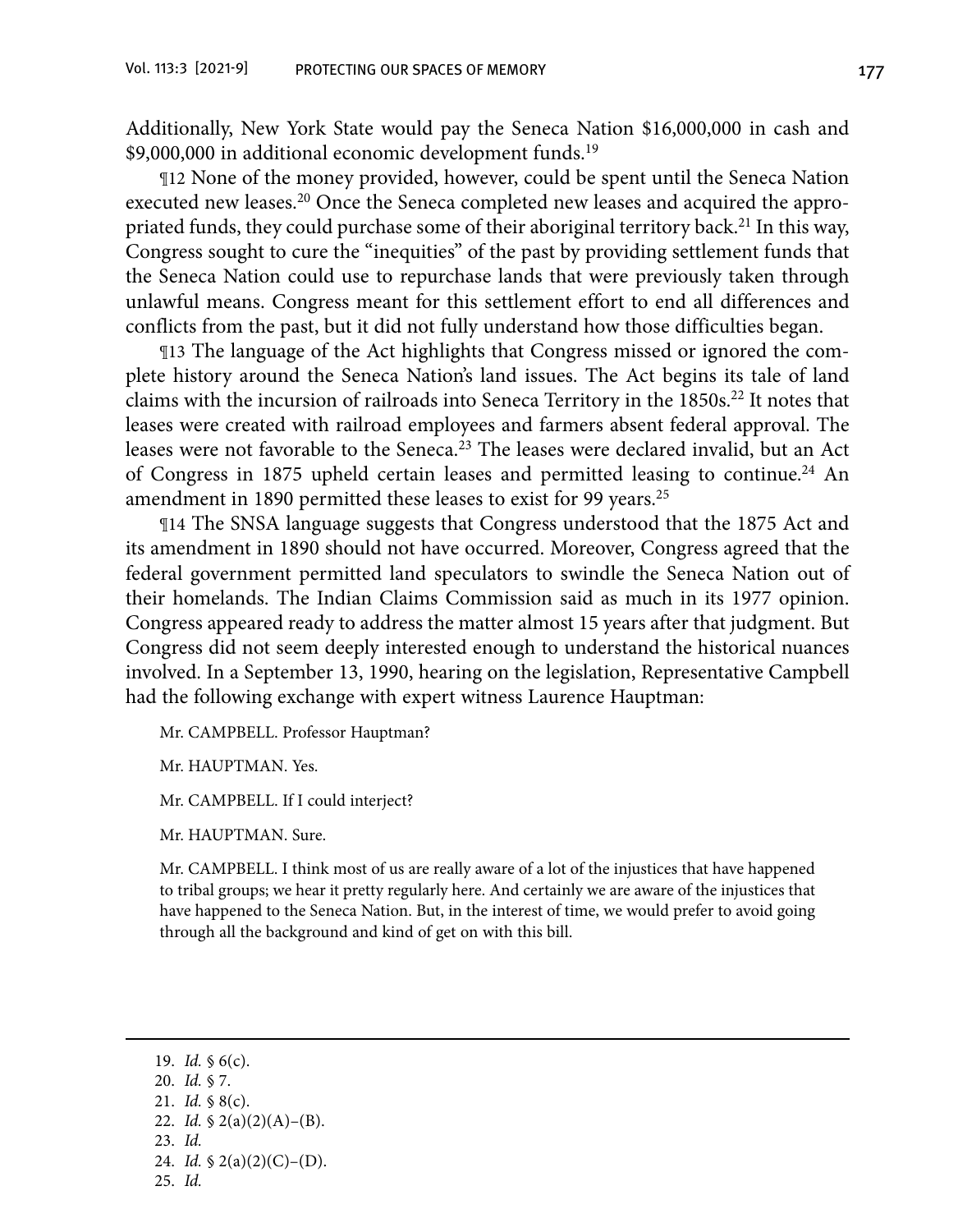Additionally, New York State would pay the Seneca Nation $16,000,000 in cash and $9,000,000 in additional economic development funds.[19]

¶12 None of the money provided, however, could be spent until the Seneca Nation executed new leases.[20] Once the Seneca completed new leases and acquired the appropriated funds, they could purchase some of their aboriginal territory back.[21] In this way, Congress sought to cure the "inequities" of the past by providing settlement funds that the Seneca Nation could use to repurchase lands that were previously taken through unlawful means. Congress meant for this settlement effort to end all differences and conflicts from the past, but it did not fully understand how those difficulties began.

¶13 The language of the Act highlights that Congress missed or ignored the complete history around the Seneca Nation's land issues. The Act begins its tale of land claims with the incursion of railroads into Seneca Territory in the 1850s.[22] It notes that leases were created with railroad employees and farmers absent federal approval. The leases were not favorable to the Seneca.[23] The leases were declared invalid, but an Act of Congress in 1875 upheld certain leases and permitted leasing to continue.[24] An amendment in 1890 permitted these leases to exist for 99 years.[25]

¶14 The SNSA language suggests that Congress understood that the 1875 Act and its amendment in 1890 should not have occurred. Moreover, Congress agreed that the federal government permitted land speculators to swindle the Seneca Nation out of their homelands. The Indian Claims Commission said as much in its 1977 opinion. Congress appeared ready to address the matter almost 15 years after that judgment. But Congress did not seem deeply interested enough to understand the historical nuances involved. In a September 13, 1990, hearing on the legislation, Representative Campbell had the following exchange with expert witness Laurence Hauptman:

> Mr. CAMPBELL. Professor Hauptman?
>
> Mr. HAUPTMAN. Yes.
>
> Mr. CAMPBELL. If I could interject?
>
> Mr. HAUPTMAN. Sure.
>
> Mr. CAMPBELL. I think most of us are really aware of a lot of the injustices that have happened to tribal groups; we hear it pretty regularly here. And certainly we are aware of the injustices that have happened to the Seneca Nation. But, in the interest of time, we would prefer to avoid going through all the background and kind of get on with this bill.

---

19. *Id.* § 6(c).
20. *Id.* § 7.
21. *Id.* § 8(c).
22. *Id.* § 2(a)(2)(A)–(B).
23. *Id.*
24. *Id.* § 2(a)(2)(C)–(D).
25. *Id.*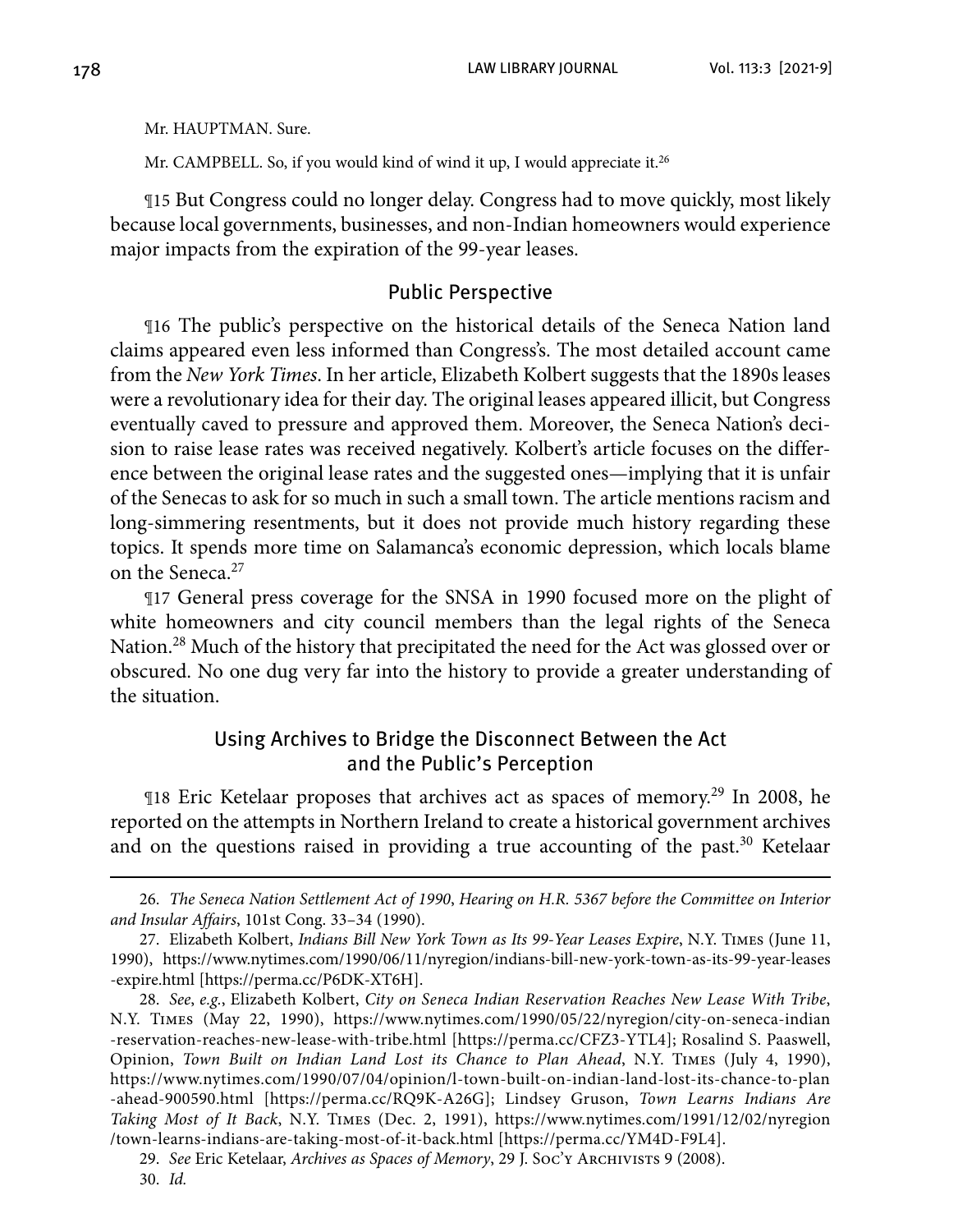Mr. HAUPTMAN. Sure.

Mr. CAMPBELL. So, if you would kind of wind it up, I would appreciate it.[26]

¶15 But Congress could no longer delay. Congress had to move quickly, most likely because local governments, businesses, and non-Indian homeowners would experience major impacts from the expiration of the 99-year leases.

## Public Perspective

¶16 The public's perspective on the historical details of the Seneca Nation land claims appeared even less informed than Congress's. The most detailed account came from the *New York Times*. In her article, Elizabeth Kolbert suggests that the 1890s leases were a revolutionary idea for their day. The original leases appeared illicit, but Congress eventually caved to pressure and approved them. Moreover, the Seneca Nation's decision to raise lease rates was received negatively. Kolbert's article focuses on the difference between the original lease rates and the suggested ones—implying that it is unfair of the Senecas to ask for so much in such a small town. The article mentions racism and long-simmering resentments, but it does not provide much history regarding these topics. It spends more time on Salamanca's economic depression, which locals blame on the Seneca.[27]

¶17 General press coverage for the SNSA in 1990 focused more on the plight of white homeowners and city council members than the legal rights of the Seneca Nation.[28] Much of the history that precipitated the need for the Act was glossed over or obscured. No one dug very far into the history to provide a greater understanding of the situation.

## Using Archives to Bridge the Disconnect Between the Act and the Public's Perception

¶18 Eric Ketelaar proposes that archives act as spaces of memory.[29] In 2008, he reported on the attempts in Northern Ireland to create a historical government archives and on the questions raised in providing a true accounting of the past.[30] Ketelaar

---

26. *The Seneca Nation Settlement Act of 1990*, *Hearing on H.R. 5367 before the Committee on Interior and Insular Affairs*, 101st Cong. 33–34 (1990).

27. Elizabeth Kolbert, *Indians Bill New York Town as Its 99-Year Leases Expire*, N.Y. Times (June 11, 1990), https://www.nytimes.com/1990/06/11/nyregion/indians-bill-new-york-town-as-its-99-year-leases-expire.html [https://perma.cc/P6DK-XT6H].

28. *See*, *e.g.*, Elizabeth Kolbert, *City on Seneca Indian Reservation Reaches New Lease With Tribe*, N.Y. Times (May 22, 1990), https://www.nytimes.com/1990/05/22/nyregion/city-on-seneca-indian-reservation-reaches-new-lease-with-tribe.html [https://perma.cc/CFZ3-YTL4]; Rosalind S. Paaswell, Opinion, *Town Built on Indian Land Lost its Chance to Plan Ahead*, N.Y. Times (July 4, 1990), https://www.nytimes.com/1990/07/04/opinion/l-town-built-on-indian-land-lost-its-chance-to-plan-ahead-900590.html [https://perma.cc/RQ9K-A26G]; Lindsey Gruson, *Town Learns Indians Are Taking Most of It Back*, N.Y. Times (Dec. 2, 1991), https://www.nytimes.com/1991/12/02/nyregion/town-learns-indians-are-taking-most-of-it-back.html [https://perma.cc/YM4D-F9L4].

29. *See* Eric Ketelaar, *Archives as Spaces of Memory*, 29 J. Soc'y Archivists 9 (2008).

30. *Id.*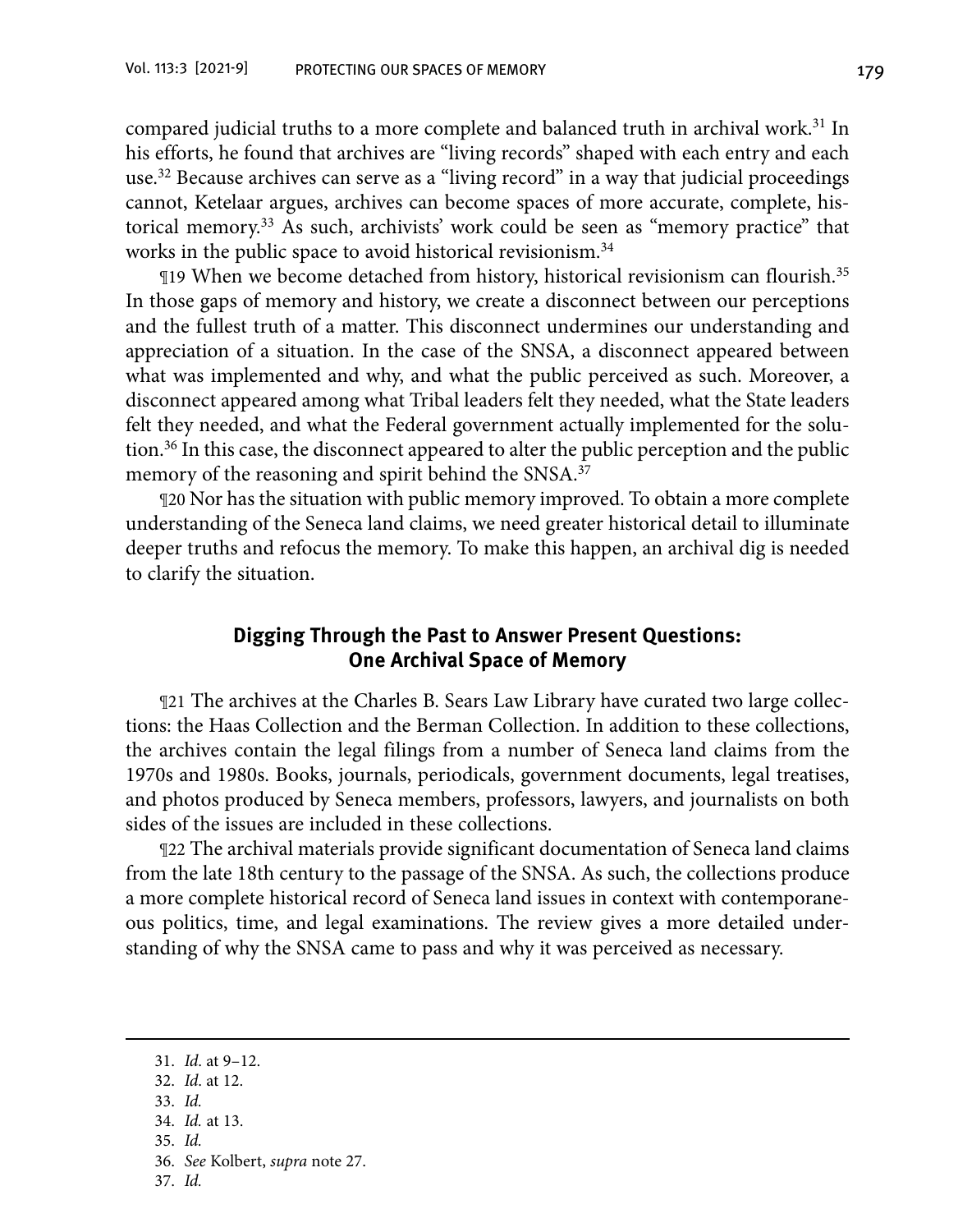compared judicial truths to a more complete and balanced truth in archival work.[31] In his efforts, he found that archives are "living records" shaped with each entry and each use.[32] Because archives can serve as a "living record" in a way that judicial proceedings cannot, Ketelaar argues, archives can become spaces of more accurate, complete, historical memory.[33] As such, archivists' work could be seen as "memory practice" that works in the public space to avoid historical revisionism.[34]

¶19 When we become detached from history, historical revisionism can flourish.[35] In those gaps of memory and history, we create a disconnect between our perceptions and the fullest truth of a matter. This disconnect undermines our understanding and appreciation of a situation. In the case of the SNSA, a disconnect appeared between what was implemented and why, and what the public perceived as such. Moreover, a disconnect appeared among what Tribal leaders felt they needed, what the State leaders felt they needed, and what the Federal government actually implemented for the solution.[36] In this case, the disconnect appeared to alter the public perception and the public memory of the reasoning and spirit behind the SNSA.[37]

¶20 Nor has the situation with public memory improved. To obtain a more complete understanding of the Seneca land claims, we need greater historical detail to illuminate deeper truths and refocus the memory. To make this happen, an archival dig is needed to clarify the situation.

## Digging Through the Past to Answer Present Questions: One Archival Space of Memory

¶21 The archives at the Charles B. Sears Law Library have curated two large collections: the Haas Collection and the Berman Collection. In addition to these collections, the archives contain the legal filings from a number of Seneca land claims from the 1970s and 1980s. Books, journals, periodicals, government documents, legal treatises, and photos produced by Seneca members, professors, lawyers, and journalists on both sides of the issues are included in these collections.

¶22 The archival materials provide significant documentation of Seneca land claims from the late 18th century to the passage of the SNSA. As such, the collections produce a more complete historical record of Seneca land issues in context with contemporaneous politics, time, and legal examinations. The review gives a more detailed understanding of why the SNSA came to pass and why it was perceived as necessary.

---

31. *Id.* at 9–12.
32. *Id.* at 12.
33. *Id.*
34. *Id.* at 13.
35. *Id.*
36. *See* Kolbert, *supra* note 27.
37. *Id.*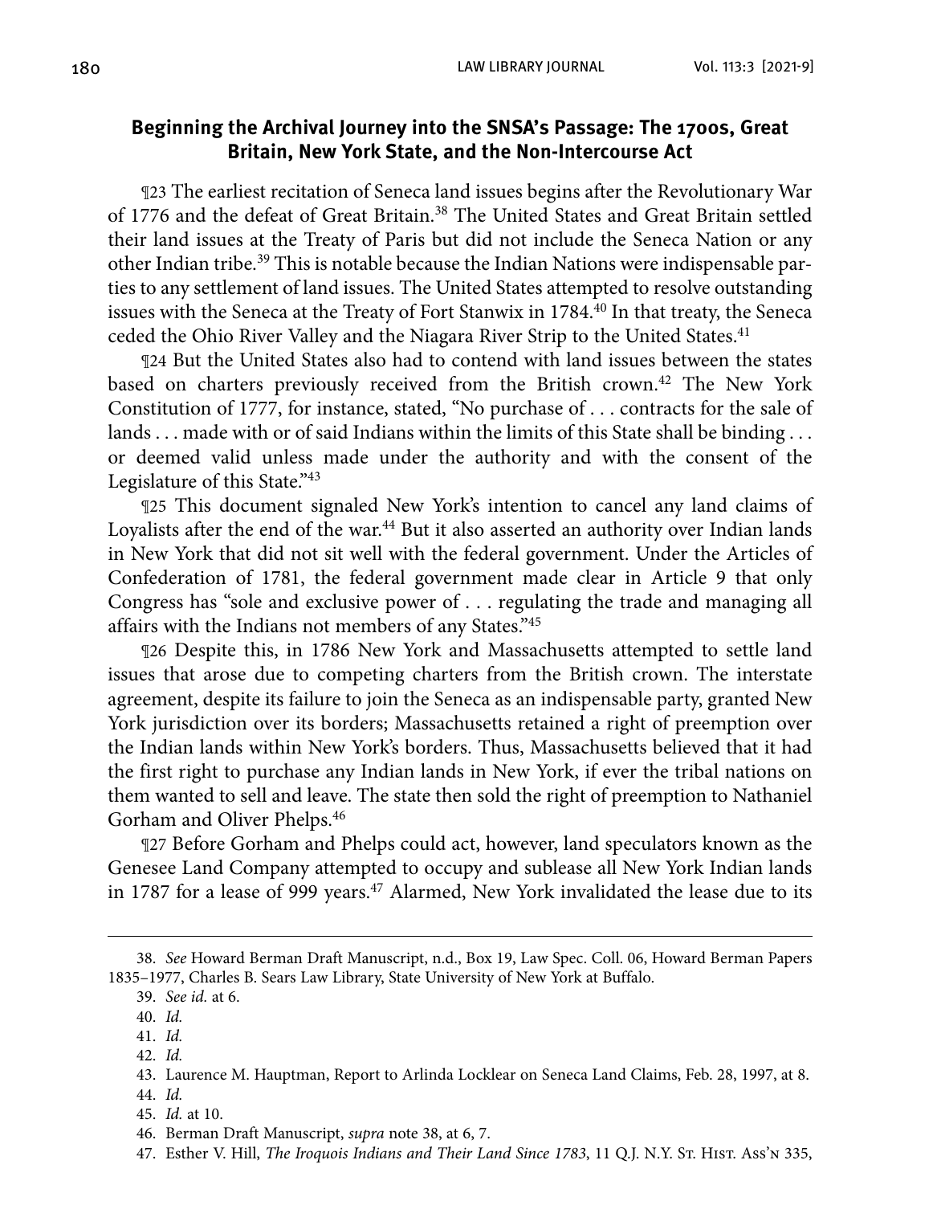## Beginning the Archival Journey into the SNSA's Passage: The 1700s, Great Britain, New York State, and the Non-Intercourse Act

¶23 The earliest recitation of Seneca land issues begins after the Revolutionary War of 1776 and the defeat of Great Britain.[38] The United States and Great Britain settled their land issues at the Treaty of Paris but did not include the Seneca Nation or any other Indian tribe.[39] This is notable because the Indian Nations were indispensable parties to any settlement of land issues. The United States attempted to resolve outstanding issues with the Seneca at the Treaty of Fort Stanwix in 1784.[40] In that treaty, the Seneca ceded the Ohio River Valley and the Niagara River Strip to the United States.[41]

¶24 But the United States also had to contend with land issues between the states based on charters previously received from the British crown.[42] The New York Constitution of 1777, for instance, stated, "No purchase of . . . contracts for the sale of lands . . . made with or of said Indians within the limits of this State shall be binding . . . or deemed valid unless made under the authority and with the consent of the Legislature of this State."[43]

¶25 This document signaled New York's intention to cancel any land claims of Loyalists after the end of the war.[44] But it also asserted an authority over Indian lands in New York that did not sit well with the federal government. Under the Articles of Confederation of 1781, the federal government made clear in Article 9 that only Congress has "sole and exclusive power of . . . regulating the trade and managing all affairs with the Indians not members of any States."[45]

¶26 Despite this, in 1786 New York and Massachusetts attempted to settle land issues that arose due to competing charters from the British crown. The interstate agreement, despite its failure to join the Seneca as an indispensable party, granted New York jurisdiction over its borders; Massachusetts retained a right of preemption over the Indian lands within New York's borders. Thus, Massachusetts believed that it had the first right to purchase any Indian lands in New York, if ever the tribal nations on them wanted to sell and leave. The state then sold the right of preemption to Nathaniel Gorham and Oliver Phelps.[46]

¶27 Before Gorham and Phelps could act, however, land speculators known as the Genesee Land Company attempted to occupy and sublease all New York Indian lands in 1787 for a lease of 999 years.[47] Alarmed, New York invalidated the lease due to its

---

38. *See* Howard Berman Draft Manuscript, n.d., Box 19, Law Spec. Coll. 06, Howard Berman Papers 1835–1977, Charles B. Sears Law Library, State University of New York at Buffalo.

39. *See id.* at 6.

40. *Id.*

41. *Id.*

42. *Id.*

43. Laurence M. Hauptman, Report to Arlinda Locklear on Seneca Land Claims, Feb. 28, 1997, at 8.

44. *Id.*

45. *Id.* at 10.

46. Berman Draft Manuscript, *supra* note 38, at 6, 7.

47. Esther V. Hill, *The Iroquois Indians and Their Land Since 1783*, 11 Q.J. N.Y. St. Hist. Ass'n 335,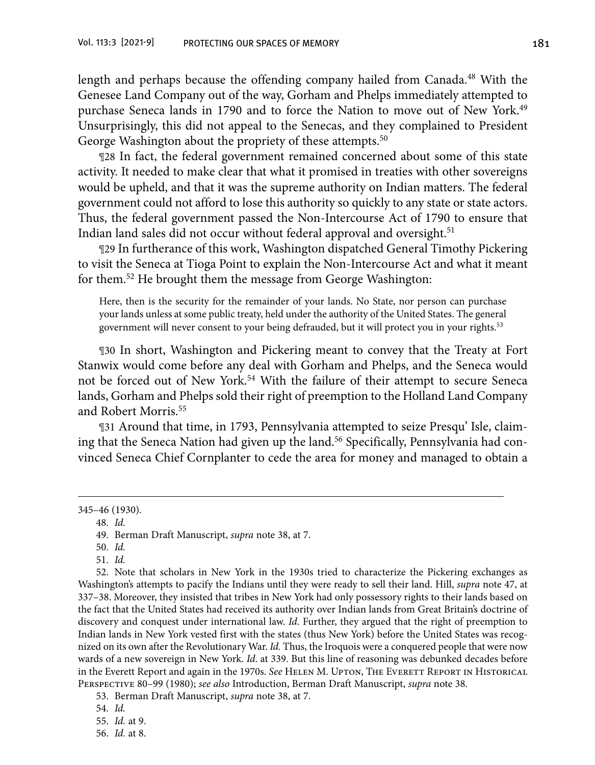length and perhaps because the offending company hailed from Canada.[48] With the Genesee Land Company out of the way, Gorham and Phelps immediately attempted to purchase Seneca lands in 1790 and to force the Nation to move out of New York.[49] Unsurprisingly, this did not appeal to the Senecas, and they complained to President George Washington about the propriety of these attempts.[50]

¶28 In fact, the federal government remained concerned about some of this state activity. It needed to make clear that what it promised in treaties with other sovereigns would be upheld, and that it was the supreme authority on Indian matters. The federal government could not afford to lose this authority so quickly to any state or state actors. Thus, the federal government passed the Non-Intercourse Act of 1790 to ensure that Indian land sales did not occur without federal approval and oversight.[51]

¶29 In furtherance of this work, Washington dispatched General Timothy Pickering to visit the Seneca at Tioga Point to explain the Non-Intercourse Act and what it meant for them.[52] He brought them the message from George Washington:

> Here, then is the security for the remainder of your lands. No State, nor person can purchase your lands unless at some public treaty, held under the authority of the United States. The general government will never consent to your being defrauded, but it will protect you in your rights.[53]

¶30 In short, Washington and Pickering meant to convey that the Treaty at Fort Stanwix would come before any deal with Gorham and Phelps, and the Seneca would not be forced out of New York.[54] With the failure of their attempt to secure Seneca lands, Gorham and Phelps sold their right of preemption to the Holland Land Company and Robert Morris.[55]

¶31 Around that time, in 1793, Pennsylvania attempted to seize Presqu' Isle, claiming that the Seneca Nation had given up the land.[56] Specifically, Pennsylvania had convinced Seneca Chief Cornplanter to cede the area for money and managed to obtain a

---

345–46 (1930).

48. *Id.*

49. Berman Draft Manuscript, *supra* note 38, at 7.

50. *Id.*

51. *Id.*

52. Note that scholars in New York in the 1930s tried to characterize the Pickering exchanges as Washington's attempts to pacify the Indians until they were ready to sell their land. Hill, *supra* note 47, at 337–38. Moreover, they insisted that tribes in New York had only possessory rights to their lands based on the fact that the United States had received its authority over Indian lands from Great Britain's doctrine of discovery and conquest under international law. *Id*. Further, they argued that the right of preemption to Indian lands in New York vested first with the states (thus New York) before the United States was recognized on its own after the Revolutionary War. *Id.* Thus, the Iroquois were a conquered people that were now wards of a new sovereign in New York. *Id*. at 339. But this line of reasoning was debunked decades before in the Everett Report and again in the 1970s. *See* Helen M. Upton, The Everett Report in Historical Perspective 80–99 (1980); *see also* Introduction, Berman Draft Manuscript, *supra* note 38.

53. Berman Draft Manuscript, *supra* note 38, at 7.

54. *Id.*

55. *Id.* at 9.

56. *Id.* at 8.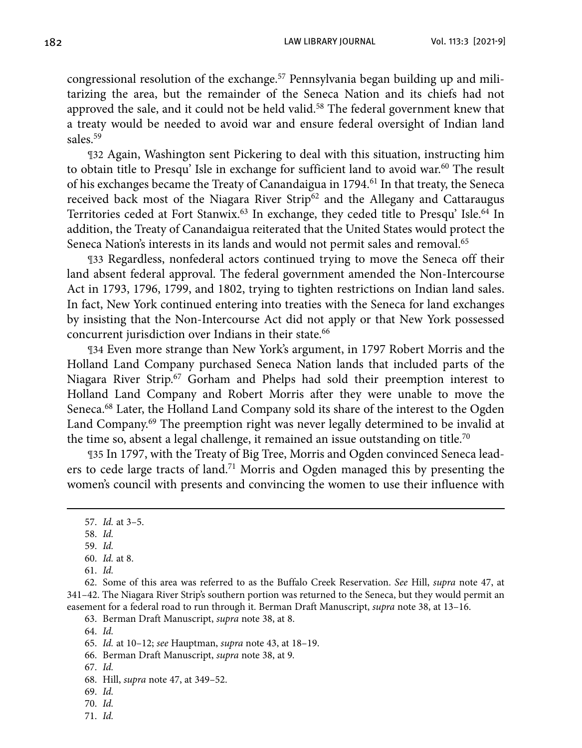congressional resolution of the exchange.[57] Pennsylvania began building up and militarizing the area, but the remainder of the Seneca Nation and its chiefs had not approved the sale, and it could not be held valid.[58] The federal government knew that a treaty would be needed to avoid war and ensure federal oversight of Indian land sales.[59]

¶32 Again, Washington sent Pickering to deal with this situation, instructing him to obtain title to Presqu' Isle in exchange for sufficient land to avoid war.[60] The result of his exchanges became the Treaty of Canandaigua in 1794.[61] In that treaty, the Seneca received back most of the Niagara River Strip[62] and the Allegany and Cattaraugus Territories ceded at Fort Stanwix.[63] In exchange, they ceded title to Presqu' Isle.[64] In addition, the Treaty of Canandaigua reiterated that the United States would protect the Seneca Nation's interests in its lands and would not permit sales and removal.[65]

¶33 Regardless, nonfederal actors continued trying to move the Seneca off their land absent federal approval. The federal government amended the Non-Intercourse Act in 1793, 1796, 1799, and 1802, trying to tighten restrictions on Indian land sales. In fact, New York continued entering into treaties with the Seneca for land exchanges by insisting that the Non-Intercourse Act did not apply or that New York possessed concurrent jurisdiction over Indians in their state.[66]

¶34 Even more strange than New York's argument, in 1797 Robert Morris and the Holland Land Company purchased Seneca Nation lands that included parts of the Niagara River Strip.[67] Gorham and Phelps had sold their preemption interest to Holland Land Company and Robert Morris after they were unable to move the Seneca.[68] Later, the Holland Land Company sold its share of the interest to the Ogden Land Company.[69] The preemption right was never legally determined to be invalid at the time so, absent a legal challenge, it remained an issue outstanding on title.[70]

¶35 In 1797, with the Treaty of Big Tree, Morris and Ogden convinced Seneca leaders to cede large tracts of land.[71] Morris and Ogden managed this by presenting the women's council with presents and convincing the women to use their influence with

---

57. *Id.* at 3–5.

58. *Id.*

59. *Id.*

60. *Id.* at 8.

61. *Id.*

62. Some of this area was referred to as the Buffalo Creek Reservation. *See* Hill, *supra* note 47, at 341–42. The Niagara River Strip's southern portion was returned to the Seneca, but they would permit an easement for a federal road to run through it. Berman Draft Manuscript, *supra* note 38, at 13–16.

63. Berman Draft Manuscript, *supra* note 38, at 8.

64. *Id.*

65. *Id.* at 10–12; *see* Hauptman, *supra* note 43, at 18–19.

66. Berman Draft Manuscript, *supra* note 38, at 9.

67. *Id.*

68. Hill, *supra* note 47, at 349–52.

69. *Id.*

70. *Id.*

71. *Id.*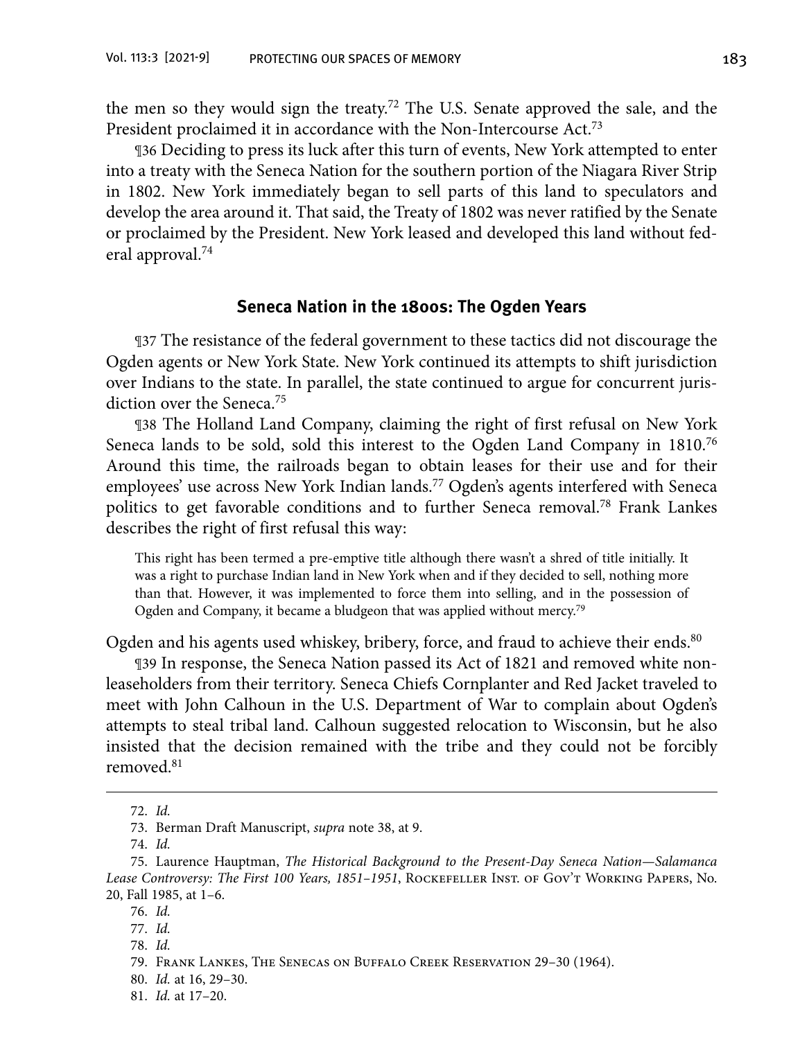the men so they would sign the treaty.[72] The U.S. Senate approved the sale, and the President proclaimed it in accordance with the Non-Intercourse Act.[73]

¶36 Deciding to press its luck after this turn of events, New York attempted to enter into a treaty with the Seneca Nation for the southern portion of the Niagara River Strip in 1802. New York immediately began to sell parts of this land to speculators and develop the area around it. That said, the Treaty of 1802 was never ratified by the Senate or proclaimed by the President. New York leased and developed this land without federal approval.[74]

## Seneca Nation in the 1800s: The Ogden Years

¶37 The resistance of the federal government to these tactics did not discourage the Ogden agents or New York State. New York continued its attempts to shift jurisdiction over Indians to the state. In parallel, the state continued to argue for concurrent jurisdiction over the Seneca.[75]

¶38 The Holland Land Company, claiming the right of first refusal on New York Seneca lands to be sold, sold this interest to the Ogden Land Company in 1810.[76] Around this time, the railroads began to obtain leases for their use and for their employees' use across New York Indian lands.[77] Ogden's agents interfered with Seneca politics to get favorable conditions and to further Seneca removal.[78] Frank Lankes describes the right of first refusal this way:

> This right has been termed a pre-emptive title although there wasn't a shred of title initially. It was a right to purchase Indian land in New York when and if they decided to sell, nothing more than that. However, it was implemented to force them into selling, and in the possession of Ogden and Company, it became a bludgeon that was applied without mercy.[79]

Ogden and his agents used whiskey, bribery, force, and fraud to achieve their ends.[80]

¶39 In response, the Seneca Nation passed its Act of 1821 and removed white non-leaseholders from their territory. Seneca Chiefs Cornplanter and Red Jacket traveled to meet with John Calhoun in the U.S. Department of War to complain about Ogden's attempts to steal tribal land. Calhoun suggested relocation to Wisconsin, but he also insisted that the decision remained with the tribe and they could not be forcibly removed.[81]

---

72. *Id.*

73. Berman Draft Manuscript, *supra* note 38, at 9.

74. *Id.*

75. Laurence Hauptman, *The Historical Background to the Present-Day Seneca Nation—Salamanca Lease Controversy: The First 100 Years, 1851–1951*, Rockefeller Inst. of Gov't Working Papers, No. 20, Fall 1985, at 1–6.

76. *Id.*

77. *Id.*

78. *Id.*

79. Frank Lankes, The Senecas on Buffalo Creek Reservation 29–30 (1964).

80. *Id.* at 16, 29–30.

81. *Id.* at 17–20.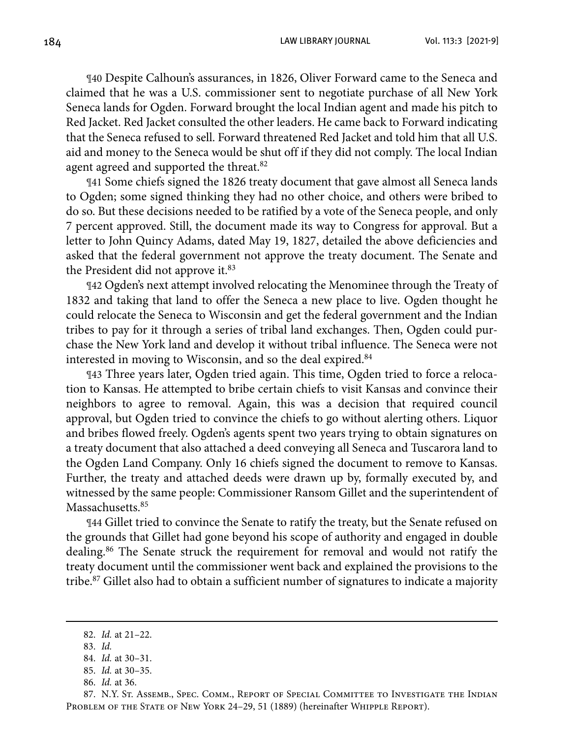¶40 Despite Calhoun's assurances, in 1826, Oliver Forward came to the Seneca and claimed that he was a U.S. commissioner sent to negotiate purchase of all New York Seneca lands for Ogden. Forward brought the local Indian agent and made his pitch to Red Jacket. Red Jacket consulted the other leaders. He came back to Forward indicating that the Seneca refused to sell. Forward threatened Red Jacket and told him that all U.S. aid and money to the Seneca would be shut off if they did not comply. The local Indian agent agreed and supported the threat.[82]

¶41 Some chiefs signed the 1826 treaty document that gave almost all Seneca lands to Ogden; some signed thinking they had no other choice, and others were bribed to do so. But these decisions needed to be ratified by a vote of the Seneca people, and only 7 percent approved. Still, the document made its way to Congress for approval. But a letter to John Quincy Adams, dated May 19, 1827, detailed the above deficiencies and asked that the federal government not approve the treaty document. The Senate and the President did not approve it.[83]

¶42 Ogden's next attempt involved relocating the Menominee through the Treaty of 1832 and taking that land to offer the Seneca a new place to live. Ogden thought he could relocate the Seneca to Wisconsin and get the federal government and the Indian tribes to pay for it through a series of tribal land exchanges. Then, Ogden could purchase the New York land and develop it without tribal influence. The Seneca were not interested in moving to Wisconsin, and so the deal expired.[84]

¶43 Three years later, Ogden tried again. This time, Ogden tried to force a relocation to Kansas. He attempted to bribe certain chiefs to visit Kansas and convince their neighbors to agree to removal. Again, this was a decision that required council approval, but Ogden tried to convince the chiefs to go without alerting others. Liquor and bribes flowed freely. Ogden's agents spent two years trying to obtain signatures on a treaty document that also attached a deed conveying all Seneca and Tuscarora land to the Ogden Land Company. Only 16 chiefs signed the document to remove to Kansas. Further, the treaty and attached deeds were drawn up by, formally executed by, and witnessed by the same people: Commissioner Ransom Gillet and the superintendent of Massachusetts.[85]

¶44 Gillet tried to convince the Senate to ratify the treaty, but the Senate refused on the grounds that Gillet had gone beyond his scope of authority and engaged in double dealing.[86] The Senate struck the requirement for removal and would not ratify the treaty document until the commissioner went back and explained the provisions to the tribe.[87] Gillet also had to obtain a sufficient number of signatures to indicate a majority

---

82. *Id.* at 21–22.

83. *Id.*

84. *Id.* at 30–31.

85. *Id.* at 30–35.

86. *Id.* at 36.

87. N.Y. St. Assemb., Spec. Comm., Report of Special Committee to Investigate the Indian Problem of the State of New York 24–29, 51 (1889) (hereinafter Whipple Report).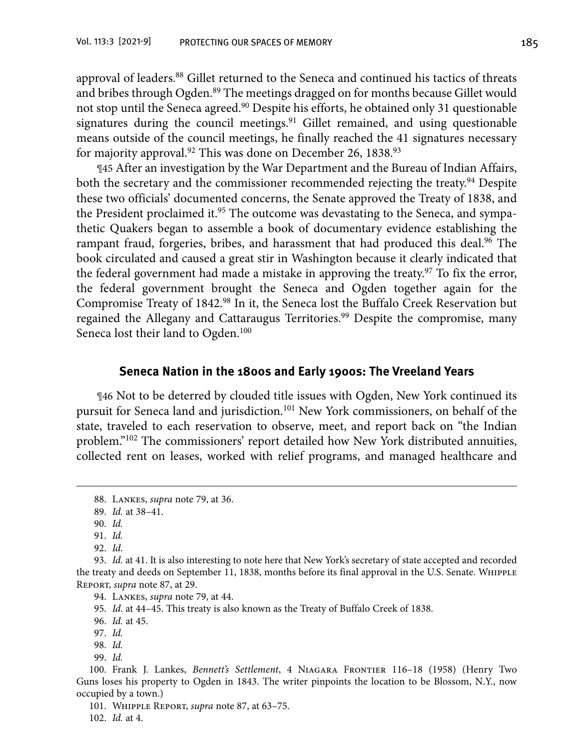approval of leaders.[88] Gillet returned to the Seneca and continued his tactics of threats and bribes through Ogden.[89] The meetings dragged on for months because Gillet would not stop until the Seneca agreed.[90] Despite his efforts, he obtained only 31 questionable signatures during the council meetings.[91] Gillet remained, and using questionable means outside of the council meetings, he finally reached the 41 signatures necessary for majority approval.[92] This was done on December 26, 1838.[93]

¶45 After an investigation by the War Department and the Bureau of Indian Affairs, both the secretary and the commissioner recommended rejecting the treaty.[94] Despite these two officials' documented concerns, the Senate approved the Treaty of 1838, and the President proclaimed it.[95] The outcome was devastating to the Seneca, and sympathetic Quakers began to assemble a book of documentary evidence establishing the rampant fraud, forgeries, bribes, and harassment that had produced this deal.[96] The book circulated and caused a great stir in Washington because it clearly indicated that the federal government had made a mistake in approving the treaty.[97] To fix the error, the federal government brought the Seneca and Ogden together again for the Compromise Treaty of 1842.[98] In it, the Seneca lost the Buffalo Creek Reservation but regained the Allegany and Cattaraugus Territories.[99] Despite the compromise, many Seneca lost their land to Ogden.[100]

### Seneca Nation in the 1800s and Early 1900s: The Vreeland Years

¶46 Not to be deterred by clouded title issues with Ogden, New York continued its pursuit for Seneca land and jurisdiction.[101] New York commissioners, on behalf of the state, traveled to each reservation to observe, meet, and report back on "the Indian problem."[102] The commissioners' report detailed how New York distributed annuities, collected rent on leases, worked with relief programs, and managed healthcare and

---

88. Lankes, *supra* note 79, at 36.

89. *Id.* at 38–41.

90. *Id.*

91. *Id.*

92. *Id.*

93. *Id.* at 41. It is also interesting to note here that New York's secretary of state accepted and recorded the treaty and deeds on September 11, 1838, months before its final approval in the U.S. Senate. Whipple Report, *supra* note 87, at 29.

94. Lankes, *supra* note 79, at 44.

95. *Id*. at 44–45. This treaty is also known as the Treaty of Buffalo Creek of 1838.

96. *Id.* at 45.

97. *Id.*

98. *Id.*

99. *Id.*

100. Frank J. Lankes, *Bennett's Settlement*, 4 Niagara Frontier 116–18 (1958) (Henry Two Guns loses his property to Ogden in 1843. The writer pinpoints the location to be Blossom, N.Y., now occupied by a town.)

101. Whipple Report, *supra* note 87, at 63–75.

102. *Id.* at 4.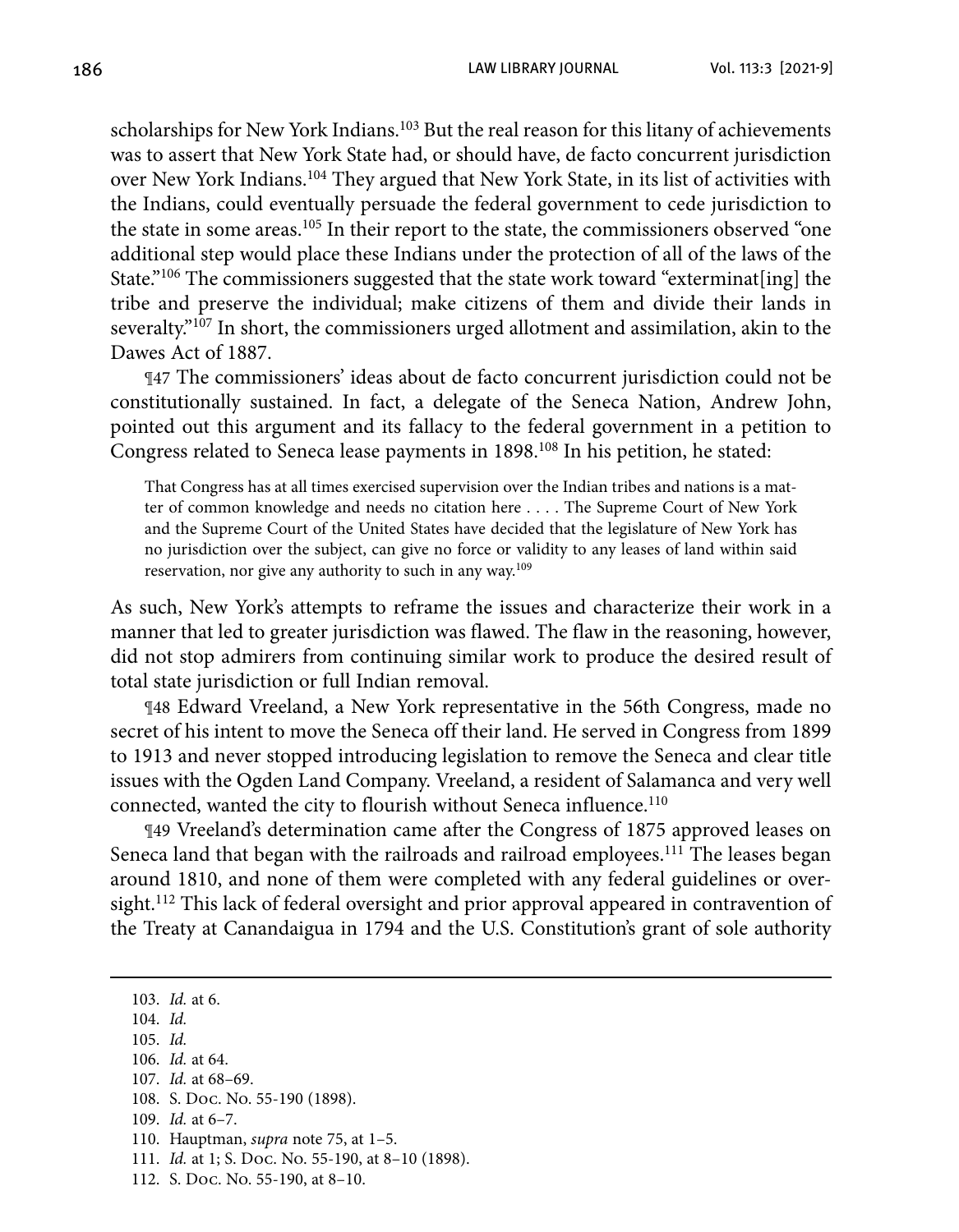scholarships for New York Indians.[103] But the real reason for this litany of achievements was to assert that New York State had, or should have, de facto concurrent jurisdiction over New York Indians.[104] They argued that New York State, in its list of activities with the Indians, could eventually persuade the federal government to cede jurisdiction to the state in some areas.[105] In their report to the state, the commissioners observed "one additional step would place these Indians under the protection of all of the laws of the State."[106] The commissioners suggested that the state work toward "exterminat[ing] the tribe and preserve the individual; make citizens of them and divide their lands in severalty."[107] In short, the commissioners urged allotment and assimilation, akin to the Dawes Act of 1887.

¶47 The commissioners' ideas about de facto concurrent jurisdiction could not be constitutionally sustained. In fact, a delegate of the Seneca Nation, Andrew John, pointed out this argument and its fallacy to the federal government in a petition to Congress related to Seneca lease payments in 1898.[108] In his petition, he stated:

> That Congress has at all times exercised supervision over the Indian tribes and nations is a matter of common knowledge and needs no citation here . . . . The Supreme Court of New York and the Supreme Court of the United States have decided that the legislature of New York has no jurisdiction over the subject, can give no force or validity to any leases of land within said reservation, nor give any authority to such in any way.[109]

As such, New York's attempts to reframe the issues and characterize their work in a manner that led to greater jurisdiction was flawed. The flaw in the reasoning, however, did not stop admirers from continuing similar work to produce the desired result of total state jurisdiction or full Indian removal.

¶48 Edward Vreeland, a New York representative in the 56th Congress, made no secret of his intent to move the Seneca off their land. He served in Congress from 1899 to 1913 and never stopped introducing legislation to remove the Seneca and clear title issues with the Ogden Land Company. Vreeland, a resident of Salamanca and very well connected, wanted the city to flourish without Seneca influence.[110]

¶49 Vreeland's determination came after the Congress of 1875 approved leases on Seneca land that began with the railroads and railroad employees.[111] The leases began around 1810, and none of them were completed with any federal guidelines or oversight.[112] This lack of federal oversight and prior approval appeared in contravention of the Treaty at Canandaigua in 1794 and the U.S. Constitution's grant of sole authority

---

103. *Id.* at 6.
104. *Id.*
105. *Id.*
106. *Id.* at 64.
107. *Id.* at 68–69.
108. S. Doc. No. 55-190 (1898).
109. *Id.* at 6–7.
110. Hauptman, *supra* note 75, at 1–5.
111. *Id.* at 1; S. Doc. No. 55-190, at 8–10 (1898).
112. S. Doc. No. 55-190, at 8–10.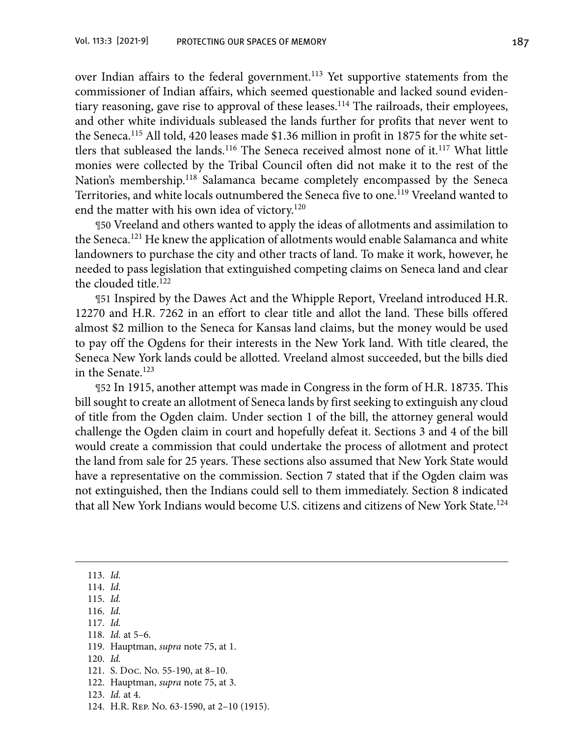over Indian affairs to the federal government.[113] Yet supportive statements from the commissioner of Indian affairs, which seemed questionable and lacked sound evidentiary reasoning, gave rise to approval of these leases.[114] The railroads, their employees, and other white individuals subleased the lands further for profits that never went to the Seneca.[115] All told, 420 leases made $1.36 million in profit in 1875 for the white settlers that subleased the lands.[116] The Seneca received almost none of it.[117] What little monies were collected by the Tribal Council often did not make it to the rest of the Nation's membership.[118] Salamanca became completely encompassed by the Seneca Territories, and white locals outnumbered the Seneca five to one.[119] Vreeland wanted to end the matter with his own idea of victory.[120]

¶50 Vreeland and others wanted to apply the ideas of allotments and assimilation to the Seneca.[121] He knew the application of allotments would enable Salamanca and white landowners to purchase the city and other tracts of land. To make it work, however, he needed to pass legislation that extinguished competing claims on Seneca land and clear the clouded title.[122]

¶51 Inspired by the Dawes Act and the Whipple Report, Vreeland introduced H.R. 12270 and H.R. 7262 in an effort to clear title and allot the land. These bills offered almost $2 million to the Seneca for Kansas land claims, but the money would be used to pay off the Ogdens for their interests in the New York land. With title cleared, the Seneca New York lands could be allotted. Vreeland almost succeeded, but the bills died in the Senate.[123]

¶52 In 1915, another attempt was made in Congress in the form of H.R. 18735. This bill sought to create an allotment of Seneca lands by first seeking to extinguish any cloud of title from the Ogden claim. Under section 1 of the bill, the attorney general would challenge the Ogden claim in court and hopefully defeat it. Sections 3 and 4 of the bill would create a commission that could undertake the process of allotment and protect the land from sale for 25 years. These sections also assumed that New York State would have a representative on the commission. Section 7 stated that if the Ogden claim was not extinguished, then the Indians could sell to them immediately. Section 8 indicated that all New York Indians would become U.S. citizens and citizens of New York State.[124]

---

113. *Id.*
114. *Id.*
115. *Id.*
116. *Id.*
117. *Id.*
118. *Id.* at 5–6.
119. Hauptman, *supra* note 75, at 1.
120. *Id.*
121. S. Doc. No. 55-190, at 8–10.
122. Hauptman, *supra* note 75, at 3.
123. *Id.* at 4.
124. H.R. Rep. No. 63-1590, at 2–10 (1915).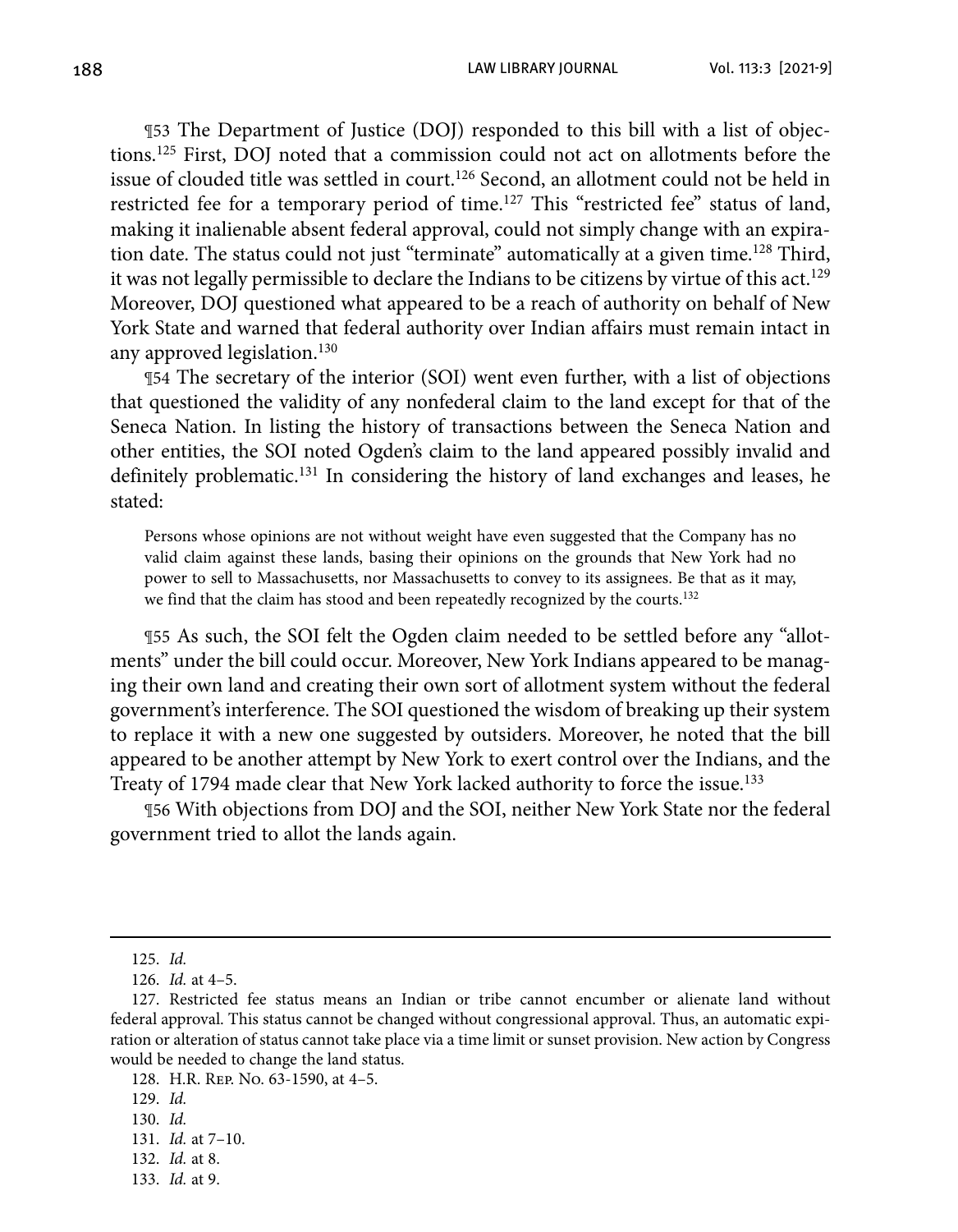¶53 The Department of Justice (DOJ) responded to this bill with a list of objections.[125] First, DOJ noted that a commission could not act on allotments before the issue of clouded title was settled in court.[126] Second, an allotment could not be held in restricted fee for a temporary period of time.[127] This "restricted fee" status of land, making it inalienable absent federal approval, could not simply change with an expiration date. The status could not just "terminate" automatically at a given time.[128] Third, it was not legally permissible to declare the Indians to be citizens by virtue of this act.[129] Moreover, DOJ questioned what appeared to be a reach of authority on behalf of New York State and warned that federal authority over Indian affairs must remain intact in any approved legislation.[130]

¶54 The secretary of the interior (SOI) went even further, with a list of objections that questioned the validity of any nonfederal claim to the land except for that of the Seneca Nation. In listing the history of transactions between the Seneca Nation and other entities, the SOI noted Ogden's claim to the land appeared possibly invalid and definitely problematic.[131] In considering the history of land exchanges and leases, he stated:

> Persons whose opinions are not without weight have even suggested that the Company has no valid claim against these lands, basing their opinions on the grounds that New York had no power to sell to Massachusetts, nor Massachusetts to convey to its assignees. Be that as it may, we find that the claim has stood and been repeatedly recognized by the courts.[132]

¶55 As such, the SOI felt the Ogden claim needed to be settled before any "allotments" under the bill could occur. Moreover, New York Indians appeared to be managing their own land and creating their own sort of allotment system without the federal government's interference. The SOI questioned the wisdom of breaking up their system to replace it with a new one suggested by outsiders. Moreover, he noted that the bill appeared to be another attempt by New York to exert control over the Indians, and the Treaty of 1794 made clear that New York lacked authority to force the issue.[133]

¶56 With objections from DOJ and the SOI, neither New York State nor the federal government tried to allot the lands again.

---

125. *Id.*

126. *Id.* at 4–5.

127. Restricted fee status means an Indian or tribe cannot encumber or alienate land without federal approval. This status cannot be changed without congressional approval. Thus, an automatic expiration or alteration of status cannot take place via a time limit or sunset provision. New action by Congress would be needed to change the land status.

128. H.R. Rep. No. 63-1590, at 4–5.

129. *Id.*

130. *Id.*

131. *Id.* at 7–10.

132. *Id.* at 8.

133. *Id.* at 9.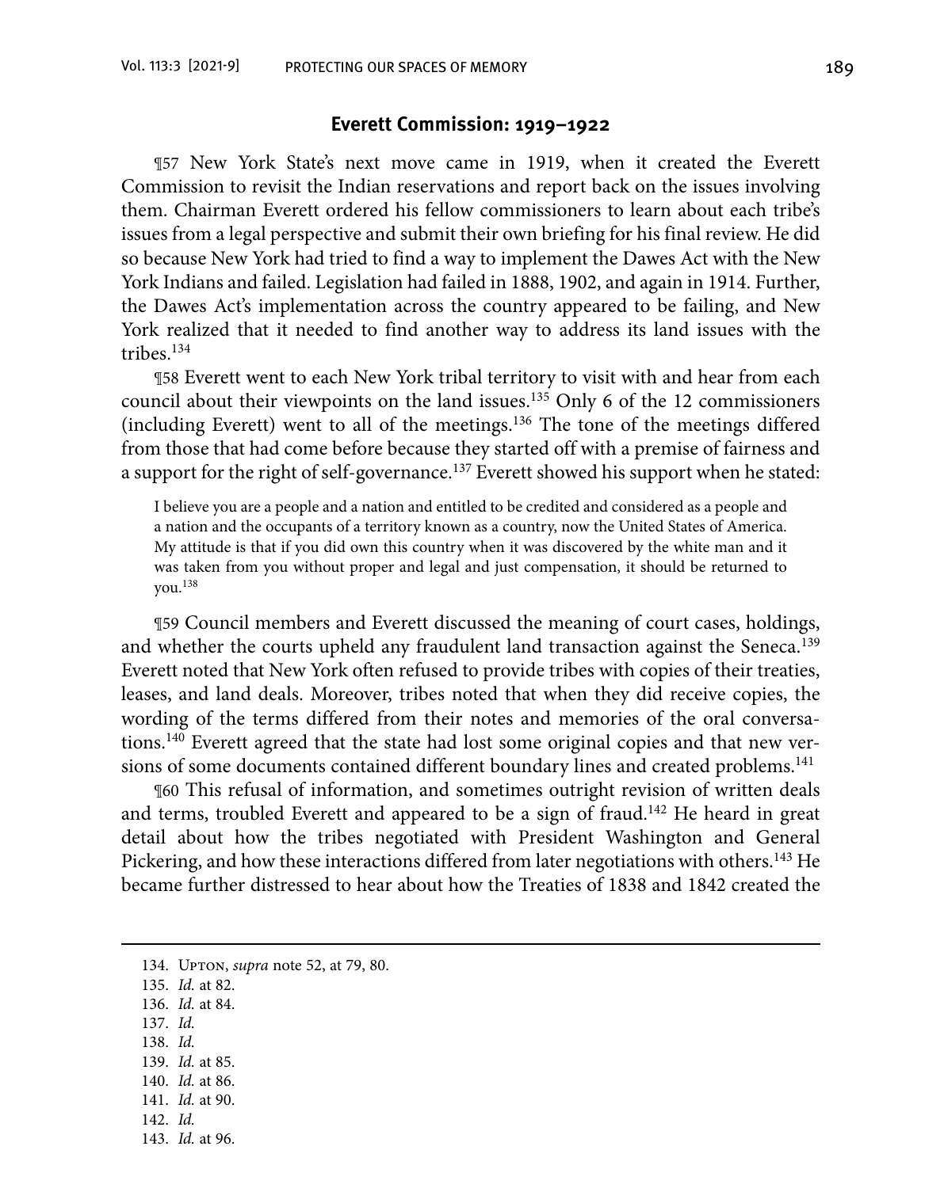## Everett Commission: 1919–1922

¶57 New York State's next move came in 1919, when it created the Everett Commission to revisit the Indian reservations and report back on the issues involving them. Chairman Everett ordered his fellow commissioners to learn about each tribe's issues from a legal perspective and submit their own briefing for his final review. He did so because New York had tried to find a way to implement the Dawes Act with the New York Indians and failed. Legislation had failed in 1888, 1902, and again in 1914. Further, the Dawes Act's implementation across the country appeared to be failing, and New York realized that it needed to find another way to address its land issues with the tribes.[134]

¶58 Everett went to each New York tribal territory to visit with and hear from each council about their viewpoints on the land issues.[135] Only 6 of the 12 commissioners (including Everett) went to all of the meetings.[136] The tone of the meetings differed from those that had come before because they started off with a premise of fairness and a support for the right of self-governance.[137] Everett showed his support when he stated:

> I believe you are a people and a nation and entitled to be credited and considered as a people and a nation and the occupants of a territory known as a country, now the United States of America. My attitude is that if you did own this country when it was discovered by the white man and it was taken from you without proper and legal and just compensation, it should be returned to you.[138]

¶59 Council members and Everett discussed the meaning of court cases, holdings, and whether the courts upheld any fraudulent land transaction against the Seneca.[139] Everett noted that New York often refused to provide tribes with copies of their treaties, leases, and land deals. Moreover, tribes noted that when they did receive copies, the wording of the terms differed from their notes and memories of the oral conversations.[140] Everett agreed that the state had lost some original copies and that new versions of some documents contained different boundary lines and created problems.[141]

¶60 This refusal of information, and sometimes outright revision of written deals and terms, troubled Everett and appeared to be a sign of fraud.[142] He heard in great detail about how the tribes negotiated with President Washington and General Pickering, and how these interactions differed from later negotiations with others.[143] He became further distressed to hear about how the Treaties of 1838 and 1842 created the

---

134. Upton, *supra* note 52, at 79, 80.
135. *Id.* at 82.
136. *Id.* at 84.
137. *Id.*
138. *Id.*
139. *Id.* at 85.
140. *Id.* at 86.
141. *Id.* at 90.
142. *Id.*
143. *Id.* at 96.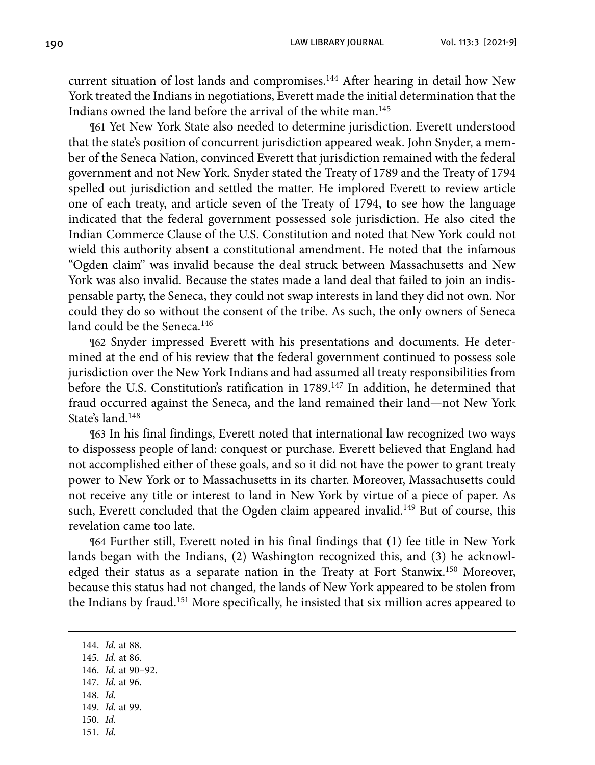current situation of lost lands and compromises.[144] After hearing in detail how New York treated the Indians in negotiations, Everett made the initial determination that the Indians owned the land before the arrival of the white man.[145]

¶61 Yet New York State also needed to determine jurisdiction. Everett understood that the state's position of concurrent jurisdiction appeared weak. John Snyder, a member of the Seneca Nation, convinced Everett that jurisdiction remained with the federal government and not New York. Snyder stated the Treaty of 1789 and the Treaty of 1794 spelled out jurisdiction and settled the matter. He implored Everett to review article one of each treaty, and article seven of the Treaty of 1794, to see how the language indicated that the federal government possessed sole jurisdiction. He also cited the Indian Commerce Clause of the U.S. Constitution and noted that New York could not wield this authority absent a constitutional amendment. He noted that the infamous "Ogden claim" was invalid because the deal struck between Massachusetts and New York was also invalid. Because the states made a land deal that failed to join an indispensable party, the Seneca, they could not swap interests in land they did not own. Nor could they do so without the consent of the tribe. As such, the only owners of Seneca land could be the Seneca.[146]

¶62 Snyder impressed Everett with his presentations and documents. He determined at the end of his review that the federal government continued to possess sole jurisdiction over the New York Indians and had assumed all treaty responsibilities from before the U.S. Constitution's ratification in 1789.[147] In addition, he determined that fraud occurred against the Seneca, and the land remained their land—not New York State's land.[148]

¶63 In his final findings, Everett noted that international law recognized two ways to dispossess people of land: conquest or purchase. Everett believed that England had not accomplished either of these goals, and so it did not have the power to grant treaty power to New York or to Massachusetts in its charter. Moreover, Massachusetts could not receive any title or interest to land in New York by virtue of a piece of paper. As such, Everett concluded that the Ogden claim appeared invalid.[149] But of course, this revelation came too late.

¶64 Further still, Everett noted in his final findings that (1) fee title in New York lands began with the Indians, (2) Washington recognized this, and (3) he acknowledged their status as a separate nation in the Treaty at Fort Stanwix.[150] Moreover, because this status had not changed, the lands of New York appeared to be stolen from the Indians by fraud.[151] More specifically, he insisted that six million acres appeared to

144. *Id.* at 88.
145. *Id.* at 86.
146. *Id.* at 90–92.
147. *Id.* at 96.
148. *Id.*
149. *Id.* at 99.
150. *Id.*
151. *Id.*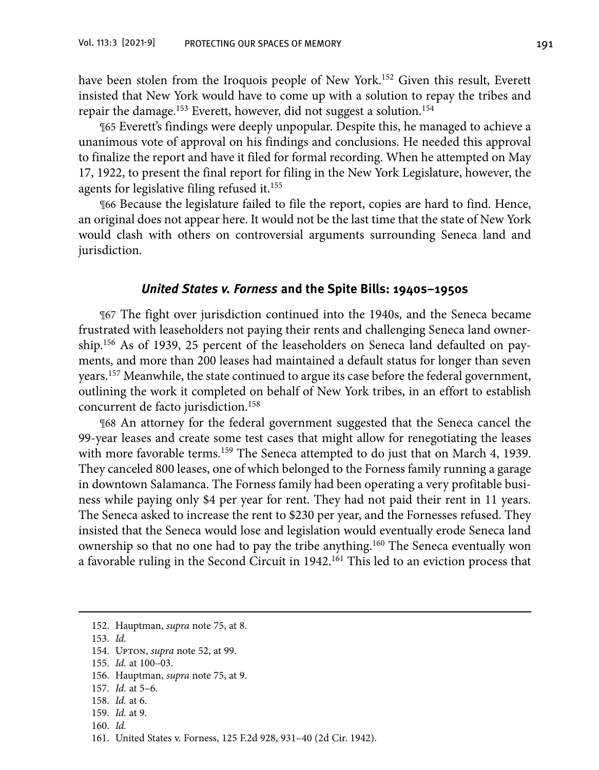have been stolen from the Iroquois people of New York.[152] Given this result, Everett insisted that New York would have to come up with a solution to repay the tribes and repair the damage.[153] Everett, however, did not suggest a solution.[154]

¶65 Everett's findings were deeply unpopular. Despite this, he managed to achieve a unanimous vote of approval on his findings and conclusions. He needed this approval to finalize the report and have it filed for formal recording. When he attempted on May 17, 1922, to present the final report for filing in the New York Legislature, however, the agents for legislative filing refused it.[155]

¶66 Because the legislature failed to file the report, copies are hard to find. Hence, an original does not appear here. It would not be the last time that the state of New York would clash with others on controversial arguments surrounding Seneca land and jurisdiction.

### *United States v. Forness* and the Spite Bills: 1940s–1950s

¶67 The fight over jurisdiction continued into the 1940s, and the Seneca became frustrated with leaseholders not paying their rents and challenging Seneca land ownership.[156] As of 1939, 25 percent of the leaseholders on Seneca land defaulted on payments, and more than 200 leases had maintained a default status for longer than seven years.[157] Meanwhile, the state continued to argue its case before the federal government, outlining the work it completed on behalf of New York tribes, in an effort to establish concurrent de facto jurisdiction.[158]

¶68 An attorney for the federal government suggested that the Seneca cancel the 99-year leases and create some test cases that might allow for renegotiating the leases with more favorable terms.[159] The Seneca attempted to do just that on March 4, 1939. They canceled 800 leases, one of which belonged to the Forness family running a garage in downtown Salamanca. The Forness family had been operating a very profitable business while paying only $4 per year for rent. They had not paid their rent in 11 years. The Seneca asked to increase the rent to $230 per year, and the Fornesses refused. They insisted that the Seneca would lose and legislation would eventually erode Seneca land ownership so that no one had to pay the tribe anything.[160] The Seneca eventually won a favorable ruling in the Second Circuit in 1942.[161] This led to an eviction process that

152. Hauptman, *supra* note 75, at 8.

153. *Id.*

154. Upton, *supra* note 52, at 99.

155. *Id.* at 100–03.

156. Hauptman, *supra* note 75, at 9.

157. *Id.* at 5–6.

158. *Id.* at 6.

159. *Id.* at 9.

160. *Id.*

161. United States v. Forness, 125 F.2d 928, 931–40 (2d Cir. 1942).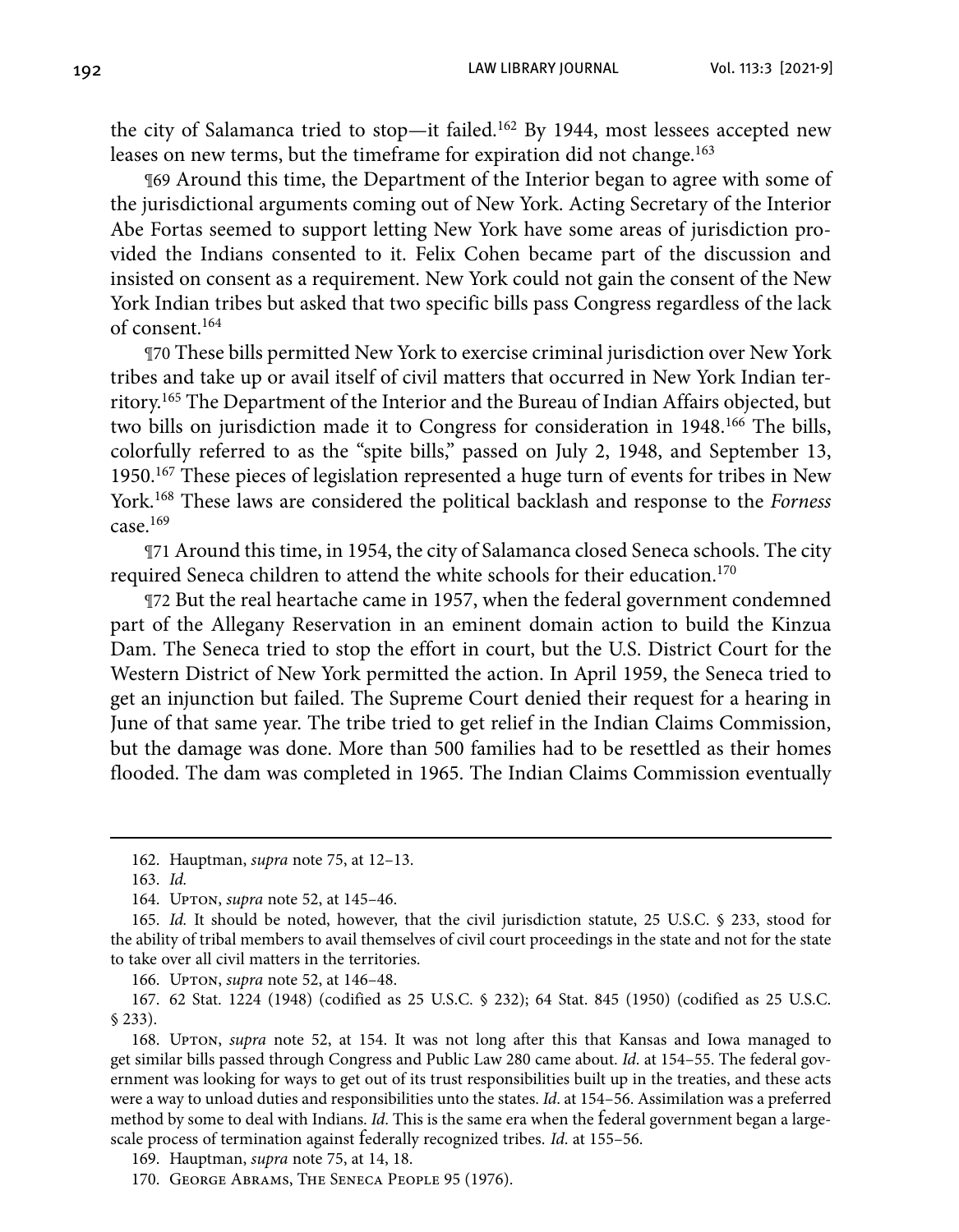the city of Salamanca tried to stop—it failed.[162] By 1944, most lessees accepted new leases on new terms, but the timeframe for expiration did not change.[163]

¶69 Around this time, the Department of the Interior began to agree with some of the jurisdictional arguments coming out of New York. Acting Secretary of the Interior Abe Fortas seemed to support letting New York have some areas of jurisdiction provided the Indians consented to it. Felix Cohen became part of the discussion and insisted on consent as a requirement. New York could not gain the consent of the New York Indian tribes but asked that two specific bills pass Congress regardless of the lack of consent.[164]

¶70 These bills permitted New York to exercise criminal jurisdiction over New York tribes and take up or avail itself of civil matters that occurred in New York Indian territory.[165] The Department of the Interior and the Bureau of Indian Affairs objected, but two bills on jurisdiction made it to Congress for consideration in 1948.[166] The bills, colorfully referred to as the "spite bills," passed on July 2, 1948, and September 13, 1950.[167] These pieces of legislation represented a huge turn of events for tribes in New York.[168] These laws are considered the political backlash and response to the *Forness* case.[169]

¶71 Around this time, in 1954, the city of Salamanca closed Seneca schools. The city required Seneca children to attend the white schools for their education.[170]

¶72 But the real heartache came in 1957, when the federal government condemned part of the Allegany Reservation in an eminent domain action to build the Kinzua Dam. The Seneca tried to stop the effort in court, but the U.S. District Court for the Western District of New York permitted the action. In April 1959, the Seneca tried to get an injunction but failed. The Supreme Court denied their request for a hearing in June of that same year. The tribe tried to get relief in the Indian Claims Commission, but the damage was done. More than 500 families had to be resettled as their homes flooded. The dam was completed in 1965. The Indian Claims Commission eventually

---

162. Hauptman, *supra* note 75, at 12–13.

163. *Id.*

164. Upton, *supra* note 52, at 145–46.

165. *Id.* It should be noted, however, that the civil jurisdiction statute, 25 U.S.C. § 233, stood for the ability of tribal members to avail themselves of civil court proceedings in the state and not for the state to take over all civil matters in the territories.

166. Upton, *supra* note 52, at 146–48.

167. 62 Stat. 1224 (1948) (codified as 25 U.S.C. § 232); 64 Stat. 845 (1950) (codified as 25 U.S.C. § 233).

168. Upton, *supra* note 52, at 154. It was not long after this that Kansas and Iowa managed to get similar bills passed through Congress and Public Law 280 came about. *Id.* at 154–55. The federal government was looking for ways to get out of its trust responsibilities built up in the treaties, and these acts were a way to unload duties and responsibilities unto the states. *Id.* at 154–56. Assimilation was a preferred method by some to deal with Indians. *Id.* This is the same era when the federal government began a large-scale process of termination against federally recognized tribes. *Id.* at 155–56.

169. Hauptman, *supra* note 75, at 14, 18.

170. George Abrams, The Seneca People 95 (1976).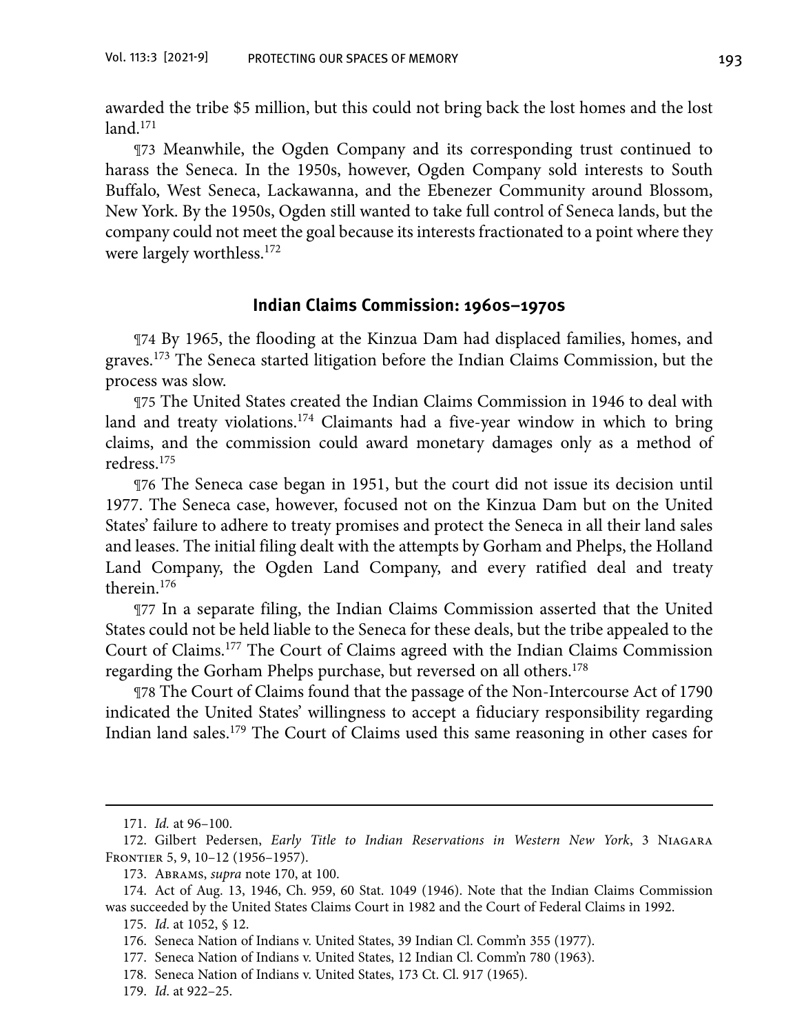awarded the tribe $5 million, but this could not bring back the lost homes and the lost land.[171]

¶73 Meanwhile, the Ogden Company and its corresponding trust continued to harass the Seneca. In the 1950s, however, Ogden Company sold interests to South Buffalo, West Seneca, Lackawanna, and the Ebenezer Community around Blossom, New York. By the 1950s, Ogden still wanted to take full control of Seneca lands, but the company could not meet the goal because its interests fractionated to a point where they were largely worthless.[172]

## Indian Claims Commission: 1960s–1970s

¶74 By 1965, the flooding at the Kinzua Dam had displaced families, homes, and graves.[173] The Seneca started litigation before the Indian Claims Commission, but the process was slow.

¶75 The United States created the Indian Claims Commission in 1946 to deal with land and treaty violations.[174] Claimants had a five-year window in which to bring claims, and the commission could award monetary damages only as a method of redress.[175]

¶76 The Seneca case began in 1951, but the court did not issue its decision until 1977. The Seneca case, however, focused not on the Kinzua Dam but on the United States' failure to adhere to treaty promises and protect the Seneca in all their land sales and leases. The initial filing dealt with the attempts by Gorham and Phelps, the Holland Land Company, the Ogden Land Company, and every ratified deal and treaty therein.[176]

¶77 In a separate filing, the Indian Claims Commission asserted that the United States could not be held liable to the Seneca for these deals, but the tribe appealed to the Court of Claims.[177] The Court of Claims agreed with the Indian Claims Commission regarding the Gorham Phelps purchase, but reversed on all others.[178]

¶78 The Court of Claims found that the passage of the Non-Intercourse Act of 1790 indicated the United States' willingness to accept a fiduciary responsibility regarding Indian land sales.[179] The Court of Claims used this same reasoning in other cases for

---

171. *Id.* at 96–100.

172. Gilbert Pedersen, *Early Title to Indian Reservations in Western New York*, 3 Niagara Frontier 5, 9, 10–12 (1956–1957).

173. Abrams, *supra* note 170, at 100.

174. Act of Aug. 13, 1946, Ch. 959, 60 Stat. 1049 (1946). Note that the Indian Claims Commission was succeeded by the United States Claims Court in 1982 and the Court of Federal Claims in 1992.

175. *Id.* at 1052, § 12.

176. Seneca Nation of Indians v. United States, 39 Indian Cl. Comm'n 355 (1977).

177. Seneca Nation of Indians v. United States, 12 Indian Cl. Comm'n 780 (1963).

178. Seneca Nation of Indians v. United States, 173 Ct. Cl. 917 (1965).

179. *Id.* at 922–25.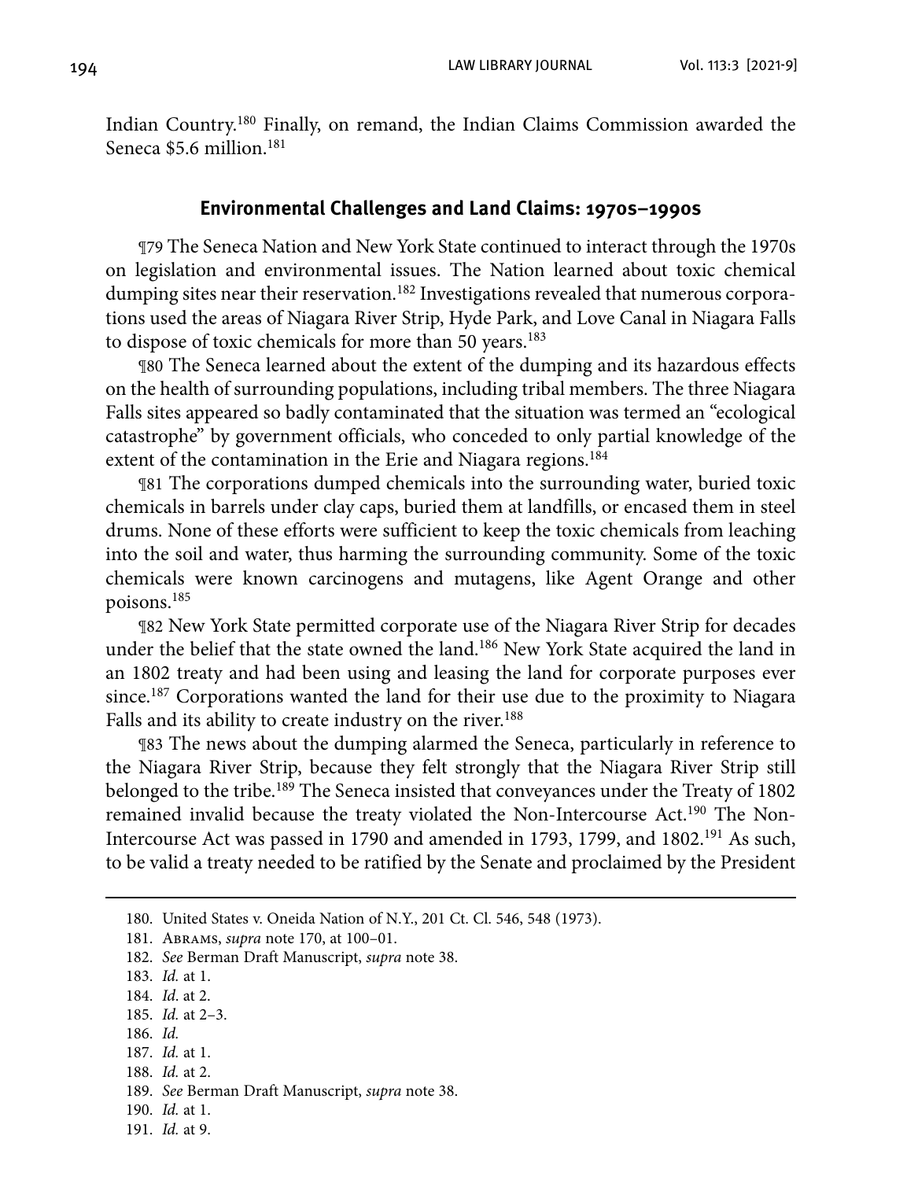Indian Country.[180] Finally, on remand, the Indian Claims Commission awarded the Seneca $5.6 million.[181]

### Environmental Challenges and Land Claims: 1970s–1990s

¶79 The Seneca Nation and New York State continued to interact through the 1970s on legislation and environmental issues. The Nation learned about toxic chemical dumping sites near their reservation.[182] Investigations revealed that numerous corporations used the areas of Niagara River Strip, Hyde Park, and Love Canal in Niagara Falls to dispose of toxic chemicals for more than 50 years.[183]

¶80 The Seneca learned about the extent of the dumping and its hazardous effects on the health of surrounding populations, including tribal members. The three Niagara Falls sites appeared so badly contaminated that the situation was termed an "ecological catastrophe" by government officials, who conceded to only partial knowledge of the extent of the contamination in the Erie and Niagara regions.[184]

¶81 The corporations dumped chemicals into the surrounding water, buried toxic chemicals in barrels under clay caps, buried them at landfills, or encased them in steel drums. None of these efforts were sufficient to keep the toxic chemicals from leaching into the soil and water, thus harming the surrounding community. Some of the toxic chemicals were known carcinogens and mutagens, like Agent Orange and other poisons.[185]

¶82 New York State permitted corporate use of the Niagara River Strip for decades under the belief that the state owned the land.[186] New York State acquired the land in an 1802 treaty and had been using and leasing the land for corporate purposes ever since.[187] Corporations wanted the land for their use due to the proximity to Niagara Falls and its ability to create industry on the river.[188]

¶83 The news about the dumping alarmed the Seneca, particularly in reference to the Niagara River Strip, because they felt strongly that the Niagara River Strip still belonged to the tribe.[189] The Seneca insisted that conveyances under the Treaty of 1802 remained invalid because the treaty violated the Non-Intercourse Act.[190] The Non-Intercourse Act was passed in 1790 and amended in 1793, 1799, and 1802.[191] As such, to be valid a treaty needed to be ratified by the Senate and proclaimed by the President

---

180. United States v. Oneida Nation of N.Y., 201 Ct. Cl. 546, 548 (1973).

181. Abrams, *supra* note 170, at 100–01.

182. *See* Berman Draft Manuscript, *supra* note 38.

183. *Id.* at 1.

184. *Id*. at 2.

185. *Id.* at 2–3.

186. *Id.*

187. *Id.* at 1.

188. *Id.* at 2.

189. *See* Berman Draft Manuscript, *supra* note 38.

190. *Id.* at 1.

191. *Id.* at 9.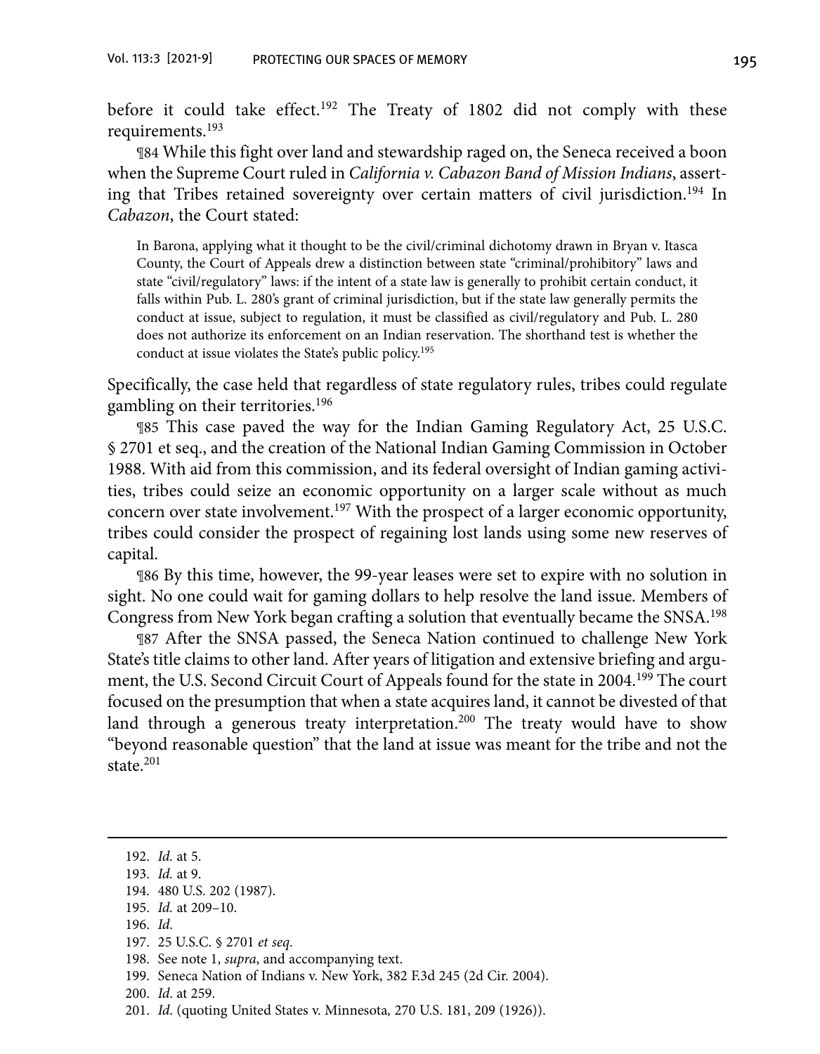before it could take effect.[192] The Treaty of 1802 did not comply with these requirements.[193]

¶84 While this fight over land and stewardship raged on, the Seneca received a boon when the Supreme Court ruled in *California v. Cabazon Band of Mission Indians*, asserting that Tribes retained sovereignty over certain matters of civil jurisdiction.[194] In *Cabazon*, the Court stated:

> In Barona, applying what it thought to be the civil/criminal dichotomy drawn in Bryan v. Itasca County, the Court of Appeals drew a distinction between state "criminal/prohibitory" laws and state "civil/regulatory" laws: if the intent of a state law is generally to prohibit certain conduct, it falls within Pub. L. 280's grant of criminal jurisdiction, but if the state law generally permits the conduct at issue, subject to regulation, it must be classified as civil/regulatory and Pub. L. 280 does not authorize its enforcement on an Indian reservation. The shorthand test is whether the conduct at issue violates the State's public policy.[195]

Specifically, the case held that regardless of state regulatory rules, tribes could regulate gambling on their territories.[196]

¶85 This case paved the way for the Indian Gaming Regulatory Act, 25 U.S.C. § 2701 et seq., and the creation of the National Indian Gaming Commission in October 1988. With aid from this commission, and its federal oversight of Indian gaming activities, tribes could seize an economic opportunity on a larger scale without as much concern over state involvement.[197] With the prospect of a larger economic opportunity, tribes could consider the prospect of regaining lost lands using some new reserves of capital.

¶86 By this time, however, the 99-year leases were set to expire with no solution in sight. No one could wait for gaming dollars to help resolve the land issue. Members of Congress from New York began crafting a solution that eventually became the SNSA.[198]

¶87 After the SNSA passed, the Seneca Nation continued to challenge New York State's title claims to other land. After years of litigation and extensive briefing and argument, the U.S. Second Circuit Court of Appeals found for the state in 2004.[199] The court focused on the presumption that when a state acquires land, it cannot be divested of that land through a generous treaty interpretation.[200] The treaty would have to show "beyond reasonable question" that the land at issue was meant for the tribe and not the state.[201]

---

192. *Id.* at 5.
193. *Id.* at 9.
194. 480 U.S. 202 (1987).
195. *Id.* at 209–10.
196. *Id.*
197. 25 U.S.C. § 2701 *et seq*.
198. See note 1, *supra*, and accompanying text.
199. Seneca Nation of Indians v. New York, 382 F.3d 245 (2d Cir. 2004).
200. *Id.* at 259.
201. *Id.* (quoting United States v. Minnesota, 270 U.S. 181, 209 (1926)).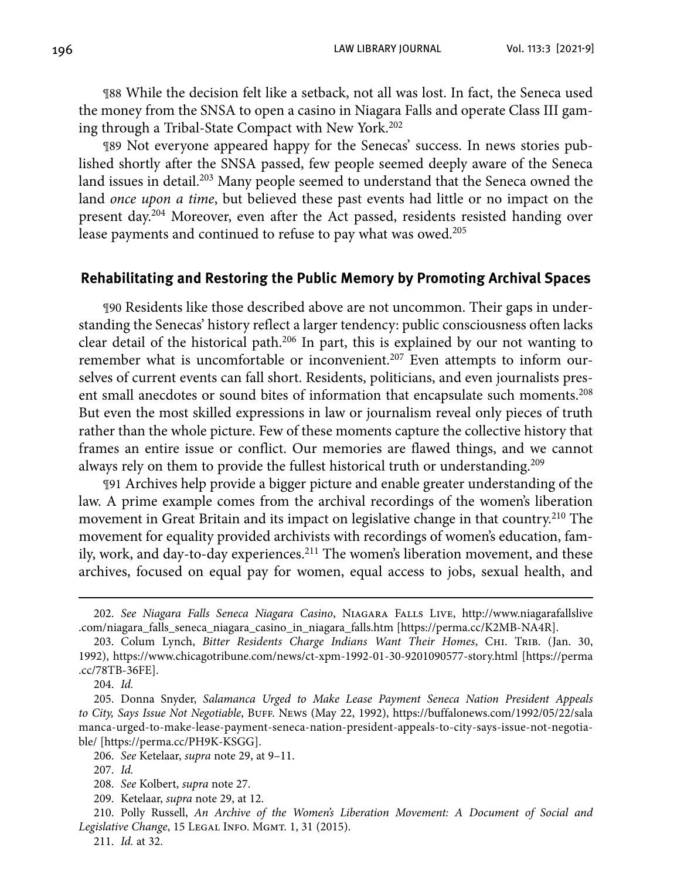¶88 While the decision felt like a setback, not all was lost. In fact, the Seneca used the money from the SNSA to open a casino in Niagara Falls and operate Class III gaming through a Tribal-State Compact with New York.[202]

¶89 Not everyone appeared happy for the Senecas' success. In news stories published shortly after the SNSA passed, few people seemed deeply aware of the Seneca land issues in detail.[203] Many people seemed to understand that the Seneca owned the land *once upon a time*, but believed these past events had little or no impact on the present day.[204] Moreover, even after the Act passed, residents resisted handing over lease payments and continued to refuse to pay what was owed.[205]

## Rehabilitating and Restoring the Public Memory by Promoting Archival Spaces

¶90 Residents like those described above are not uncommon. Their gaps in understanding the Senecas' history reflect a larger tendency: public consciousness often lacks clear detail of the historical path.[206] In part, this is explained by our not wanting to remember what is uncomfortable or inconvenient.[207] Even attempts to inform ourselves of current events can fall short. Residents, politicians, and even journalists present small anecdotes or sound bites of information that encapsulate such moments.[208] But even the most skilled expressions in law or journalism reveal only pieces of truth rather than the whole picture. Few of these moments capture the collective history that frames an entire issue or conflict. Our memories are flawed things, and we cannot always rely on them to provide the fullest historical truth or understanding.[209]

¶91 Archives help provide a bigger picture and enable greater understanding of the law. A prime example comes from the archival recordings of the women's liberation movement in Great Britain and its impact on legislative change in that country.[210] The movement for equality provided archivists with recordings of women's education, family, work, and day-to-day experiences.[211] The women's liberation movement, and these archives, focused on equal pay for women, equal access to jobs, sexual health, and

---

202. *See Niagara Falls Seneca Niagara Casino*, Niagara Falls Live, http://www.niagarafallslive.com/niagara_falls_seneca_niagara_casino_in_niagara_falls.htm [https://perma.cc/K2MB-NA4R].

203. Colum Lynch, *Bitter Residents Charge Indians Want Their Homes*, Chi. Trib. (Jan. 30, 1992), https://www.chicagotribune.com/news/ct-xpm-1992-01-30-9201090577-story.html [https://perma.cc/78TB-36FE].

204. *Id.*

205. Donna Snyder, *Salamanca Urged to Make Lease Payment Seneca Nation President Appeals to City, Says Issue Not Negotiable*, Buff. News (May 22, 1992), https://buffalonews.com/1992/05/22/salamanca-urged-to-make-lease-payment-seneca-nation-president-appeals-to-city-says-issue-not-negotiable/ [https://perma.cc/PH9K-KSGG].

206. *See* Ketelaar, *supra* note 29, at 9–11.

207. *Id.*

208. *See* Kolbert, *supra* note 27.

209. Ketelaar, *supra* note 29, at 12.

210. Polly Russell, *An Archive of the Women's Liberation Movement: A Document of Social and Legislative Change*, 15 Legal Info. Mgmt. 1, 31 (2015).

211. *Id.* at 32.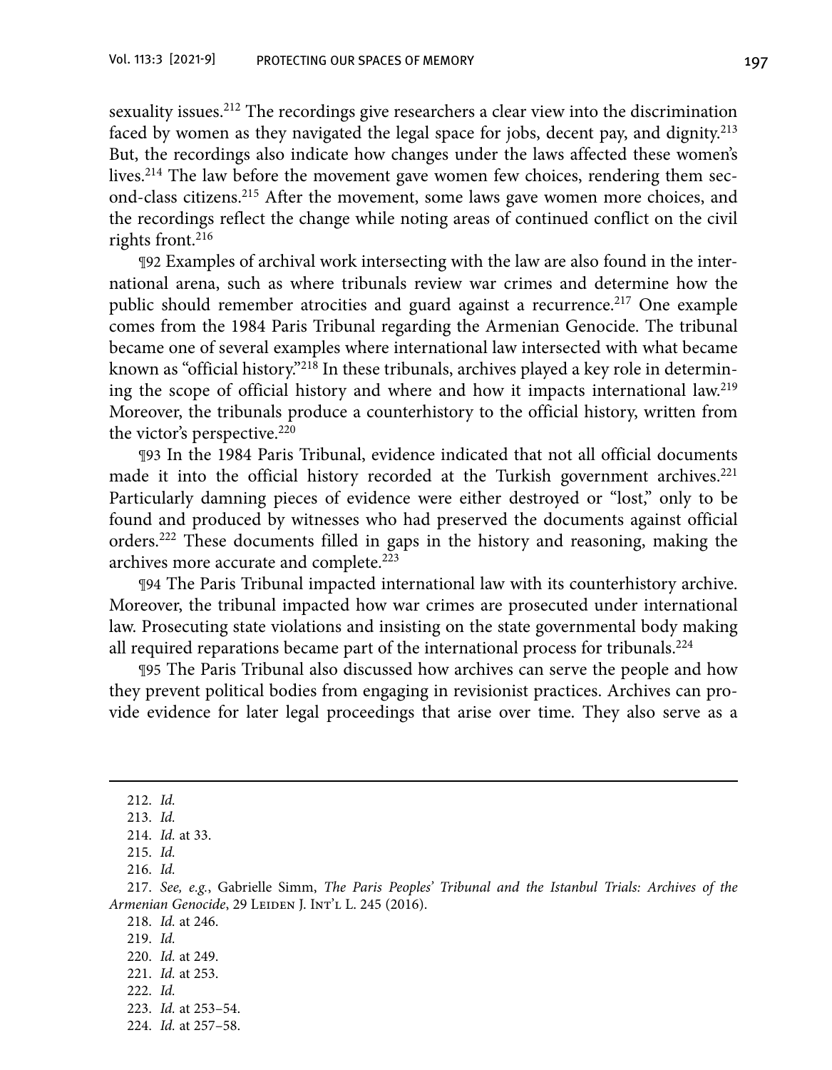sexuality issues.[212] The recordings give researchers a clear view into the discrimination faced by women as they navigated the legal space for jobs, decent pay, and dignity.[213] But, the recordings also indicate how changes under the laws affected these women's lives.[214] The law before the movement gave women few choices, rendering them second-class citizens.[215] After the movement, some laws gave women more choices, and the recordings reflect the change while noting areas of continued conflict on the civil rights front.[216]

¶92 Examples of archival work intersecting with the law are also found in the international arena, such as where tribunals review war crimes and determine how the public should remember atrocities and guard against a recurrence.[217] One example comes from the 1984 Paris Tribunal regarding the Armenian Genocide. The tribunal became one of several examples where international law intersected with what became known as "official history."[218] In these tribunals, archives played a key role in determining the scope of official history and where and how it impacts international law.[219] Moreover, the tribunals produce a counterhistory to the official history, written from the victor's perspective.[220]

¶93 In the 1984 Paris Tribunal, evidence indicated that not all official documents made it into the official history recorded at the Turkish government archives.[221] Particularly damning pieces of evidence were either destroyed or "lost," only to be found and produced by witnesses who had preserved the documents against official orders.[222] These documents filled in gaps in the history and reasoning, making the archives more accurate and complete.[223]

¶94 The Paris Tribunal impacted international law with its counterhistory archive. Moreover, the tribunal impacted how war crimes are prosecuted under international law. Prosecuting state violations and insisting on the state governmental body making all required reparations became part of the international process for tribunals.[224]

¶95 The Paris Tribunal also discussed how archives can serve the people and how they prevent political bodies from engaging in revisionist practices. Archives can provide evidence for later legal proceedings that arise over time. They also serve as a

---

212. *Id.*

213. *Id.*

214. *Id.* at 33.

215. *Id.*

216. *Id.*

217. *See, e.g.*, Gabrielle Simm, *The Paris Peoples' Tribunal and the Istanbul Trials: Archives of the Armenian Genocide*, 29 Leiden J. Int'l L. 245 (2016).

218. *Id.* at 246.

219. *Id.*

220. *Id.* at 249.

221. *Id.* at 253.

222. *Id.*

223. *Id.* at 253–54.

224. *Id.* at 257–58.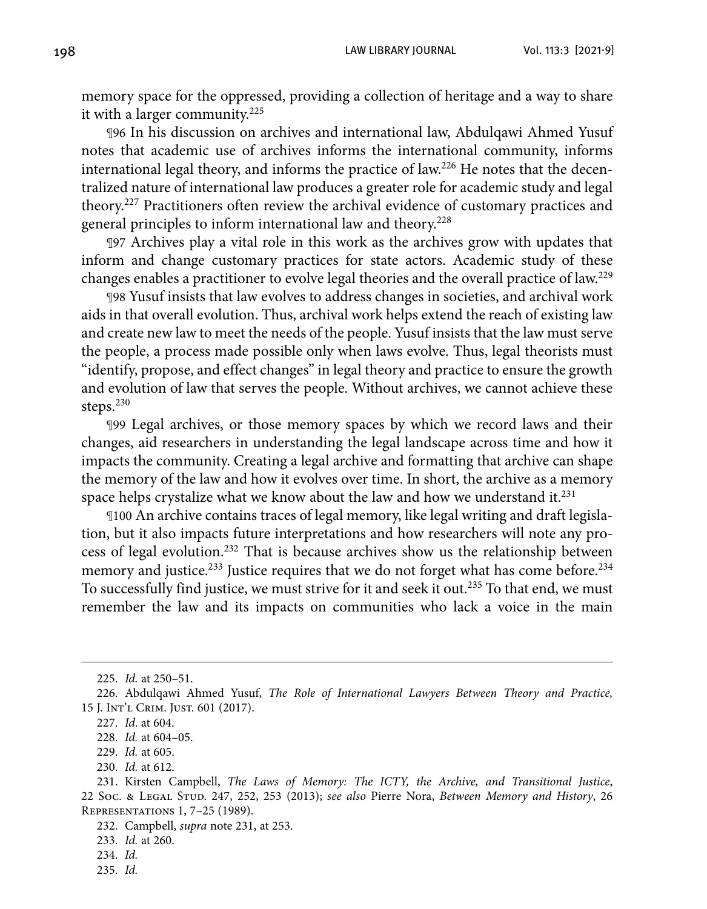memory space for the oppressed, providing a collection of heritage and a way to share it with a larger community.[225]

¶96 In his discussion on archives and international law, Abdulqawi Ahmed Yusuf notes that academic use of archives informs the international community, informs international legal theory, and informs the practice of law.[226] He notes that the decentralized nature of international law produces a greater role for academic study and legal theory.[227] Practitioners often review the archival evidence of customary practices and general principles to inform international law and theory.[228]

¶97 Archives play a vital role in this work as the archives grow with updates that inform and change customary practices for state actors. Academic study of these changes enables a practitioner to evolve legal theories and the overall practice of law.[229]

¶98 Yusuf insists that law evolves to address changes in societies, and archival work aids in that overall evolution. Thus, archival work helps extend the reach of existing law and create new law to meet the needs of the people. Yusuf insists that the law must serve the people, a process made possible only when laws evolve. Thus, legal theorists must "identify, propose, and effect changes" in legal theory and practice to ensure the growth and evolution of law that serves the people. Without archives, we cannot achieve these steps.[230]

¶99 Legal archives, or those memory spaces by which we record laws and their changes, aid researchers in understanding the legal landscape across time and how it impacts the community. Creating a legal archive and formatting that archive can shape the memory of the law and how it evolves over time. In short, the archive as a memory space helps crystalize what we know about the law and how we understand it.[231]

¶100 An archive contains traces of legal memory, like legal writing and draft legislation, but it also impacts future interpretations and how researchers will note any process of legal evolution.[232] That is because archives show us the relationship between memory and justice.[233] Justice requires that we do not forget what has come before.[234] To successfully find justice, we must strive for it and seek it out.[235] To that end, we must remember the law and its impacts on communities who lack a voice in the main

---

225. *Id.* at 250–51.

226. Abdulqawi Ahmed Yusuf, *The Role of International Lawyers Between Theory and Practice,* 15 J. Int'l Crim. Just. 601 (2017).

227. *Id.* at 604.

228. *Id.* at 604–05.

229. *Id.* at 605.

230. *Id.* at 612.

231. Kirsten Campbell, *The Laws of Memory: The ICTY, the Archive, and Transitional Justice*, 22 Soc. & Legal Stud. 247, 252, 253 (2013); *see also* Pierre Nora, *Between Memory and History*, 26 Representations 1, 7–25 (1989).

232. Campbell, *supra* note 231, at 253.

233. *Id.* at 260.

234. *Id.*

235. *Id.*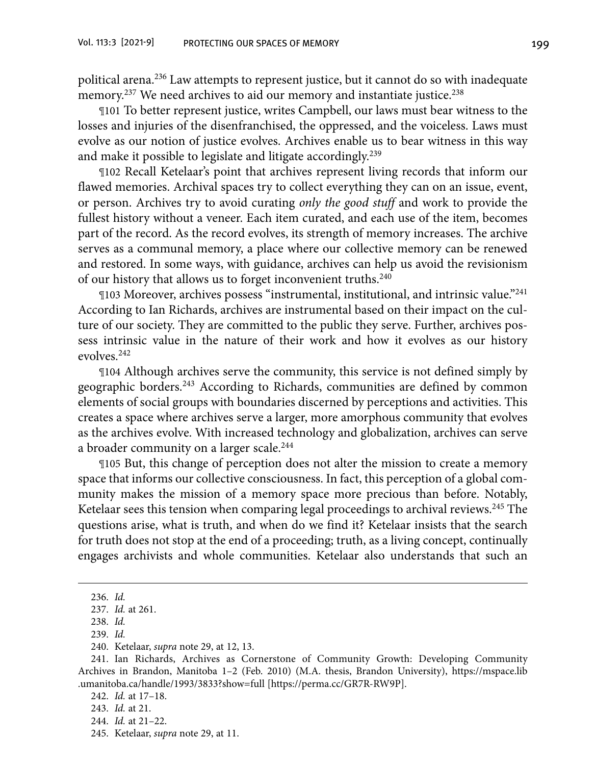political arena.[236] Law attempts to represent justice, but it cannot do so with inadequate memory.[237] We need archives to aid our memory and instantiate justice.[238]

¶101 To better represent justice, writes Campbell, our laws must bear witness to the losses and injuries of the disenfranchised, the oppressed, and the voiceless. Laws must evolve as our notion of justice evolves. Archives enable us to bear witness in this way and make it possible to legislate and litigate accordingly.[239]

¶102 Recall Ketelaar's point that archives represent living records that inform our flawed memories. Archival spaces try to collect everything they can on an issue, event, or person. Archives try to avoid curating *only the good stuff* and work to provide the fullest history without a veneer. Each item curated, and each use of the item, becomes part of the record. As the record evolves, its strength of memory increases. The archive serves as a communal memory, a place where our collective memory can be renewed and restored. In some ways, with guidance, archives can help us avoid the revisionism of our history that allows us to forget inconvenient truths.[240]

¶103 Moreover, archives possess "instrumental, institutional, and intrinsic value."[241] According to Ian Richards, archives are instrumental based on their impact on the culture of our society. They are committed to the public they serve. Further, archives possess intrinsic value in the nature of their work and how it evolves as our history evolves.[242]

¶104 Although archives serve the community, this service is not defined simply by geographic borders.[243] According to Richards, communities are defined by common elements of social groups with boundaries discerned by perceptions and activities. This creates a space where archives serve a larger, more amorphous community that evolves as the archives evolve. With increased technology and globalization, archives can serve a broader community on a larger scale.[244]

¶105 But, this change of perception does not alter the mission to create a memory space that informs our collective consciousness. In fact, this perception of a global community makes the mission of a memory space more precious than before. Notably, Ketelaar sees this tension when comparing legal proceedings to archival reviews.[245] The questions arise, what is truth, and when do we find it? Ketelaar insists that the search for truth does not stop at the end of a proceeding; truth, as a living concept, continually engages archivists and whole communities. Ketelaar also understands that such an

---

236. *Id.*

237. *Id.* at 261.

238. *Id.*

239. *Id.*

240. Ketelaar, *supra* note 29, at 12, 13.

241. Ian Richards, Archives as Cornerstone of Community Growth: Developing Community Archives in Brandon, Manitoba 1–2 (Feb. 2010) (M.A. thesis, Brandon University), https://mspace.lib.umanitoba.ca/handle/1993/3833?show=full [https://perma.cc/GR7R-RW9P].

242. *Id.* at 17–18.

243. *Id.* at 21.

244. *Id.* at 21–22.

245. Ketelaar, *supra* note 29, at 11.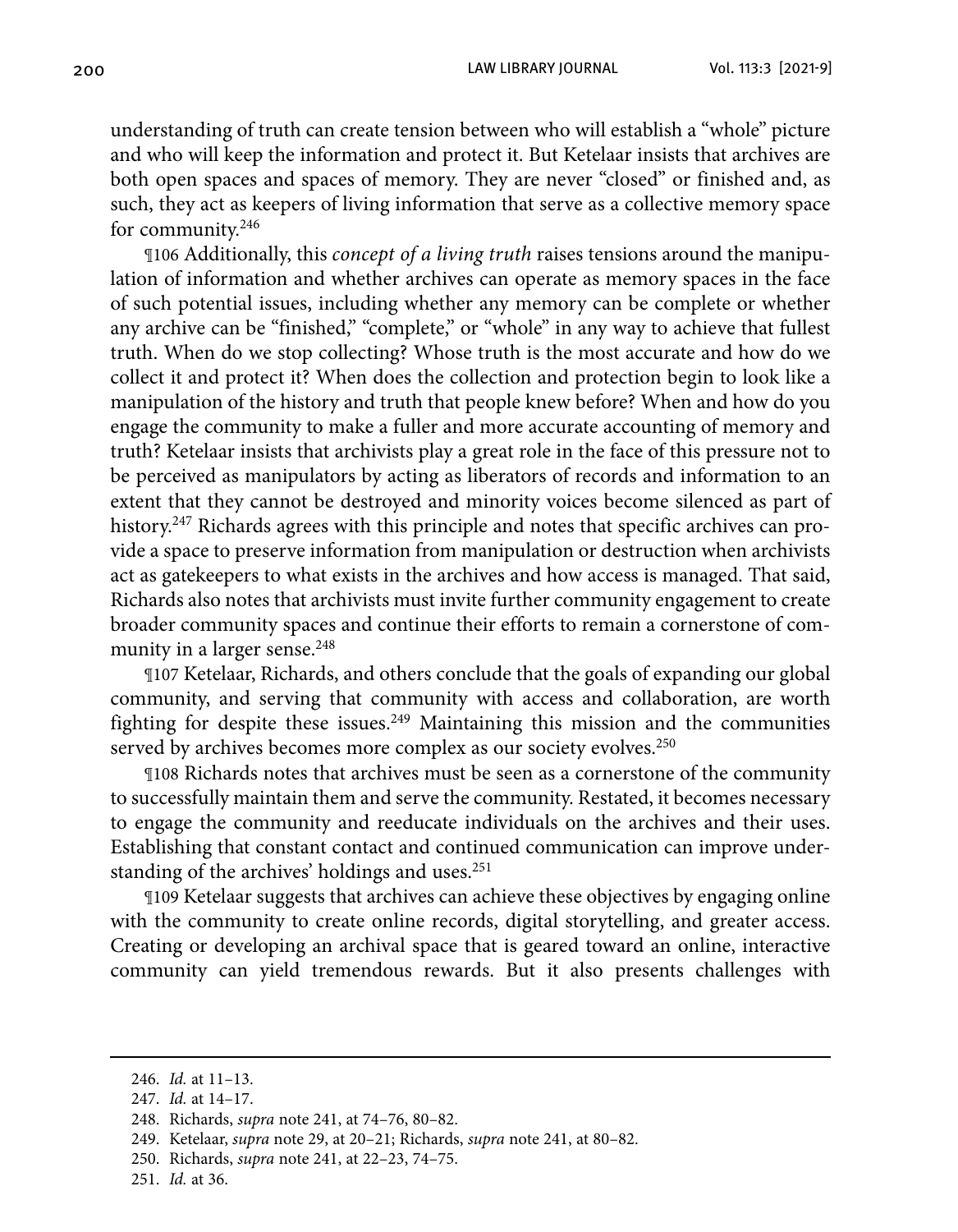understanding of truth can create tension between who will establish a "whole" picture and who will keep the information and protect it. But Ketelaar insists that archives are both open spaces and spaces of memory. They are never "closed" or finished and, as such, they act as keepers of living information that serve as a collective memory space for community.[246]

¶106 Additionally, this *concept of a living truth* raises tensions around the manipulation of information and whether archives can operate as memory spaces in the face of such potential issues, including whether any memory can be complete or whether any archive can be "finished," "complete," or "whole" in any way to achieve that fullest truth. When do we stop collecting? Whose truth is the most accurate and how do we collect it and protect it? When does the collection and protection begin to look like a manipulation of the history and truth that people knew before? When and how do you engage the community to make a fuller and more accurate accounting of memory and truth? Ketelaar insists that archivists play a great role in the face of this pressure not to be perceived as manipulators by acting as liberators of records and information to an extent that they cannot be destroyed and minority voices become silenced as part of history.[247] Richards agrees with this principle and notes that specific archives can provide a space to preserve information from manipulation or destruction when archivists act as gatekeepers to what exists in the archives and how access is managed. That said, Richards also notes that archivists must invite further community engagement to create broader community spaces and continue their efforts to remain a cornerstone of community in a larger sense.[248]

¶107 Ketelaar, Richards, and others conclude that the goals of expanding our global community, and serving that community with access and collaboration, are worth fighting for despite these issues.[249] Maintaining this mission and the communities served by archives becomes more complex as our society evolves.[250]

¶108 Richards notes that archives must be seen as a cornerstone of the community to successfully maintain them and serve the community. Restated, it becomes necessary to engage the community and reeducate individuals on the archives and their uses. Establishing that constant contact and continued communication can improve understanding of the archives' holdings and uses.[251]

¶109 Ketelaar suggests that archives can achieve these objectives by engaging online with the community to create online records, digital storytelling, and greater access. Creating or developing an archival space that is geared toward an online, interactive community can yield tremendous rewards. But it also presents challenges with

---

246. *Id.* at 11–13.

247. *Id.* at 14–17.

248. Richards, *supra* note 241, at 74–76, 80–82.

249. Ketelaar, *supra* note 29, at 20–21; Richards, *supra* note 241, at 80–82.

250. Richards, *supra* note 241, at 22–23, 74–75.

251. *Id.* at 36.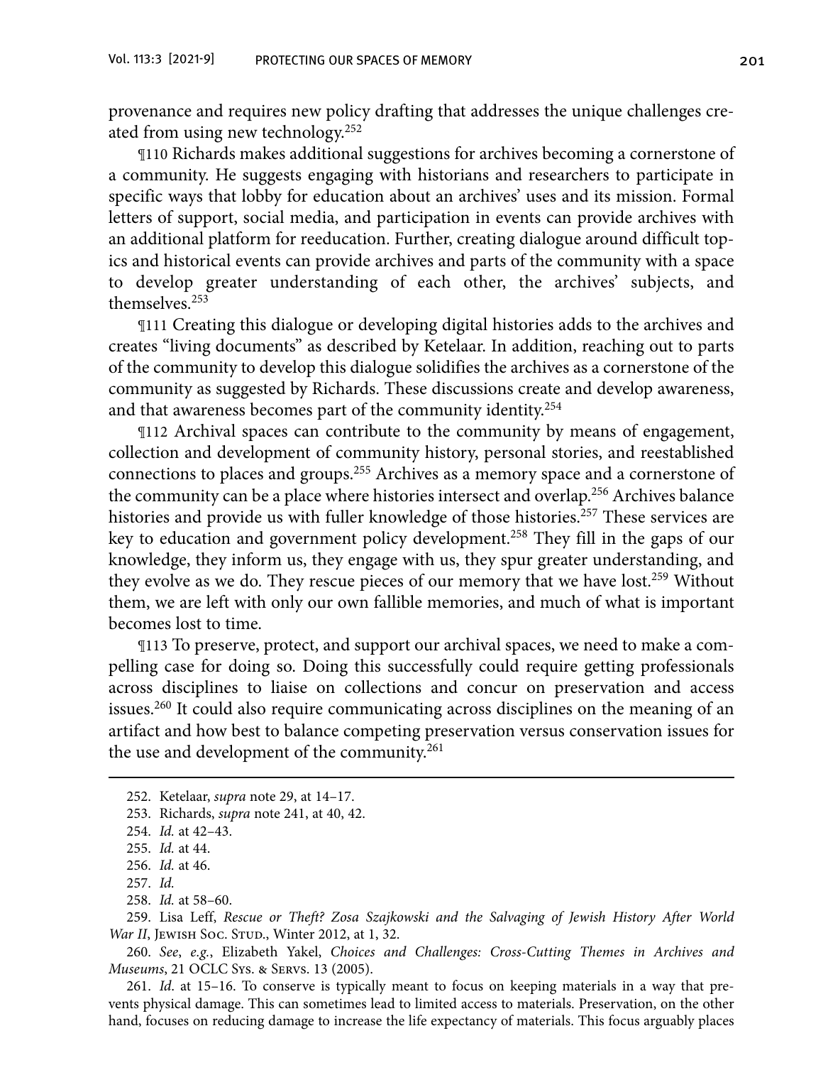provenance and requires new policy drafting that addresses the unique challenges created from using new technology.[252]

¶110 Richards makes additional suggestions for archives becoming a cornerstone of a community. He suggests engaging with historians and researchers to participate in specific ways that lobby for education about an archives' uses and its mission. Formal letters of support, social media, and participation in events can provide archives with an additional platform for reeducation. Further, creating dialogue around difficult topics and historical events can provide archives and parts of the community with a space to develop greater understanding of each other, the archives' subjects, and themselves.[253]

¶111 Creating this dialogue or developing digital histories adds to the archives and creates "living documents" as described by Ketelaar. In addition, reaching out to parts of the community to develop this dialogue solidifies the archives as a cornerstone of the community as suggested by Richards. These discussions create and develop awareness, and that awareness becomes part of the community identity.[254]

¶112 Archival spaces can contribute to the community by means of engagement, collection and development of community history, personal stories, and reestablished connections to places and groups.[255] Archives as a memory space and a cornerstone of the community can be a place where histories intersect and overlap.[256] Archives balance histories and provide us with fuller knowledge of those histories.[257] These services are key to education and government policy development.[258] They fill in the gaps of our knowledge, they inform us, they engage with us, they spur greater understanding, and they evolve as we do. They rescue pieces of our memory that we have lost.[259] Without them, we are left with only our own fallible memories, and much of what is important becomes lost to time.

¶113 To preserve, protect, and support our archival spaces, we need to make a compelling case for doing so. Doing this successfully could require getting professionals across disciplines to liaise on collections and concur on preservation and access issues.[260] It could also require communicating across disciplines on the meaning of an artifact and how best to balance competing preservation versus conservation issues for the use and development of the community.[261]

---

252. Ketelaar, *supra* note 29, at 14–17.

253. Richards, *supra* note 241, at 40, 42.

254. *Id.* at 42–43.

255. *Id.* at 44.

256. *Id.* at 46.

257. *Id.*

258. *Id.* at 58–60.

259. Lisa Leff, *Rescue or Theft? Zosa Szajkowski and the Salvaging of Jewish History After World War II*, Jewish Soc. Stud., Winter 2012, at 1, 32.

260. *See*, *e.g.*, Elizabeth Yakel, *Choices and Challenges: Cross-Cutting Themes in Archives and Museums*, 21 OCLC Sys. & Servs. 13 (2005).

261. *Id*. at 15–16. To conserve is typically meant to focus on keeping materials in a way that prevents physical damage. This can sometimes lead to limited access to materials. Preservation, on the other hand, focuses on reducing damage to increase the life expectancy of materials. This focus arguably places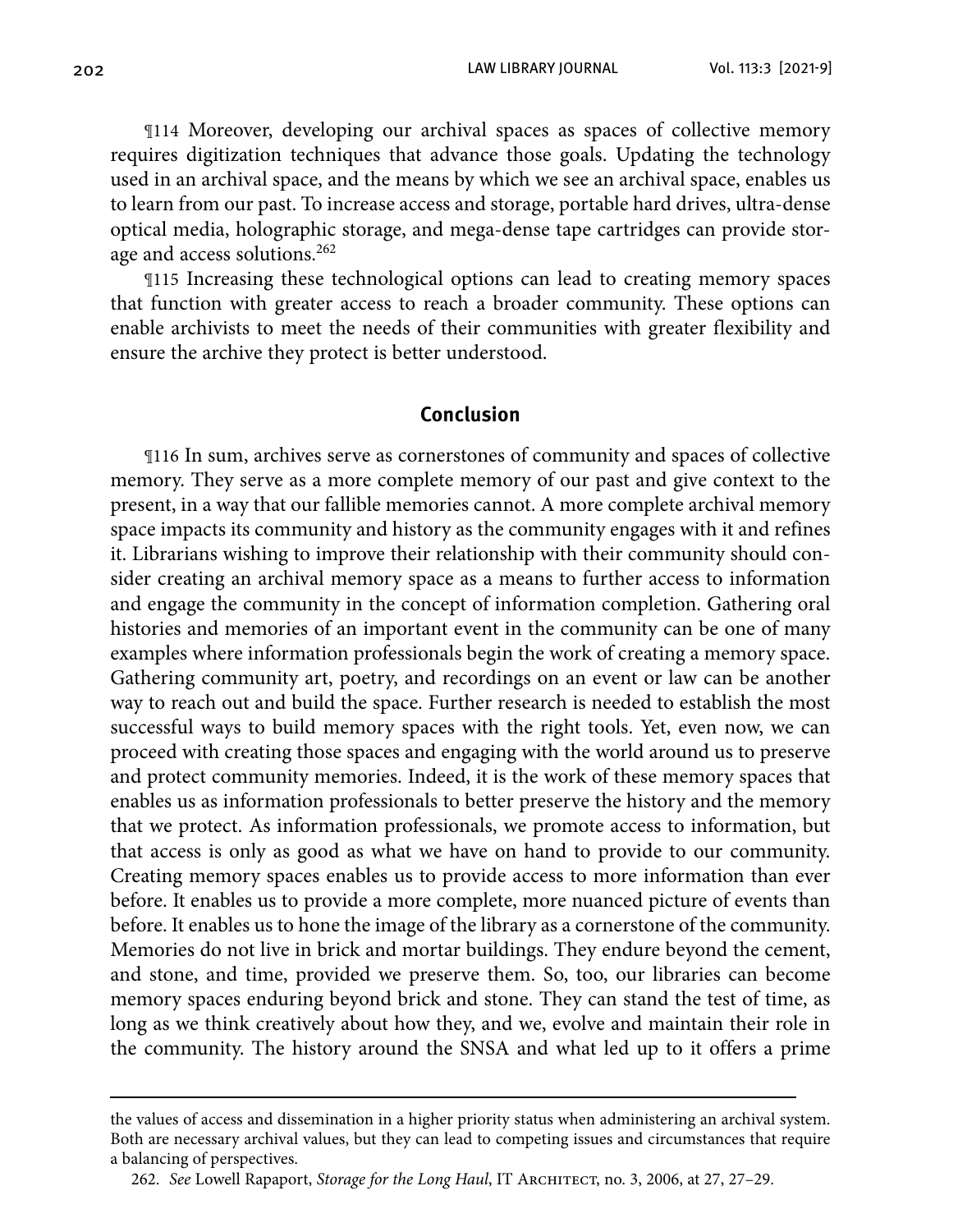¶114 Moreover, developing our archival spaces as spaces of collective memory requires digitization techniques that advance those goals. Updating the technology used in an archival space, and the means by which we see an archival space, enables us to learn from our past. To increase access and storage, portable hard drives, ultra-dense optical media, holographic storage, and mega-dense tape cartridges can provide storage and access solutions.[262]

¶115 Increasing these technological options can lead to creating memory spaces that function with greater access to reach a broader community. These options can enable archivists to meet the needs of their communities with greater flexibility and ensure the archive they protect is better understood.

## Conclusion

¶116 In sum, archives serve as cornerstones of community and spaces of collective memory. They serve as a more complete memory of our past and give context to the present, in a way that our fallible memories cannot. A more complete archival memory space impacts its community and history as the community engages with it and refines it. Librarians wishing to improve their relationship with their community should consider creating an archival memory space as a means to further access to information and engage the community in the concept of information completion. Gathering oral histories and memories of an important event in the community can be one of many examples where information professionals begin the work of creating a memory space. Gathering community art, poetry, and recordings on an event or law can be another way to reach out and build the space. Further research is needed to establish the most successful ways to build memory spaces with the right tools. Yet, even now, we can proceed with creating those spaces and engaging with the world around us to preserve and protect community memories. Indeed, it is the work of these memory spaces that enables us as information professionals to better preserve the history and the memory that we protect. As information professionals, we promote access to information, but that access is only as good as what we have on hand to provide to our community. Creating memory spaces enables us to provide access to more information than ever before. It enables us to provide a more complete, more nuanced picture of events than before. It enables us to hone the image of the library as a cornerstone of the community. Memories do not live in brick and mortar buildings. They endure beyond the cement, and stone, and time, provided we preserve them. So, too, our libraries can become memory spaces enduring beyond brick and stone. They can stand the test of time, as long as we think creatively about how they, and we, evolve and maintain their role in the community. The history around the SNSA and what led up to it offers a prime

---

the values of access and dissemination in a higher priority status when administering an archival system. Both are necessary archival values, but they can lead to competing issues and circumstances that require a balancing of perspectives.

262. *See* Lowell Rapaport, *Storage for the Long Haul*, IT Architect, no. 3, 2006, at 27, 27–29.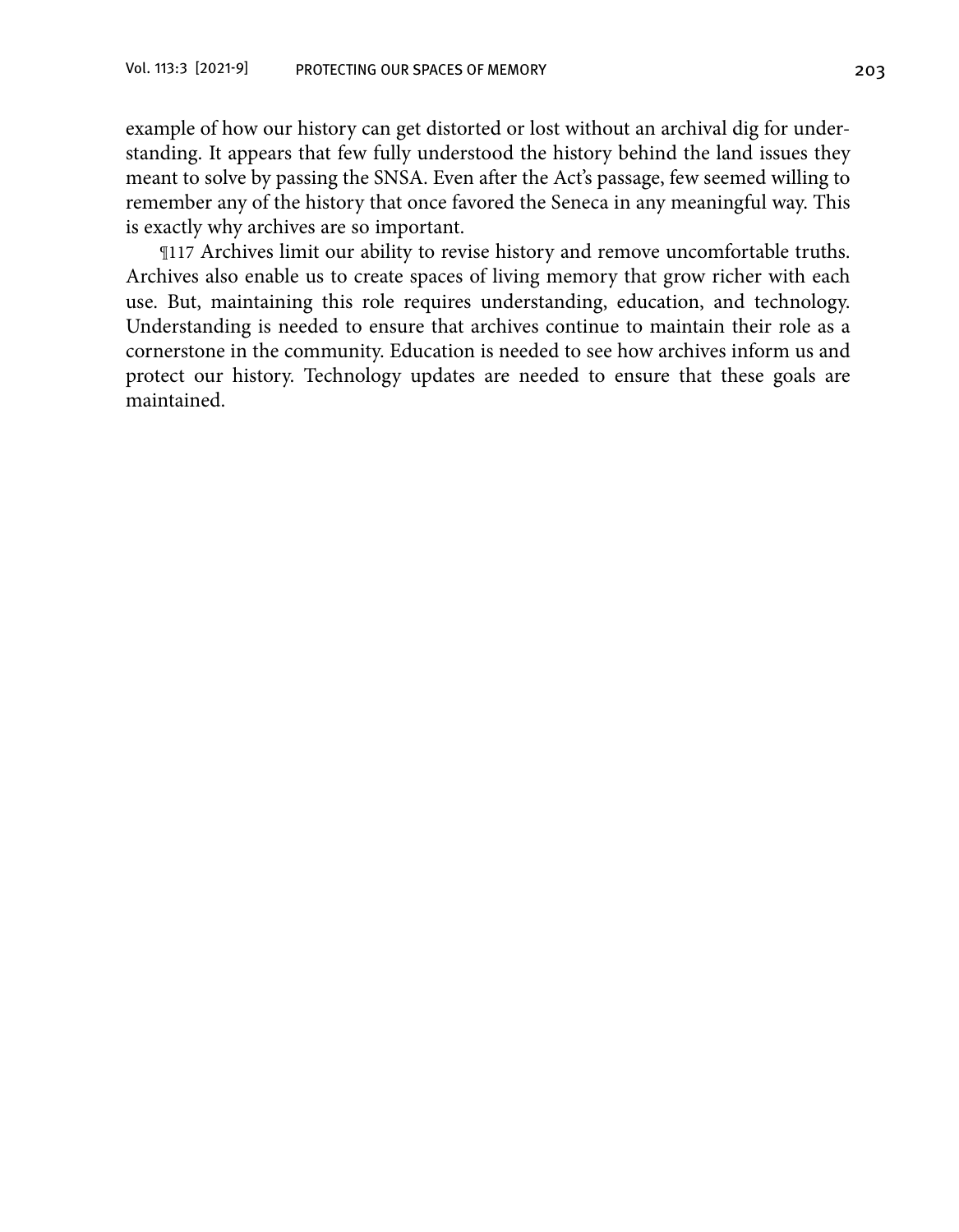example of how our history can get distorted or lost without an archival dig for understanding. It appears that few fully understood the history behind the land issues they meant to solve by passing the SNSA. Even after the Act's passage, few seemed willing to remember any of the history that once favored the Seneca in any meaningful way. This is exactly why archives are so important.

¶117 Archives limit our ability to revise history and remove uncomfortable truths. Archives also enable us to create spaces of living memory that grow richer with each use. But, maintaining this role requires understanding, education, and technology. Understanding is needed to ensure that archives continue to maintain their role as a cornerstone in the community. Education is needed to see how archives inform us and protect our history. Technology updates are needed to ensure that these goals are maintained.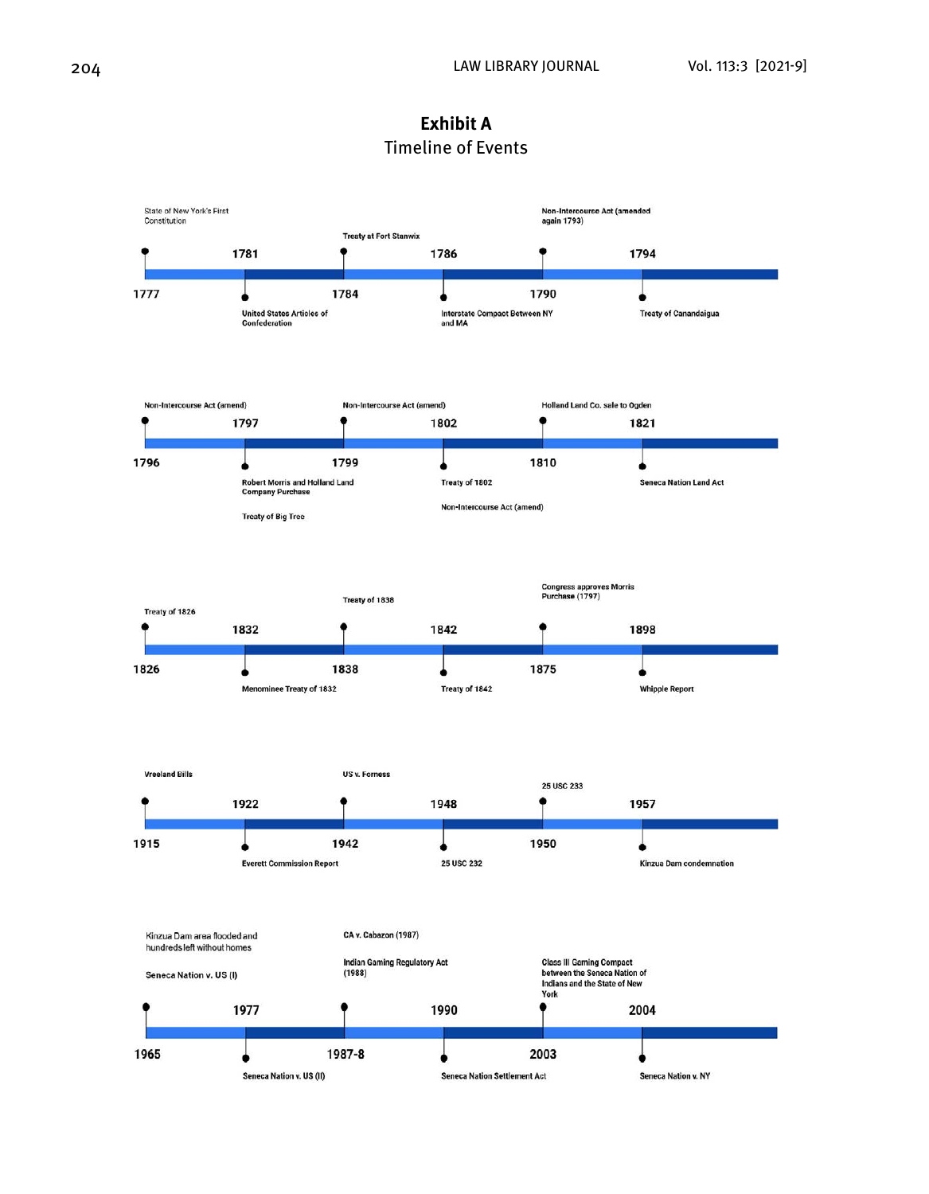## Exhibit A

Timeline of Events

- **1777** — State of New York's First Constitution
- **1781** — United States Articles of Confederation
- **1784** — Treaty at Fort Stanwix
- **1786** — Interstate Compact Between NY and MA
- **1790** — Non-Intercourse Act (amended again 1793)
- **1794** — Treaty of Canandaigua
- **1796** — Non-Intercourse Act (amend)
- **1797** — Robert Morris and Holland Land Company Purchase; Treaty of Big Tree
- **1799** — Non-Intercourse Act (amend)
- **1802** — Treaty of 1802; Non-Intercourse Act (amend)
- **1810** — Holland Land Co. sale to Ogden
- **1821** — Seneca Nation Land Act
- **1826** — Treaty of 1826
- **1832** — Menominee Treaty of 1832
- **1838** — Treaty of 1838
- **1842** — Treaty of 1842
- **1875** — Congress approves Morris Purchase (1797)
- **1898** — Whipple Report
- **1915** — Vreeland Bills
- **1922** — Everett Commission Report
- **1942** — US v. Forness
- **1948** — 25 USC 232
- **1950** — 25 USC 233
- **1957** — Kinzua Dam condemnation
- **1965** — Kinzua Dam area flooded and hundreds left without homes; Seneca Nation v. US (I)
- **1977** — Seneca Nation v. US (II)
- **1987-8** — CA v. Cabazon (1987); Indian Gaming Regulatory Act (1988)
- **1990** — Seneca Nation Settlement Act
- **2003** — Class III Gaming Compact between the Seneca Nation of Indians and the State of New York
- **2004** — Seneca Nation v. NY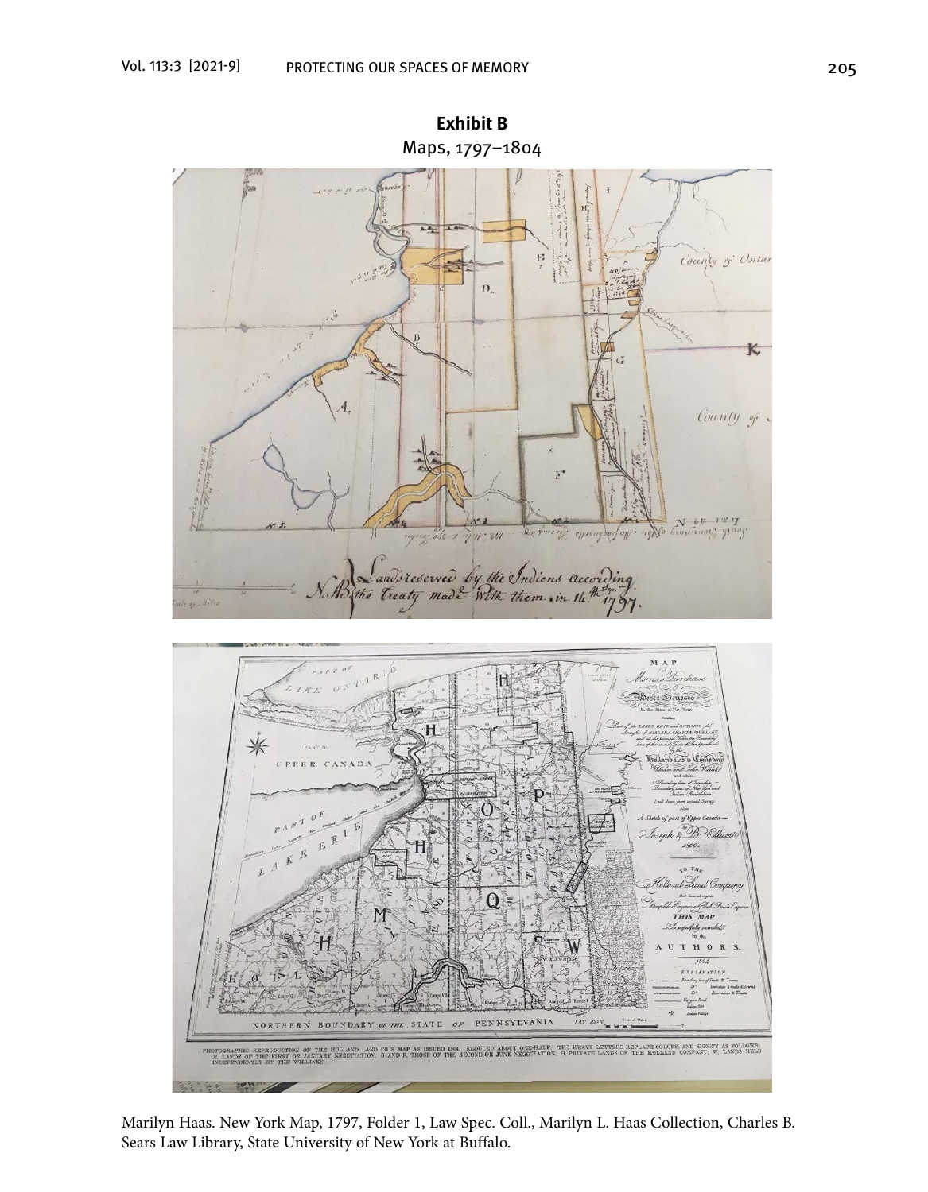**Exhibit B**

Maps, 1797–1804

Marilyn Haas. New York Map, 1797, Folder 1, Law Spec. Coll., Marilyn L. Haas Collection, Charles B. Sears Law Library, State University of New York at Buffalo.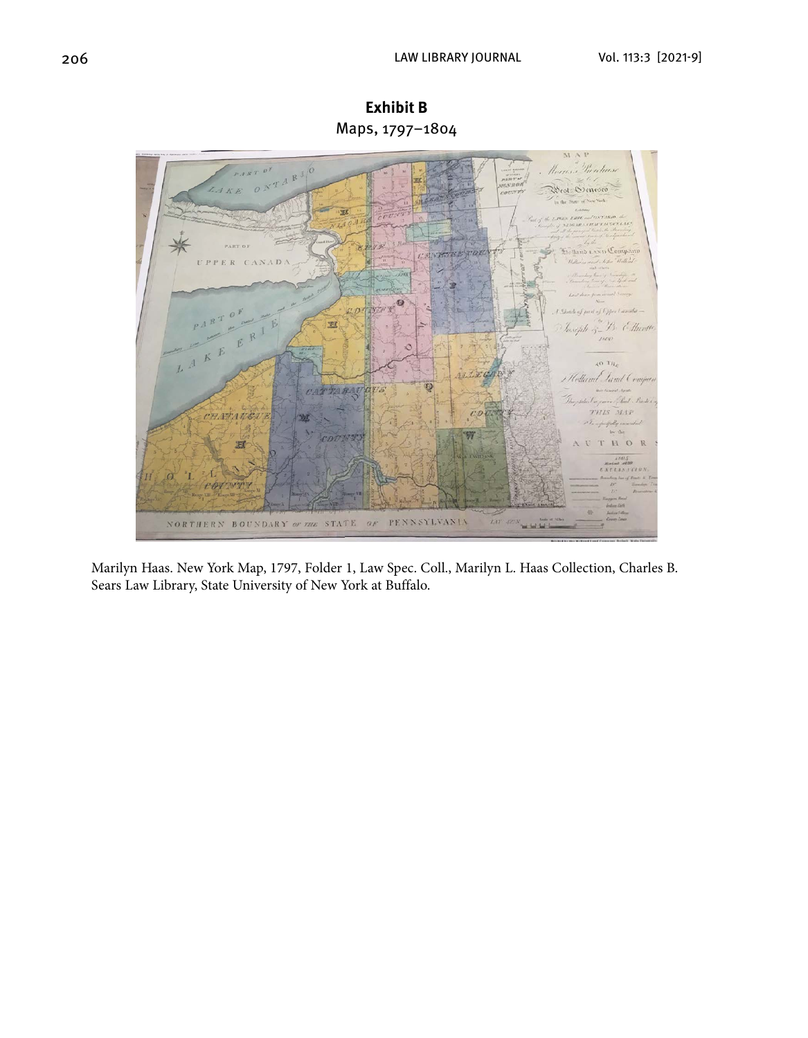**Exhibit B**

Maps, 1797–1804

Marilyn Haas. New York Map, 1797, Folder 1, Law Spec. Coll., Marilyn L. Haas Collection, Charles B. Sears Law Library, State University of New York at Buffalo.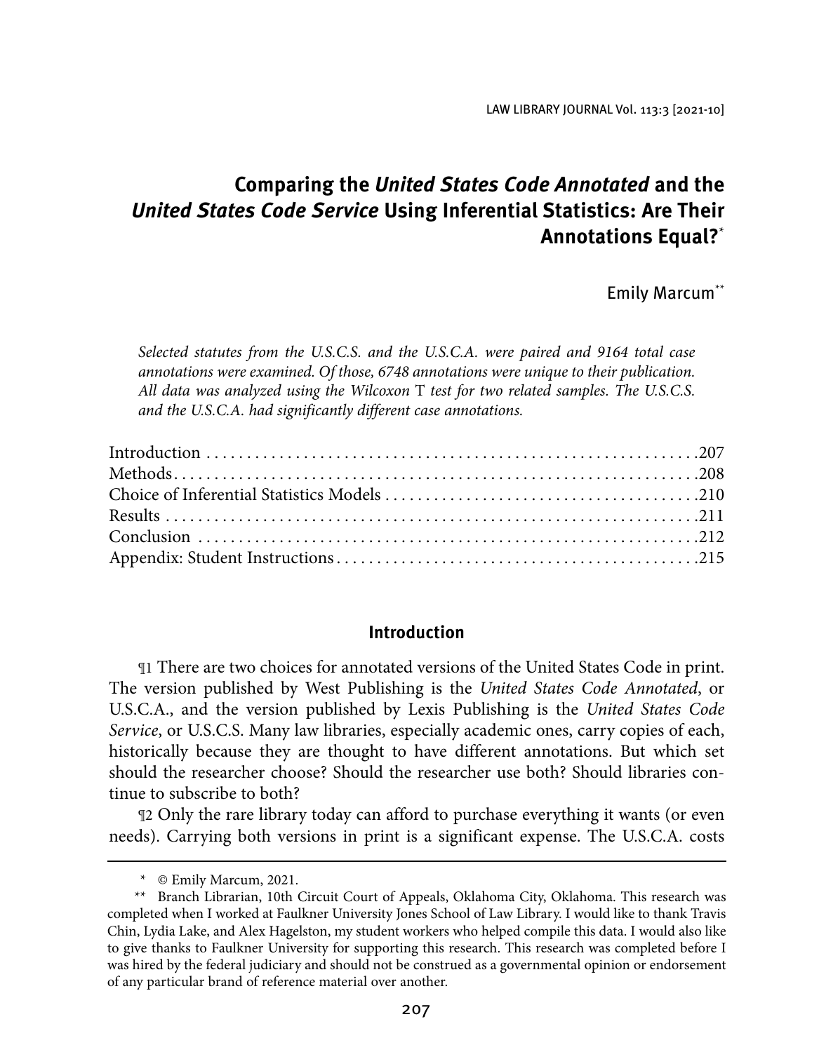# Comparing the *United States Code Annotated* and the *United States Code Service* Using Inferential Statistics: Are Their Annotations Equal?*

Emily Marcum**

*Selected statutes from the U.S.C.S. and the U.S.C.A. were paired and 9164 total case annotations were examined. Of those, 6748 annotations were unique to their publication. All data was analyzed using the Wilcoxon* T *test for two related samples. The U.S.C.S. and the U.S.C.A. had significantly different case annotations.*

| | |
|---|---|
| Introduction | 207 |
| Methods | 208 |
| Choice of Inferential Statistics Models | 210 |
| Results | 211 |
| Conclusion | 212 |
| Appendix: Student Instructions | 215 |

## Introduction

¶1 There are two choices for annotated versions of the United States Code in print. The version published by West Publishing is the *United States Code Annotated*, or U.S.C.A., and the version published by Lexis Publishing is the *United States Code Service*, or U.S.C.S. Many law libraries, especially academic ones, carry copies of each, historically because they are thought to have different annotations. But which set should the researcher choose? Should the researcher use both? Should libraries continue to subscribe to both?

¶2 Only the rare library today can afford to purchase everything it wants (or even needs). Carrying both versions in print is a significant expense. The U.S.C.A. costs

\* © Emily Marcum, 2021.

\*\* Branch Librarian, 10th Circuit Court of Appeals, Oklahoma City, Oklahoma. This research was completed when I worked at Faulkner University Jones School of Law Library. I would like to thank Travis Chin, Lydia Lake, and Alex Hagelston, my student workers who helped compile this data. I would also like to give thanks to Faulkner University for supporting this research. This research was completed before I was hired by the federal judiciary and should not be construed as a governmental opinion or endorsement of any particular brand of reference material over another.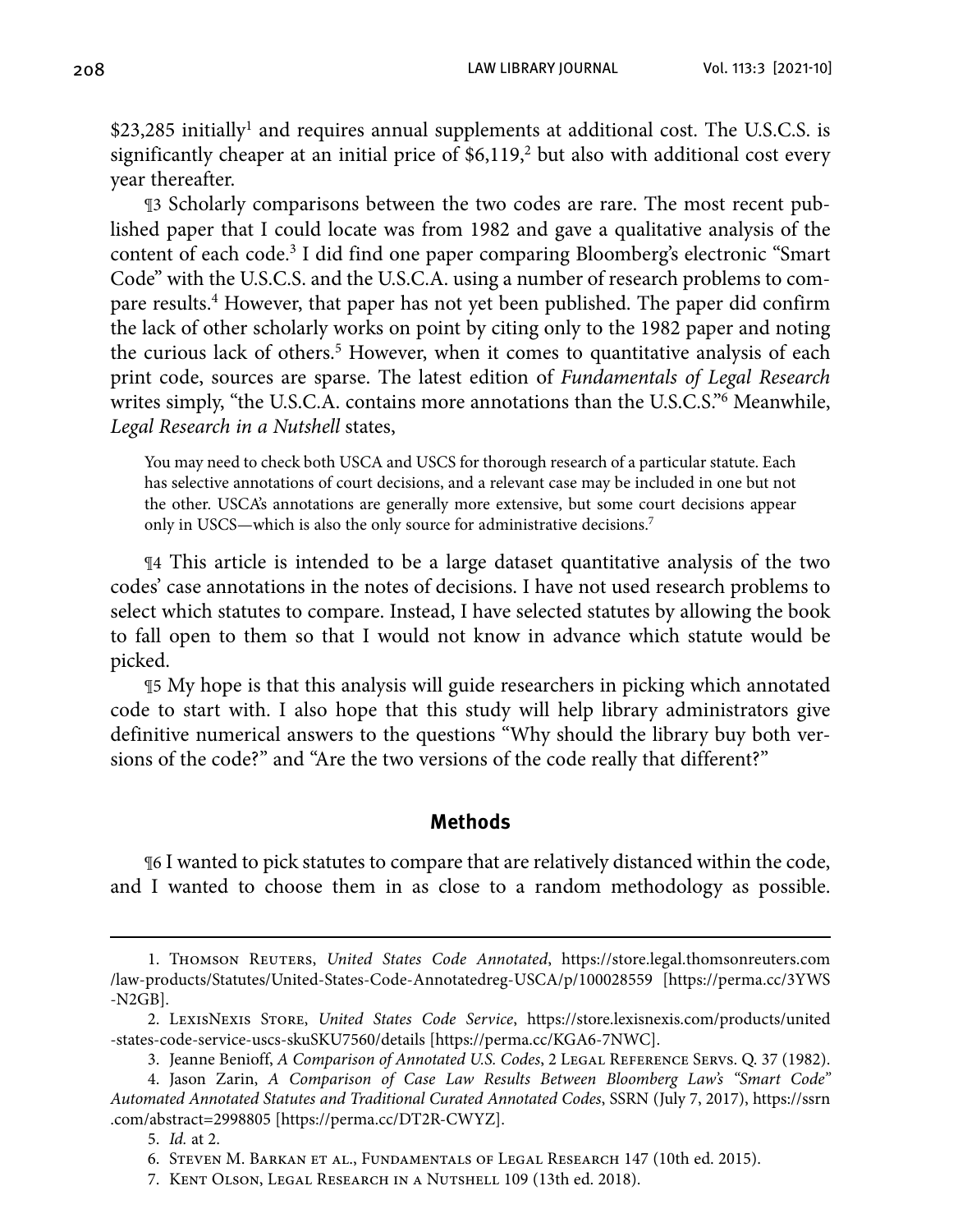$23,285 initially[1] and requires annual supplements at additional cost. The U.S.C.S. is significantly cheaper at an initial price of $6,119,[2] but also with additional cost every year thereafter.

¶3 Scholarly comparisons between the two codes are rare. The most recent published paper that I could locate was from 1982 and gave a qualitative analysis of the content of each code.[3] I did find one paper comparing Bloomberg's electronic "Smart Code" with the U.S.C.S. and the U.S.C.A. using a number of research problems to compare results.[4] However, that paper has not yet been published. The paper did confirm the lack of other scholarly works on point by citing only to the 1982 paper and noting the curious lack of others.[5] However, when it comes to quantitative analysis of each print code, sources are sparse. The latest edition of *Fundamentals of Legal Research* writes simply, "the U.S.C.A. contains more annotations than the U.S.C.S."[6] Meanwhile, *Legal Research in a Nutshell* states,

> You may need to check both USCA and USCS for thorough research of a particular statute. Each has selective annotations of court decisions, and a relevant case may be included in one but not the other. USCA's annotations are generally more extensive, but some court decisions appear only in USCS—which is also the only source for administrative decisions.[7]

¶4 This article is intended to be a large dataset quantitative analysis of the two codes' case annotations in the notes of decisions. I have not used research problems to select which statutes to compare. Instead, I have selected statutes by allowing the book to fall open to them so that I would not know in advance which statute would be picked.

¶5 My hope is that this analysis will guide researchers in picking which annotated code to start with. I also hope that this study will help library administrators give definitive numerical answers to the questions "Why should the library buy both versions of the code?" and "Are the two versions of the code really that different?"

## Methods

¶6 I wanted to pick statutes to compare that are relatively distanced within the code, and I wanted to choose them in as close to a random methodology as possible.

---

1. Thomson Reuters, *United States Code Annotated*, https://store.legal.thomsonreuters.com/law-products/Statutes/United-States-Code-Annotatedreg-USCA/p/100028559 [https://perma.cc/3YWS-N2GB].

2. LexisNexis Store, *United States Code Service*, https://store.lexisnexis.com/products/united-states-code-service-uscs-skuSKU7560/details [https://perma.cc/KGA6-7NWC].

3. Jeanne Benioff, *A Comparison of Annotated U.S. Codes*, 2 Legal Reference Servs. Q. 37 (1982).

4. Jason Zarin, *A Comparison of Case Law Results Between Bloomberg Law's "Smart Code" Automated Annotated Statutes and Traditional Curated Annotated Codes*, SSRN (July 7, 2017), https://ssrn.com/abstract=2998805 [https://perma.cc/DT2R-CWYZ].

5. *Id.* at 2.

6. Steven M. Barkan et al., Fundamentals of Legal Research 147 (10th ed. 2015).

7. Kent Olson, Legal Research in a Nutshell 109 (13th ed. 2018).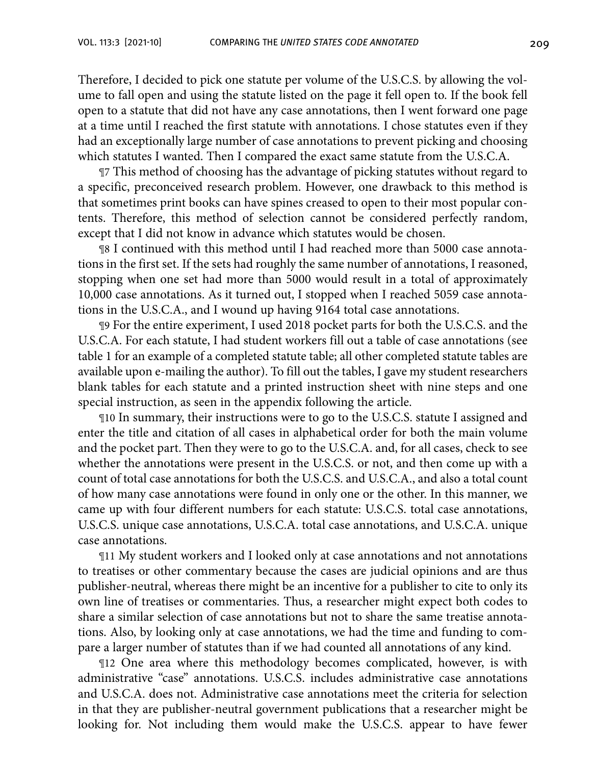Therefore, I decided to pick one statute per volume of the U.S.C.S. by allowing the volume to fall open and using the statute listed on the page it fell open to. If the book fell open to a statute that did not have any case annotations, then I went forward one page at a time until I reached the first statute with annotations. I chose statutes even if they had an exceptionally large number of case annotations to prevent picking and choosing which statutes I wanted. Then I compared the exact same statute from the U.S.C.A.

¶7 This method of choosing has the advantage of picking statutes without regard to a specific, preconceived research problem. However, one drawback to this method is that sometimes print books can have spines creased to open to their most popular contents. Therefore, this method of selection cannot be considered perfectly random, except that I did not know in advance which statutes would be chosen.

¶8 I continued with this method until I had reached more than 5000 case annotations in the first set. If the sets had roughly the same number of annotations, I reasoned, stopping when one set had more than 5000 would result in a total of approximately 10,000 case annotations. As it turned out, I stopped when I reached 5059 case annotations in the U.S.C.A., and I wound up having 9164 total case annotations.

¶9 For the entire experiment, I used 2018 pocket parts for both the U.S.C.S. and the U.S.C.A. For each statute, I had student workers fill out a table of case annotations (see table 1 for an example of a completed statute table; all other completed statute tables are available upon e-mailing the author). To fill out the tables, I gave my student researchers blank tables for each statute and a printed instruction sheet with nine steps and one special instruction, as seen in the appendix following the article.

¶10 In summary, their instructions were to go to the U.S.C.S. statute I assigned and enter the title and citation of all cases in alphabetical order for both the main volume and the pocket part. Then they were to go to the U.S.C.A. and, for all cases, check to see whether the annotations were present in the U.S.C.S. or not, and then come up with a count of total case annotations for both the U.S.C.S. and U.S.C.A., and also a total count of how many case annotations were found in only one or the other. In this manner, we came up with four different numbers for each statute: U.S.C.S. total case annotations, U.S.C.S. unique case annotations, U.S.C.A. total case annotations, and U.S.C.A. unique case annotations.

¶11 My student workers and I looked only at case annotations and not annotations to treatises or other commentary because the cases are judicial opinions and are thus publisher-neutral, whereas there might be an incentive for a publisher to cite to only its own line of treatises or commentaries. Thus, a researcher might expect both codes to share a similar selection of case annotations but not to share the same treatise annotations. Also, by looking only at case annotations, we had the time and funding to compare a larger number of statutes than if we had counted all annotations of any kind.

¶12 One area where this methodology becomes complicated, however, is with administrative "case" annotations. U.S.C.S. includes administrative case annotations and U.S.C.A. does not. Administrative case annotations meet the criteria for selection in that they are publisher-neutral government publications that a researcher might be looking for. Not including them would make the U.S.C.S. appear to have fewer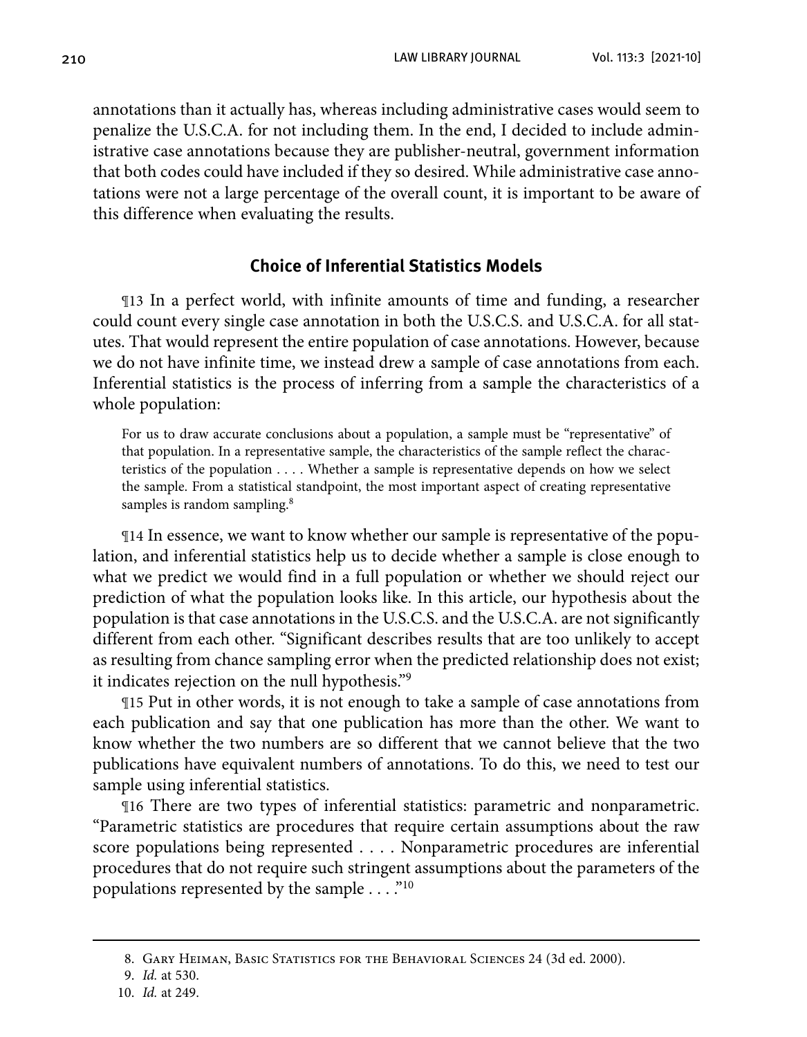annotations than it actually has, whereas including administrative cases would seem to penalize the U.S.C.A. for not including them. In the end, I decided to include administrative case annotations because they are publisher-neutral, government information that both codes could have included if they so desired. While administrative case annotations were not a large percentage of the overall count, it is important to be aware of this difference when evaluating the results.

## Choice of Inferential Statistics Models

¶13 In a perfect world, with infinite amounts of time and funding, a researcher could count every single case annotation in both the U.S.C.S. and U.S.C.A. for all statutes. That would represent the entire population of case annotations. However, because we do not have infinite time, we instead drew a sample of case annotations from each. Inferential statistics is the process of inferring from a sample the characteristics of a whole population:

> For us to draw accurate conclusions about a population, a sample must be "representative" of that population. In a representative sample, the characteristics of the sample reflect the characteristics of the population . . . . Whether a sample is representative depends on how we select the sample. From a statistical standpoint, the most important aspect of creating representative samples is random sampling.[8]

¶14 In essence, we want to know whether our sample is representative of the population, and inferential statistics help us to decide whether a sample is close enough to what we predict we would find in a full population or whether we should reject our prediction of what the population looks like. In this article, our hypothesis about the population is that case annotations in the U.S.C.S. and the U.S.C.A. are not significantly different from each other. "Significant describes results that are too unlikely to accept as resulting from chance sampling error when the predicted relationship does not exist; it indicates rejection on the null hypothesis."[9]

¶15 Put in other words, it is not enough to take a sample of case annotations from each publication and say that one publication has more than the other. We want to know whether the two numbers are so different that we cannot believe that the two publications have equivalent numbers of annotations. To do this, we need to test our sample using inferential statistics.

¶16 There are two types of inferential statistics: parametric and nonparametric. "Parametric statistics are procedures that require certain assumptions about the raw score populations being represented . . . . Nonparametric procedures are inferential procedures that do not require such stringent assumptions about the parameters of the populations represented by the sample . . . ."[10]

---

8. Gary Heiman, Basic Statistics for the Behavioral Sciences 24 (3d ed. 2000).

9. *Id.* at 530.

10. *Id.* at 249.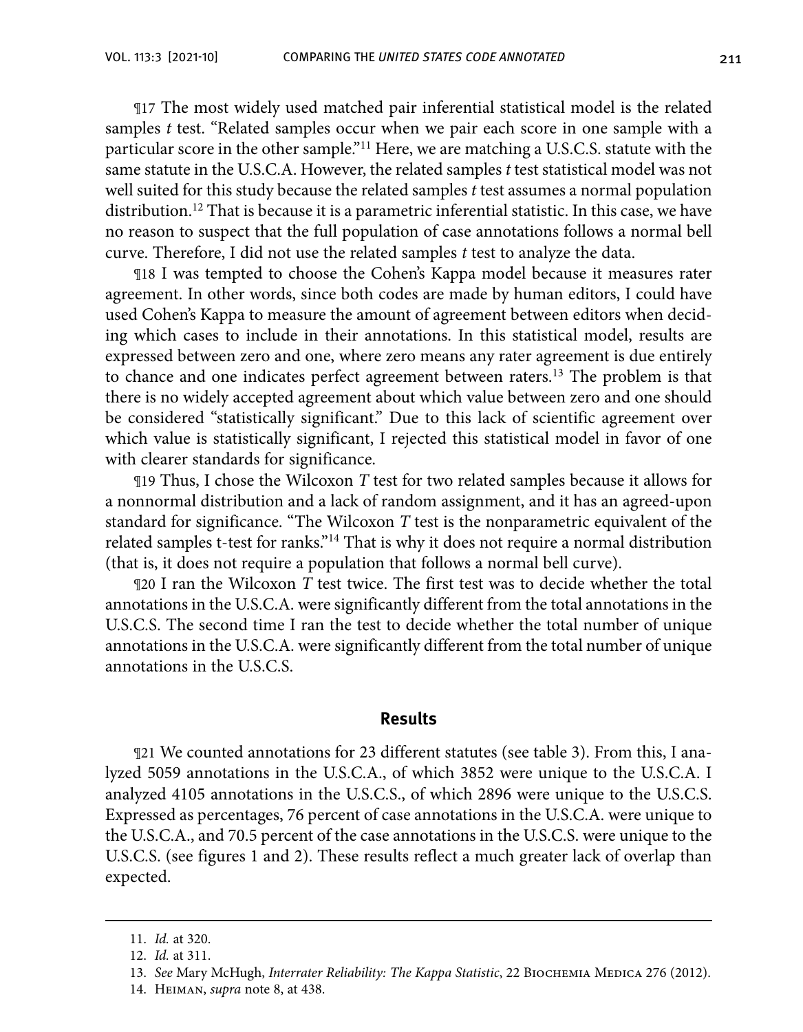¶17 The most widely used matched pair inferential statistical model is the related samples *t* test. "Related samples occur when we pair each score in one sample with a particular score in the other sample."[11] Here, we are matching a U.S.C.S. statute with the same statute in the U.S.C.A. However, the related samples *t* test statistical model was not well suited for this study because the related samples *t* test assumes a normal population distribution.[12] That is because it is a parametric inferential statistic. In this case, we have no reason to suspect that the full population of case annotations follows a normal bell curve. Therefore, I did not use the related samples *t* test to analyze the data.

¶18 I was tempted to choose the Cohen's Kappa model because it measures rater agreement. In other words, since both codes are made by human editors, I could have used Cohen's Kappa to measure the amount of agreement between editors when deciding which cases to include in their annotations. In this statistical model, results are expressed between zero and one, where zero means any rater agreement is due entirely to chance and one indicates perfect agreement between raters.[13] The problem is that there is no widely accepted agreement about which value between zero and one should be considered "statistically significant." Due to this lack of scientific agreement over which value is statistically significant, I rejected this statistical model in favor of one with clearer standards for significance.

¶19 Thus, I chose the Wilcoxon *T* test for two related samples because it allows for a nonnormal distribution and a lack of random assignment, and it has an agreed-upon standard for significance. "The Wilcoxon *T* test is the nonparametric equivalent of the related samples t-test for ranks."[14] That is why it does not require a normal distribution (that is, it does not require a population that follows a normal bell curve).

¶20 I ran the Wilcoxon *T* test twice. The first test was to decide whether the total annotations in the U.S.C.A. were significantly different from the total annotations in the U.S.C.S. The second time I ran the test to decide whether the total number of unique annotations in the U.S.C.A. were significantly different from the total number of unique annotations in the U.S.C.S.

## Results

¶21 We counted annotations for 23 different statutes (see table 3). From this, I analyzed 5059 annotations in the U.S.C.A., of which 3852 were unique to the U.S.C.A. I analyzed 4105 annotations in the U.S.C.S., of which 2896 were unique to the U.S.C.S. Expressed as percentages, 76 percent of case annotations in the U.S.C.A. were unique to the U.S.C.A., and 70.5 percent of the case annotations in the U.S.C.S. were unique to the U.S.C.S. (see figures 1 and 2). These results reflect a much greater lack of overlap than expected.

---

11. *Id.* at 320.
12. *Id.* at 311.
13. *See* Mary McHugh, *Interrater Reliability: The Kappa Statistic*, 22 Biochemia Medica 276 (2012).
14. Heiman, *supra* note 8, at 438.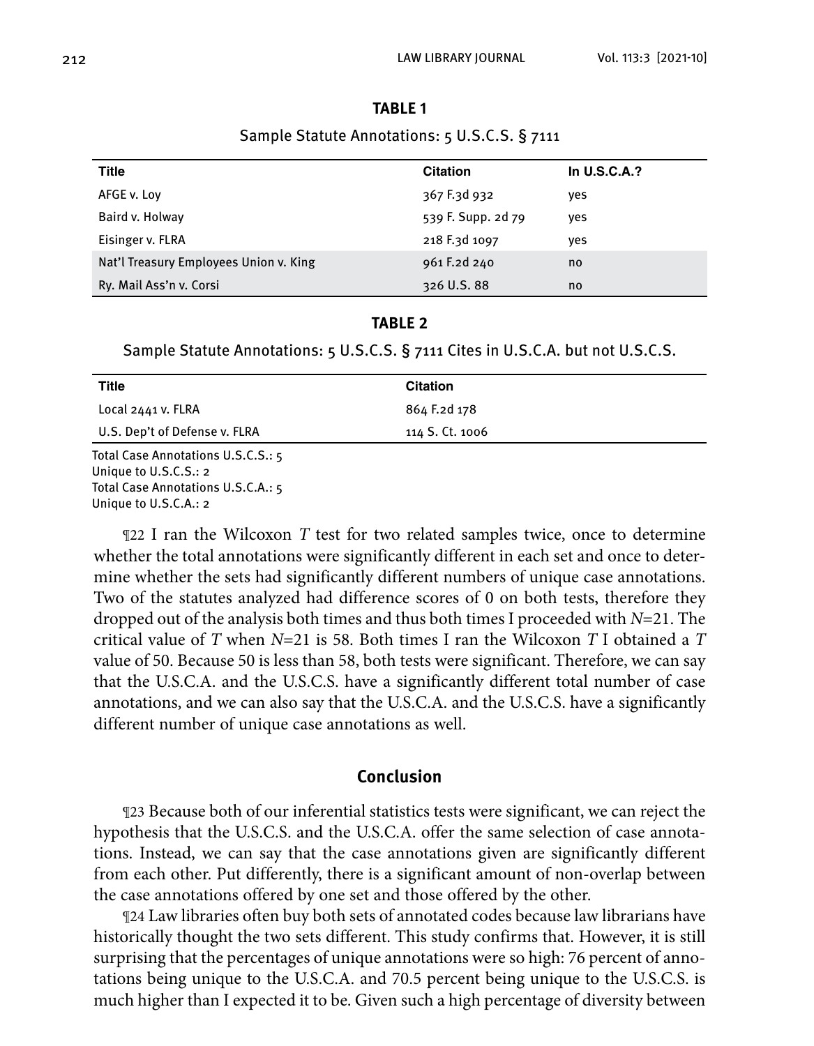**TABLE 1**

Sample Statute Annotations: 5 U.S.C.S. § 7111

| Title | Citation | In U.S.C.A.? |
|---|---|---|
| AFGE v. Loy | 367 F.3d 932 | yes |
| Baird v. Holway | 539 F. Supp. 2d 79 | yes |
| Eisinger v. FLRA | 218 F.3d 1097 | yes |
| Nat'l Treasury Employees Union v. King | 961 F.2d 240 | no |
| Ry. Mail Ass'n v. Corsi | 326 U.S. 88 | no |

**TABLE 2**

Sample Statute Annotations: 5 U.S.C.S. § 7111 Cites in U.S.C.A. but not U.S.C.S.

| Title | Citation |
|---|---|
| Local 2441 v. FLRA | 864 F.2d 178 |
| U.S. Dep't of Defense v. FLRA | 114 S. Ct. 1006 |

Total Case Annotations U.S.C.S.: 5
Unique to U.S.C.S.: 2
Total Case Annotations U.S.C.A.: 5
Unique to U.S.C.A.: 2

¶22 I ran the Wilcoxon *T* test for two related samples twice, once to determine whether the total annotations were significantly different in each set and once to determine whether the sets had significantly different numbers of unique case annotations. Two of the statutes analyzed had difference scores of 0 on both tests, therefore they dropped out of the analysis both times and thus both times I proceeded with $N$=21. The critical value of $T$ when $N$=21 is 58. Both times I ran the Wilcoxon $T$ I obtained a $T$ value of 50. Because 50 is less than 58, both tests were significant. Therefore, we can say that the U.S.C.A. and the U.S.C.S. have a significantly different total number of case annotations, and we can also say that the U.S.C.A. and the U.S.C.S. have a significantly different number of unique case annotations as well.

## Conclusion

¶23 Because both of our inferential statistics tests were significant, we can reject the hypothesis that the U.S.C.S. and the U.S.C.A. offer the same selection of case annotations. Instead, we can say that the case annotations given are significantly different from each other. Put differently, there is a significant amount of non-overlap between the case annotations offered by one set and those offered by the other.

¶24 Law libraries often buy both sets of annotated codes because law librarians have historically thought the two sets different. This study confirms that. However, it is still surprising that the percentages of unique annotations were so high: 76 percent of annotations being unique to the U.S.C.A. and 70.5 percent being unique to the U.S.C.S. is much higher than I expected it to be. Given such a high percentage of diversity between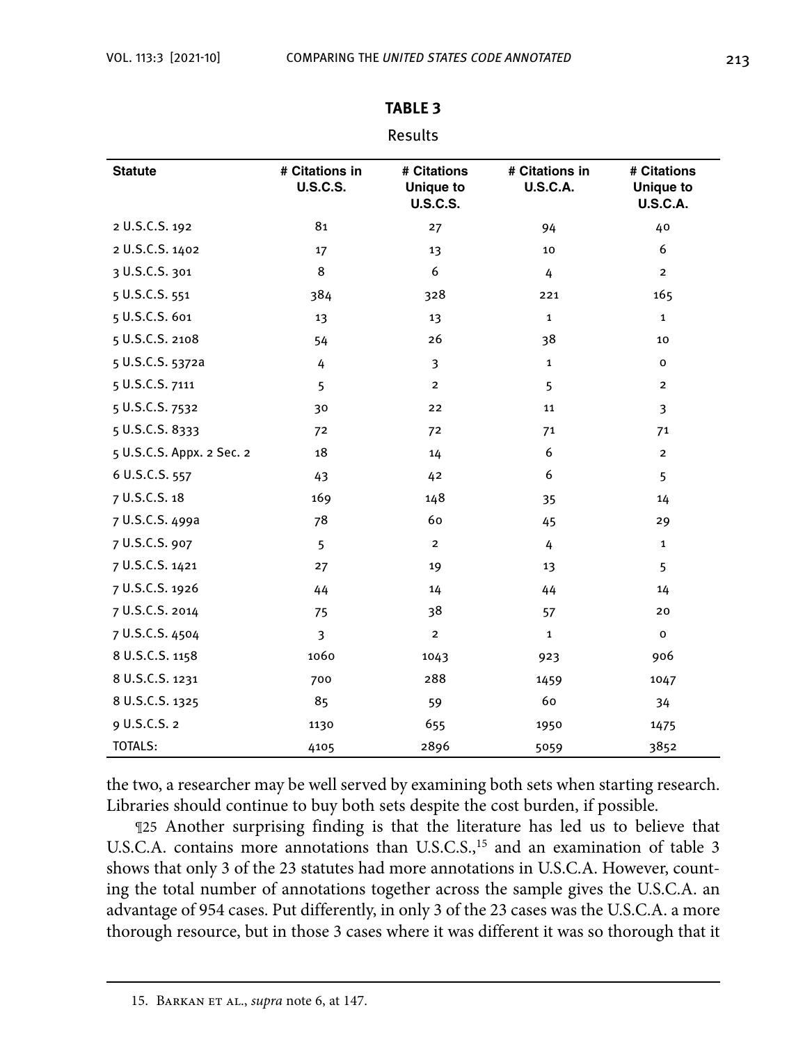**TABLE 3**

Results

| Statute | # Citations in U.S.C.S. | # Citations Unique to U.S.C.S. | # Citations in U.S.C.A. | # Citations Unique to U.S.C.A. |
|---|---|---|---|---|
| 2 U.S.C.S. 192 | 81 | 27 | 94 | 40 |
| 2 U.S.C.S. 1402 | 17 | 13 | 10 | 6 |
| 3 U.S.C.S. 301 | 8 | 6 | 4 | 2 |
| 5 U.S.C.S. 551 | 384 | 328 | 221 | 165 |
| 5 U.S.C.S. 601 | 13 | 13 | 1 | 1 |
| 5 U.S.C.S. 2108 | 54 | 26 | 38 | 10 |
| 5 U.S.C.S. 5372a | 4 | 3 | 1 | 0 |
| 5 U.S.C.S. 7111 | 5 | 2 | 5 | 2 |
| 5 U.S.C.S. 7532 | 30 | 22 | 11 | 3 |
| 5 U.S.C.S. 8333 | 72 | 72 | 71 | 71 |
| 5 U.S.C.S. Appx. 2 Sec. 2 | 18 | 14 | 6 | 2 |
| 6 U.S.C.S. 557 | 43 | 42 | 6 | 5 |
| 7 U.S.C.S. 18 | 169 | 148 | 35 | 14 |
| 7 U.S.C.S. 499a | 78 | 60 | 45 | 29 |
| 7 U.S.C.S. 907 | 5 | 2 | 4 | 1 |
| 7 U.S.C.S. 1421 | 27 | 19 | 13 | 5 |
| 7 U.S.C.S. 1926 | 44 | 14 | 44 | 14 |
| 7 U.S.C.S. 2014 | 75 | 38 | 57 | 20 |
| 7 U.S.C.S. 4504 | 3 | 2 | 1 | 0 |
| 8 U.S.C.S. 1158 | 1060 | 1043 | 923 | 906 |
| 8 U.S.C.S. 1231 | 700 | 288 | 1459 | 1047 |
| 8 U.S.C.S. 1325 | 85 | 59 | 60 | 34 |
| 9 U.S.C.S. 2 | 1130 | 655 | 1950 | 1475 |
| TOTALS: | 4105 | 2896 | 5059 | 3852 |

the two, a researcher may be well served by examining both sets when starting research. Libraries should continue to buy both sets despite the cost burden, if possible.

¶25 Another surprising finding is that the literature has led us to believe that U.S.C.A. contains more annotations than U.S.C.S.,[15] and an examination of table 3 shows that only 3 of the 23 statutes had more annotations in U.S.C.A. However, counting the total number of annotations together across the sample gives the U.S.C.A. an advantage of 954 cases. Put differently, in only 3 of the 23 cases was the U.S.C.A. a more thorough resource, but in those 3 cases where it was different it was so thorough that it

15. Barkan et al., *supra* note 6, at 147.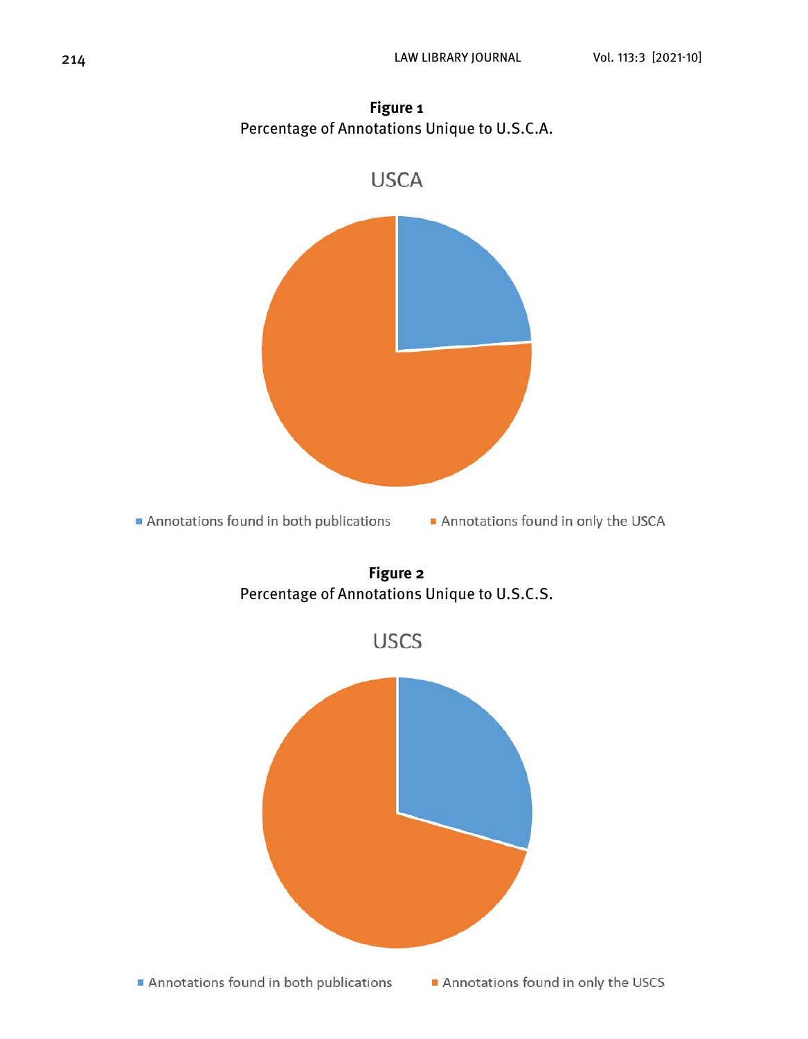**Figure 1**
Percentage of Annotations Unique to U.S.C.A.

USCA

■ Annotations found in both publications ■ Annotations found in only the USCA

**Figure 2**
Percentage of Annotations Unique to U.S.C.S.

USCS

■ Annotations found in both publications ■ Annotations found in only the USCS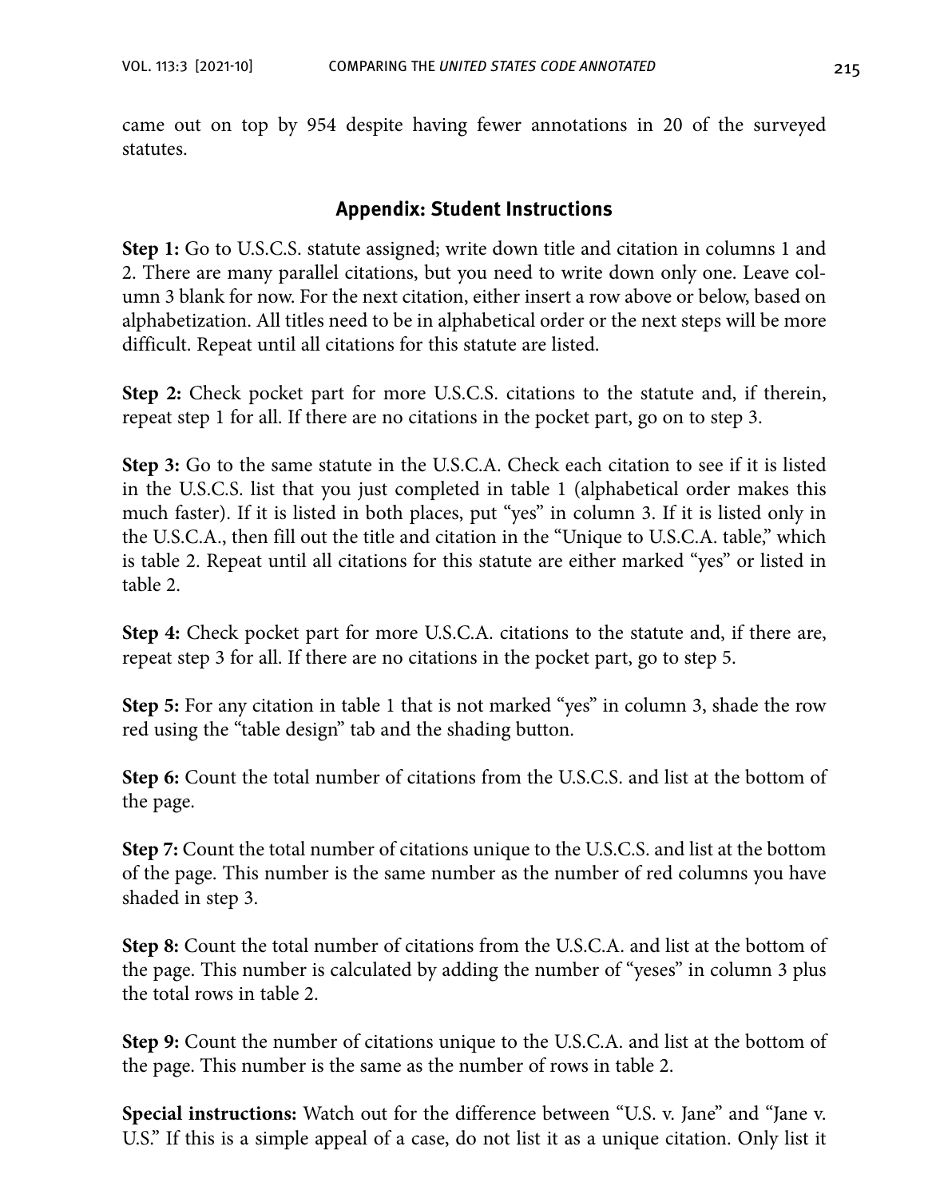came out on top by 954 despite having fewer annotations in 20 of the surveyed statutes.

## Appendix: Student Instructions

**Step 1:** Go to U.S.C.S. statute assigned; write down title and citation in columns 1 and 2. There are many parallel citations, but you need to write down only one. Leave column 3 blank for now. For the next citation, either insert a row above or below, based on alphabetization. All titles need to be in alphabetical order or the next steps will be more difficult. Repeat until all citations for this statute are listed.

**Step 2:** Check pocket part for more U.S.C.S. citations to the statute and, if therein, repeat step 1 for all. If there are no citations in the pocket part, go on to step 3.

**Step 3:** Go to the same statute in the U.S.C.A. Check each citation to see if it is listed in the U.S.C.S. list that you just completed in table 1 (alphabetical order makes this much faster). If it is listed in both places, put "yes" in column 3. If it is listed only in the U.S.C.A., then fill out the title and citation in the "Unique to U.S.C.A. table," which is table 2. Repeat until all citations for this statute are either marked "yes" or listed in table 2.

**Step 4:** Check pocket part for more U.S.C.A. citations to the statute and, if there are, repeat step 3 for all. If there are no citations in the pocket part, go to step 5.

**Step 5:** For any citation in table 1 that is not marked "yes" in column 3, shade the row red using the "table design" tab and the shading button.

**Step 6:** Count the total number of citations from the U.S.C.S. and list at the bottom of the page.

**Step 7:** Count the total number of citations unique to the U.S.C.S. and list at the bottom of the page. This number is the same number as the number of red columns you have shaded in step 3.

**Step 8:** Count the total number of citations from the U.S.C.A. and list at the bottom of the page. This number is calculated by adding the number of "yeses" in column 3 plus the total rows in table 2.

**Step 9:** Count the number of citations unique to the U.S.C.A. and list at the bottom of the page. This number is the same as the number of rows in table 2.

**Special instructions:** Watch out for the difference between "U.S. v. Jane" and "Jane v. U.S." If this is a simple appeal of a case, do not list it as a unique citation. Only list it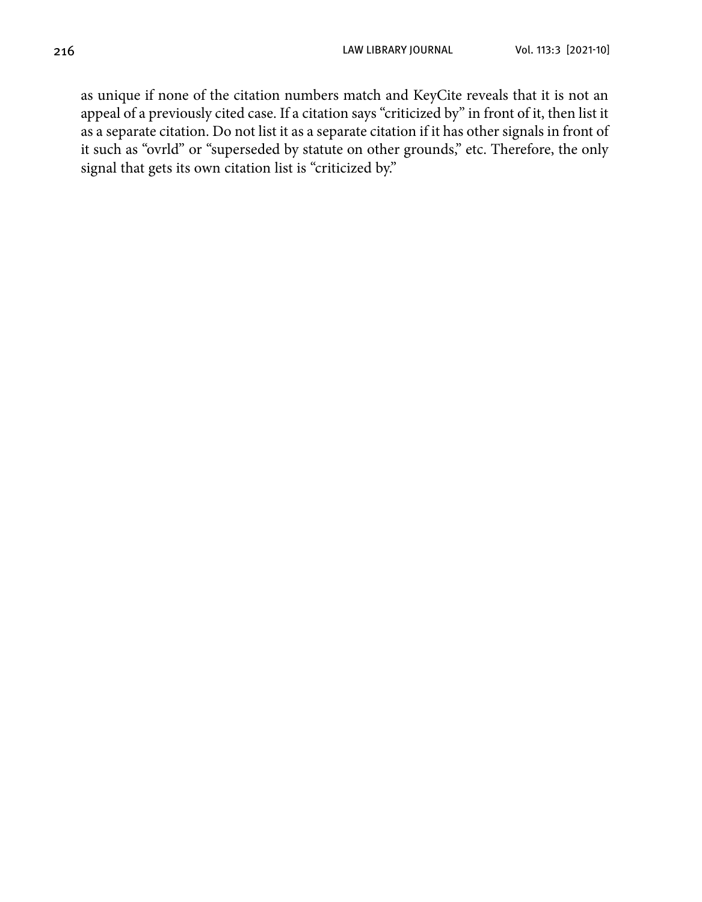as unique if none of the citation numbers match and KeyCite reveals that it is not an appeal of a previously cited case. If a citation says "criticized by" in front of it, then list it as a separate citation. Do not list it as a separate citation if it has other signals in front of it such as "ovrld" or "superseded by statute on other grounds," etc. Therefore, the only signal that gets its own citation list is "criticized by."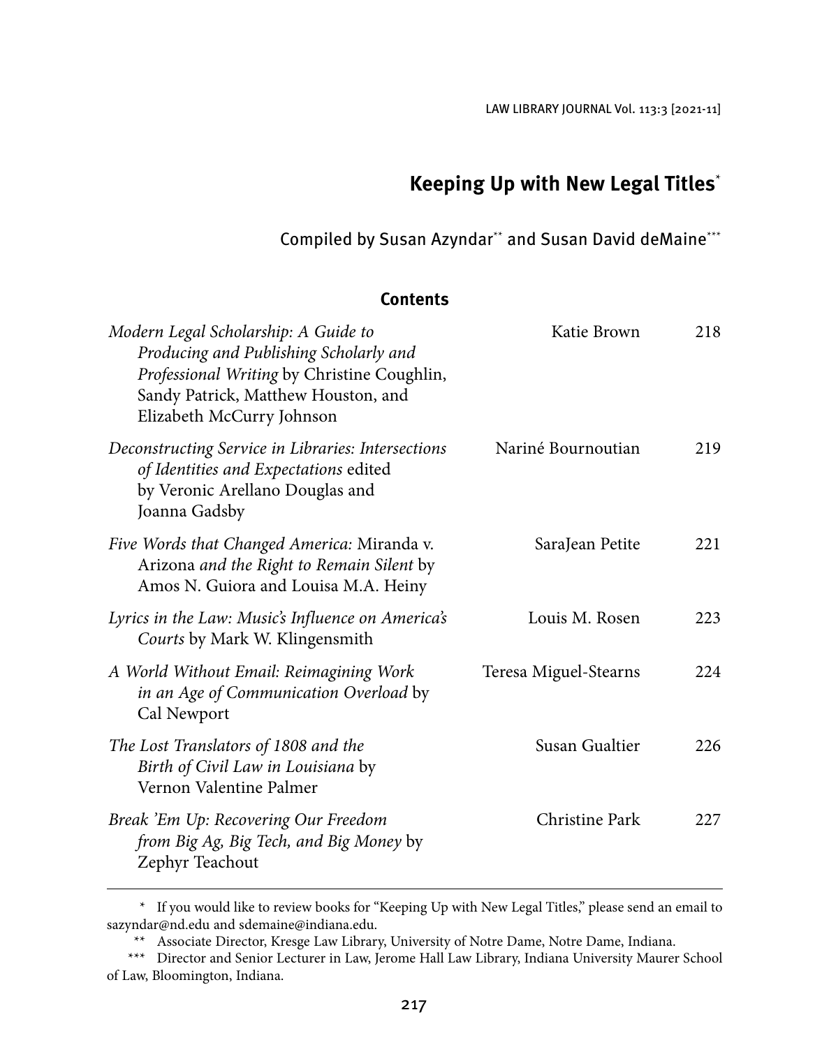# Keeping Up with New Legal Titles[*]

Compiled by Susan Azyndar[**] and Susan David deMaine[***]

## Contents

| | | |
|---|---|---|
| *Modern Legal Scholarship: A Guide to Producing and Publishing Scholarly and Professional Writing* by Christine Coughlin, Sandy Patrick, Matthew Houston, and Elizabeth McCurry Johnson | Katie Brown | 218 |
| *Deconstructing Service in Libraries: Intersections of Identities and Expectations* edited by Veronic Arellano Douglas and Joanna Gadsby | Nariné Bournoutian | 219 |
| *Five Words that Changed America:* Miranda v. Arizona *and the Right to Remain Silent* by Amos N. Guiora and Louisa M.A. Heiny | SaraJean Petite | 221 |
| *Lyrics in the Law: Music's Influence on America's Courts* by Mark W. Klingensmith | Louis M. Rosen | 223 |
| *A World Without Email: Reimagining Work in an Age of Communication Overload* by Cal Newport | Teresa Miguel-Stearns | 224 |
| *The Lost Translators of 1808 and the Birth of Civil Law in Louisiana* by Vernon Valentine Palmer | Susan Gualtier | 226 |
| *Break 'Em Up: Recovering Our Freedom from Big Ag, Big Tech, and Big Money* by Zephyr Teachout | Christine Park | 227 |

\* If you would like to review books for "Keeping Up with New Legal Titles," please send an email to sazyndar@nd.edu and sdemaine@indiana.edu.

\*\* Associate Director, Kresge Law Library, University of Notre Dame, Notre Dame, Indiana.

\*\*\* Director and Senior Lecturer in Law, Jerome Hall Law Library, Indiana University Maurer School of Law, Bloomington, Indiana.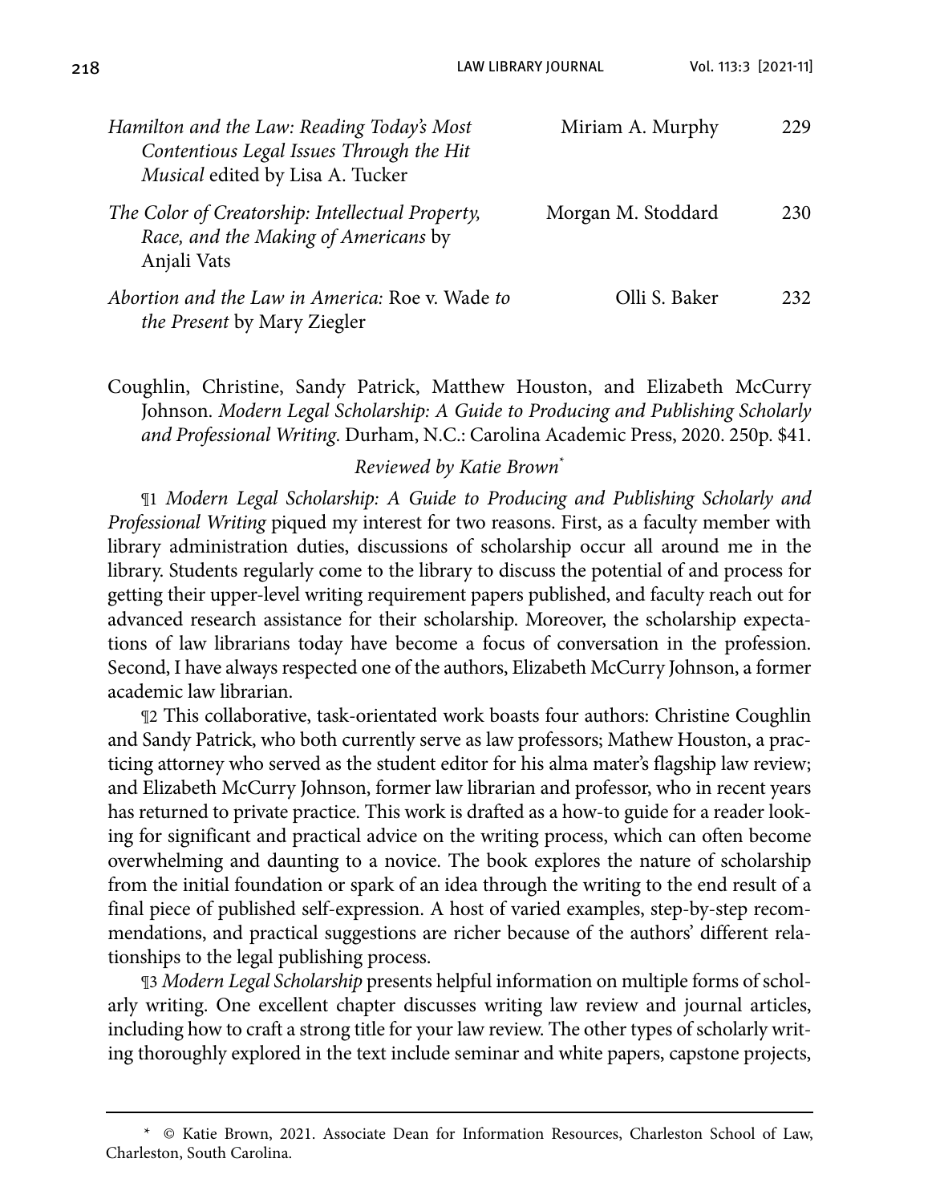| | | |
|---|---|---|
| *Hamilton and the Law: Reading Today's Most Contentious Legal Issues Through the Hit Musical* edited by Lisa A. Tucker | Miriam A. Murphy | 229 |
| *The Color of Creatorship: Intellectual Property, Race, and the Making of Americans* by Anjali Vats | Morgan M. Stoddard | 230 |
| *Abortion and the Law in America:* Roe v. Wade *to the Present* by Mary Ziegler | Olli S. Baker | 232 |

Coughlin, Christine, Sandy Patrick, Matthew Houston, and Elizabeth McCurry Johnson. *Modern Legal Scholarship: A Guide to Producing and Publishing Scholarly and Professional Writing*. Durham, N.C.: Carolina Academic Press, 2020. 250p. $41.

*Reviewed by Katie Brown*[*]

¶1 *Modern Legal Scholarship: A Guide to Producing and Publishing Scholarly and Professional Writing* piqued my interest for two reasons. First, as a faculty member with library administration duties, discussions of scholarship occur all around me in the library. Students regularly come to the library to discuss the potential of and process for getting their upper-level writing requirement papers published, and faculty reach out for advanced research assistance for their scholarship. Moreover, the scholarship expectations of law librarians today have become a focus of conversation in the profession. Second, I have always respected one of the authors, Elizabeth McCurry Johnson, a former academic law librarian.

¶2 This collaborative, task-orientated work boasts four authors: Christine Coughlin and Sandy Patrick, who both currently serve as law professors; Mathew Houston, a practicing attorney who served as the student editor for his alma mater's flagship law review; and Elizabeth McCurry Johnson, former law librarian and professor, who in recent years has returned to private practice. This work is drafted as a how-to guide for a reader looking for significant and practical advice on the writing process, which can often become overwhelming and daunting to a novice. The book explores the nature of scholarship from the initial foundation or spark of an idea through the writing to the end result of a final piece of published self-expression. A host of varied examples, step-by-step recommendations, and practical suggestions are richer because of the authors' different relationships to the legal publishing process.

¶3 *Modern Legal Scholarship* presents helpful information on multiple forms of scholarly writing. One excellent chapter discusses writing law review and journal articles, including how to craft a strong title for your law review. The other types of scholarly writing thoroughly explored in the text include seminar and white papers, capstone projects,

---

[*] © Katie Brown, 2021. Associate Dean for Information Resources, Charleston School of Law, Charleston, South Carolina.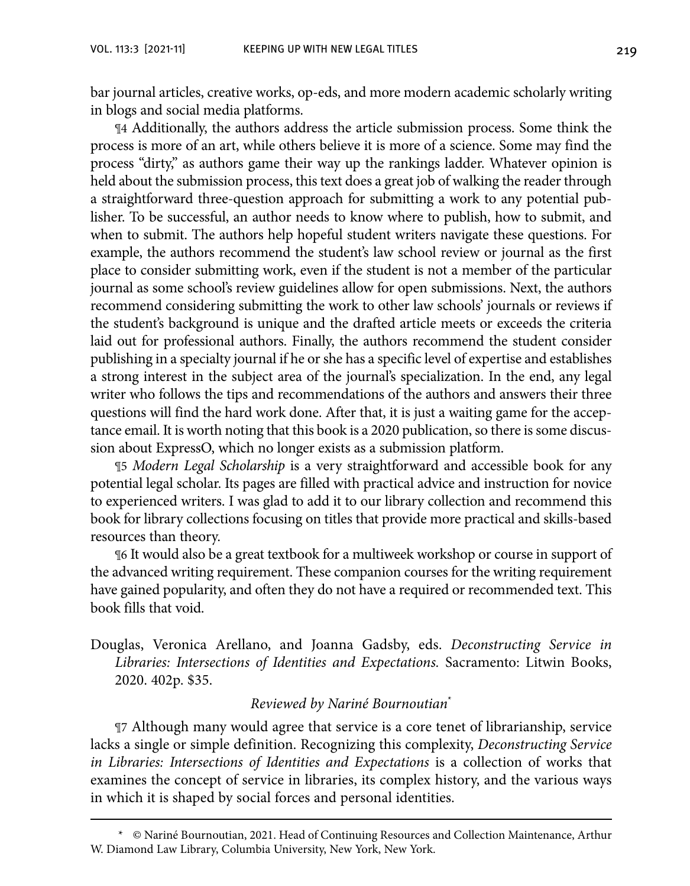bar journal articles, creative works, op-eds, and more modern academic scholarly writing in blogs and social media platforms.

¶4 Additionally, the authors address the article submission process. Some think the process is more of an art, while others believe it is more of a science. Some may find the process "dirty," as authors game their way up the rankings ladder. Whatever opinion is held about the submission process, this text does a great job of walking the reader through a straightforward three-question approach for submitting a work to any potential publisher. To be successful, an author needs to know where to publish, how to submit, and when to submit. The authors help hopeful student writers navigate these questions. For example, the authors recommend the student's law school review or journal as the first place to consider submitting work, even if the student is not a member of the particular journal as some school's review guidelines allow for open submissions. Next, the authors recommend considering submitting the work to other law schools' journals or reviews if the student's background is unique and the drafted article meets or exceeds the criteria laid out for professional authors. Finally, the authors recommend the student consider publishing in a specialty journal if he or she has a specific level of expertise and establishes a strong interest in the subject area of the journal's specialization. In the end, any legal writer who follows the tips and recommendations of the authors and answers their three questions will find the hard work done. After that, it is just a waiting game for the acceptance email. It is worth noting that this book is a 2020 publication, so there is some discussion about ExpressO, which no longer exists as a submission platform.

¶5 *Modern Legal Scholarship* is a very straightforward and accessible book for any potential legal scholar. Its pages are filled with practical advice and instruction for novice to experienced writers. I was glad to add it to our library collection and recommend this book for library collections focusing on titles that provide more practical and skills-based resources than theory.

¶6 It would also be a great textbook for a multiweek workshop or course in support of the advanced writing requirement. These companion courses for the writing requirement have gained popularity, and often they do not have a required or recommended text. This book fills that void.

Douglas, Veronica Arellano, and Joanna Gadsby, eds. *Deconstructing Service in Libraries: Intersections of Identities and Expectations.* Sacramento: Litwin Books, 2020. 402p. $35.

*Reviewed by Nariné Bournoutian*[*]

¶7 Although many would agree that service is a core tenet of librarianship, service lacks a single or simple definition. Recognizing this complexity, *Deconstructing Service in Libraries: Intersections of Identities and Expectations* is a collection of works that examines the concept of service in libraries, its complex history, and the various ways in which it is shaped by social forces and personal identities.

---

[*] © Nariné Bournoutian, 2021. Head of Continuing Resources and Collection Maintenance, Arthur W. Diamond Law Library, Columbia University, New York, New York.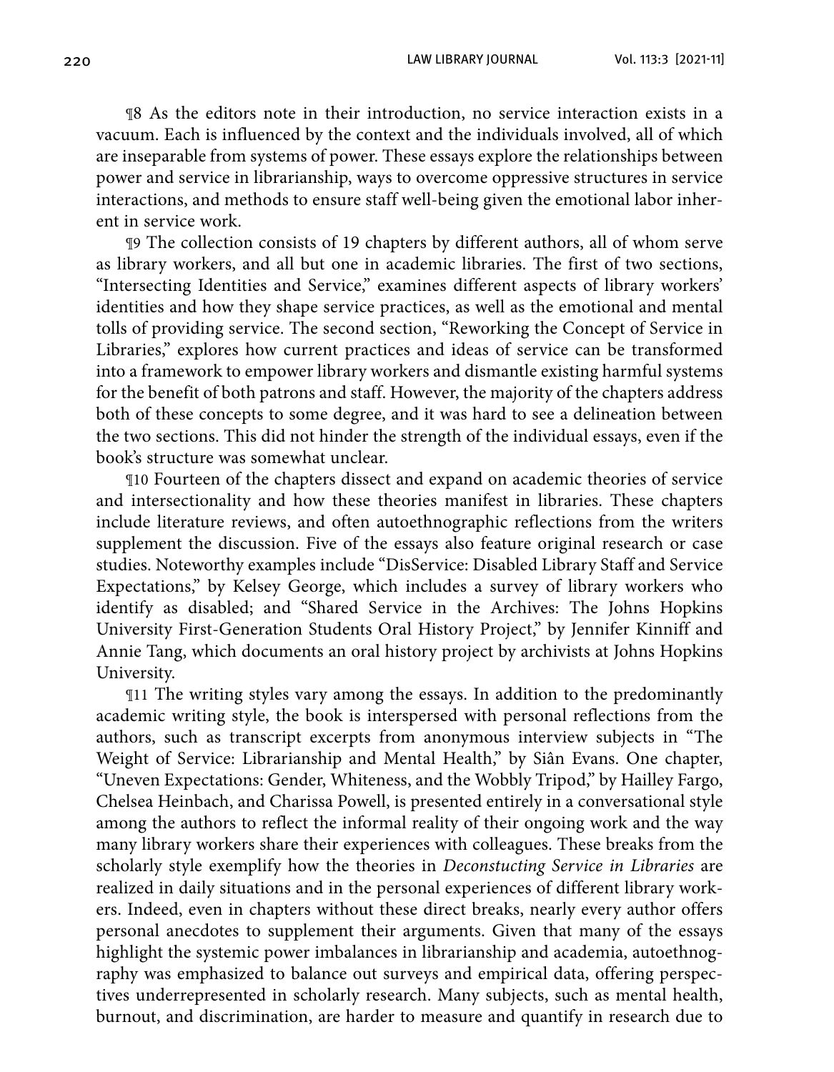¶8 As the editors note in their introduction, no service interaction exists in a vacuum. Each is influenced by the context and the individuals involved, all of which are inseparable from systems of power. These essays explore the relationships between power and service in librarianship, ways to overcome oppressive structures in service interactions, and methods to ensure staff well-being given the emotional labor inherent in service work.

¶9 The collection consists of 19 chapters by different authors, all of whom serve as library workers, and all but one in academic libraries. The first of two sections, "Intersecting Identities and Service," examines different aspects of library workers' identities and how they shape service practices, as well as the emotional and mental tolls of providing service. The second section, "Reworking the Concept of Service in Libraries," explores how current practices and ideas of service can be transformed into a framework to empower library workers and dismantle existing harmful systems for the benefit of both patrons and staff. However, the majority of the chapters address both of these concepts to some degree, and it was hard to see a delineation between the two sections. This did not hinder the strength of the individual essays, even if the book's structure was somewhat unclear.

¶10 Fourteen of the chapters dissect and expand on academic theories of service and intersectionality and how these theories manifest in libraries. These chapters include literature reviews, and often autoethnographic reflections from the writers supplement the discussion. Five of the essays also feature original research or case studies. Noteworthy examples include "DisService: Disabled Library Staff and Service Expectations," by Kelsey George, which includes a survey of library workers who identify as disabled; and "Shared Service in the Archives: The Johns Hopkins University First-Generation Students Oral History Project," by Jennifer Kinniff and Annie Tang, which documents an oral history project by archivists at Johns Hopkins University.

¶11 The writing styles vary among the essays. In addition to the predominantly academic writing style, the book is interspersed with personal reflections from the authors, such as transcript excerpts from anonymous interview subjects in "The Weight of Service: Librarianship and Mental Health," by Siân Evans. One chapter, "Uneven Expectations: Gender, Whiteness, and the Wobbly Tripod," by Hailley Fargo, Chelsea Heinbach, and Charissa Powell, is presented entirely in a conversational style among the authors to reflect the informal reality of their ongoing work and the way many library workers share their experiences with colleagues. These breaks from the scholarly style exemplify how the theories in *Deconstucting Service in Libraries* are realized in daily situations and in the personal experiences of different library workers. Indeed, even in chapters without these direct breaks, nearly every author offers personal anecdotes to supplement their arguments. Given that many of the essays highlight the systemic power imbalances in librarianship and academia, autoethnography was emphasized to balance out surveys and empirical data, offering perspectives underrepresented in scholarly research. Many subjects, such as mental health, burnout, and discrimination, are harder to measure and quantify in research due to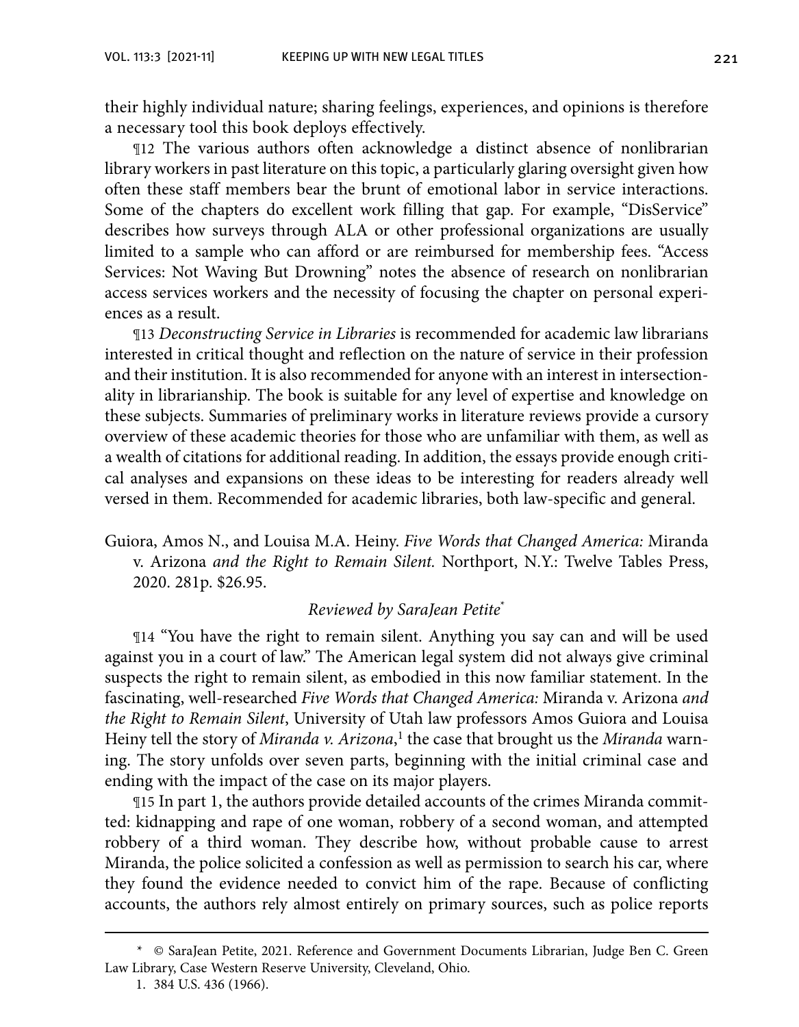their highly individual nature; sharing feelings, experiences, and opinions is therefore a necessary tool this book deploys effectively.

¶12 The various authors often acknowledge a distinct absence of nonlibrarian library workers in past literature on this topic, a particularly glaring oversight given how often these staff members bear the brunt of emotional labor in service interactions. Some of the chapters do excellent work filling that gap. For example, "DisService" describes how surveys through ALA or other professional organizations are usually limited to a sample who can afford or are reimbursed for membership fees. "Access Services: Not Waving But Drowning" notes the absence of research on nonlibrarian access services workers and the necessity of focusing the chapter on personal experiences as a result.

¶13 *Deconstructing Service in Libraries* is recommended for academic law librarians interested in critical thought and reflection on the nature of service in their profession and their institution. It is also recommended for anyone with an interest in intersectionality in librarianship. The book is suitable for any level of expertise and knowledge on these subjects. Summaries of preliminary works in literature reviews provide a cursory overview of these academic theories for those who are unfamiliar with them, as well as a wealth of citations for additional reading. In addition, the essays provide enough critical analyses and expansions on these ideas to be interesting for readers already well versed in them. Recommended for academic libraries, both law-specific and general.

Guiora, Amos N., and Louisa M.A. Heiny. *Five Words that Changed America:* Miranda v. Arizona *and the Right to Remain Silent.* Northport, N.Y.: Twelve Tables Press, 2020. 281p. $26.95.

*Reviewed by SaraJean Petite*[*]

¶14 "You have the right to remain silent. Anything you say can and will be used against you in a court of law." The American legal system did not always give criminal suspects the right to remain silent, as embodied in this now familiar statement. In the fascinating, well-researched *Five Words that Changed America:* Miranda v. Arizona *and the Right to Remain Silent*, University of Utah law professors Amos Guiora and Louisa Heiny tell the story of *Miranda v. Arizona*,[1] the case that brought us the *Miranda* warning. The story unfolds over seven parts, beginning with the initial criminal case and ending with the impact of the case on its major players.

¶15 In part 1, the authors provide detailed accounts of the crimes Miranda committed: kidnapping and rape of one woman, robbery of a second woman, and attempted robbery of a third woman. They describe how, without probable cause to arrest Miranda, the police solicited a confession as well as permission to search his car, where they found the evidence needed to convict him of the rape. Because of conflicting accounts, the authors rely almost entirely on primary sources, such as police reports

---

\* © SaraJean Petite, 2021. Reference and Government Documents Librarian, Judge Ben C. Green Law Library, Case Western Reserve University, Cleveland, Ohio.

1. 384 U.S. 436 (1966).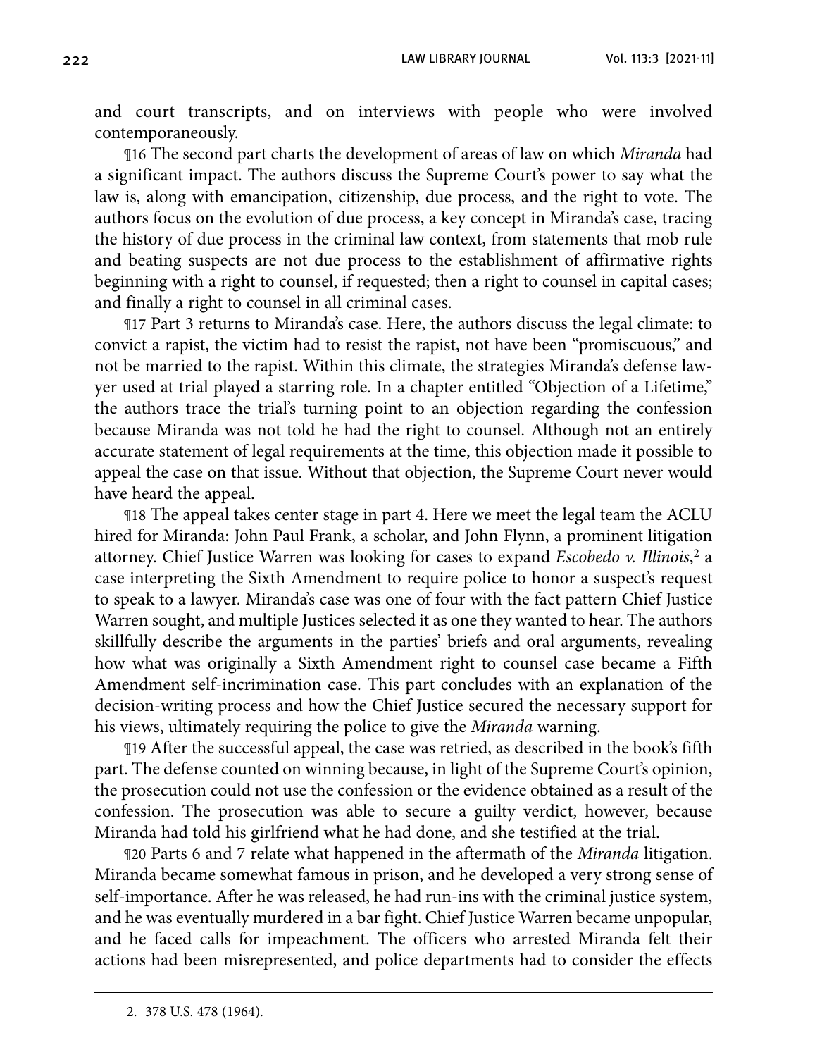and court transcripts, and on interviews with people who were involved contemporaneously.

¶16 The second part charts the development of areas of law on which *Miranda* had a significant impact. The authors discuss the Supreme Court's power to say what the law is, along with emancipation, citizenship, due process, and the right to vote. The authors focus on the evolution of due process, a key concept in Miranda's case, tracing the history of due process in the criminal law context, from statements that mob rule and beating suspects are not due process to the establishment of affirmative rights beginning with a right to counsel, if requested; then a right to counsel in capital cases; and finally a right to counsel in all criminal cases.

¶17 Part 3 returns to Miranda's case. Here, the authors discuss the legal climate: to convict a rapist, the victim had to resist the rapist, not have been "promiscuous," and not be married to the rapist. Within this climate, the strategies Miranda's defense lawyer used at trial played a starring role. In a chapter entitled "Objection of a Lifetime," the authors trace the trial's turning point to an objection regarding the confession because Miranda was not told he had the right to counsel. Although not an entirely accurate statement of legal requirements at the time, this objection made it possible to appeal the case on that issue. Without that objection, the Supreme Court never would have heard the appeal.

¶18 The appeal takes center stage in part 4. Here we meet the legal team the ACLU hired for Miranda: John Paul Frank, a scholar, and John Flynn, a prominent litigation attorney. Chief Justice Warren was looking for cases to expand *Escobedo v. Illinois*,[2] a case interpreting the Sixth Amendment to require police to honor a suspect's request to speak to a lawyer. Miranda's case was one of four with the fact pattern Chief Justice Warren sought, and multiple Justices selected it as one they wanted to hear. The authors skillfully describe the arguments in the parties' briefs and oral arguments, revealing how what was originally a Sixth Amendment right to counsel case became a Fifth Amendment self-incrimination case. This part concludes with an explanation of the decision-writing process and how the Chief Justice secured the necessary support for his views, ultimately requiring the police to give the *Miranda* warning.

¶19 After the successful appeal, the case was retried, as described in the book's fifth part. The defense counted on winning because, in light of the Supreme Court's opinion, the prosecution could not use the confession or the evidence obtained as a result of the confession. The prosecution was able to secure a guilty verdict, however, because Miranda had told his girlfriend what he had done, and she testified at the trial.

¶20 Parts 6 and 7 relate what happened in the aftermath of the *Miranda* litigation. Miranda became somewhat famous in prison, and he developed a very strong sense of self-importance. After he was released, he had run-ins with the criminal justice system, and he was eventually murdered in a bar fight. Chief Justice Warren became unpopular, and he faced calls for impeachment. The officers who arrested Miranda felt their actions had been misrepresented, and police departments had to consider the effects

2. 378 U.S. 478 (1964).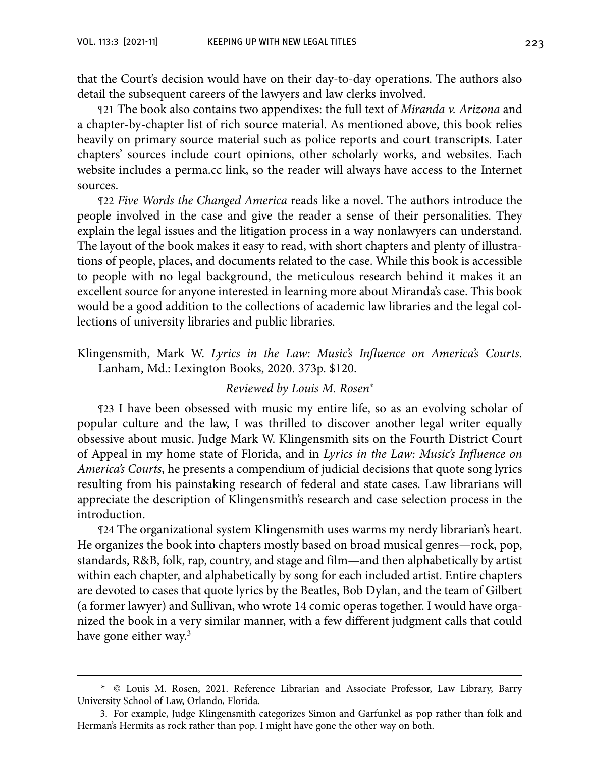that the Court's decision would have on their day-to-day operations. The authors also detail the subsequent careers of the lawyers and law clerks involved.

¶21 The book also contains two appendixes: the full text of *Miranda v. Arizona* and a chapter-by-chapter list of rich source material. As mentioned above, this book relies heavily on primary source material such as police reports and court transcripts. Later chapters' sources include court opinions, other scholarly works, and websites. Each website includes a perma.cc link, so the reader will always have access to the Internet sources.

¶22 *Five Words the Changed America* reads like a novel. The authors introduce the people involved in the case and give the reader a sense of their personalities. They explain the legal issues and the litigation process in a way nonlawyers can understand. The layout of the book makes it easy to read, with short chapters and plenty of illustrations of people, places, and documents related to the case. While this book is accessible to people with no legal background, the meticulous research behind it makes it an excellent source for anyone interested in learning more about Miranda's case. This book would be a good addition to the collections of academic law libraries and the legal collections of university libraries and public libraries.

Klingensmith, Mark W. *Lyrics in the Law: Music's Influence on America's Courts*. Lanham, Md.: Lexington Books, 2020. 373p. $120.

*Reviewed by Louis M. Rosen*\*

¶23 I have been obsessed with music my entire life, so as an evolving scholar of popular culture and the law, I was thrilled to discover another legal writer equally obsessive about music. Judge Mark W. Klingensmith sits on the Fourth District Court of Appeal in my home state of Florida, and in *Lyrics in the Law: Music's Influence on America's Courts*, he presents a compendium of judicial decisions that quote song lyrics resulting from his painstaking research of federal and state cases. Law librarians will appreciate the description of Klingensmith's research and case selection process in the introduction.

¶24 The organizational system Klingensmith uses warms my nerdy librarian's heart. He organizes the book into chapters mostly based on broad musical genres—rock, pop, standards, R&B, folk, rap, country, and stage and film—and then alphabetically by artist within each chapter, and alphabetically by song for each included artist. Entire chapters are devoted to cases that quote lyrics by the Beatles, Bob Dylan, and the team of Gilbert (a former lawyer) and Sullivan, who wrote 14 comic operas together. I would have organized the book in a very similar manner, with a few different judgment calls that could have gone either way.[3]

---

\* © Louis M. Rosen, 2021. Reference Librarian and Associate Professor, Law Library, Barry University School of Law, Orlando, Florida.

3. For example, Judge Klingensmith categorizes Simon and Garfunkel as pop rather than folk and Herman's Hermits as rock rather than pop. I might have gone the other way on both.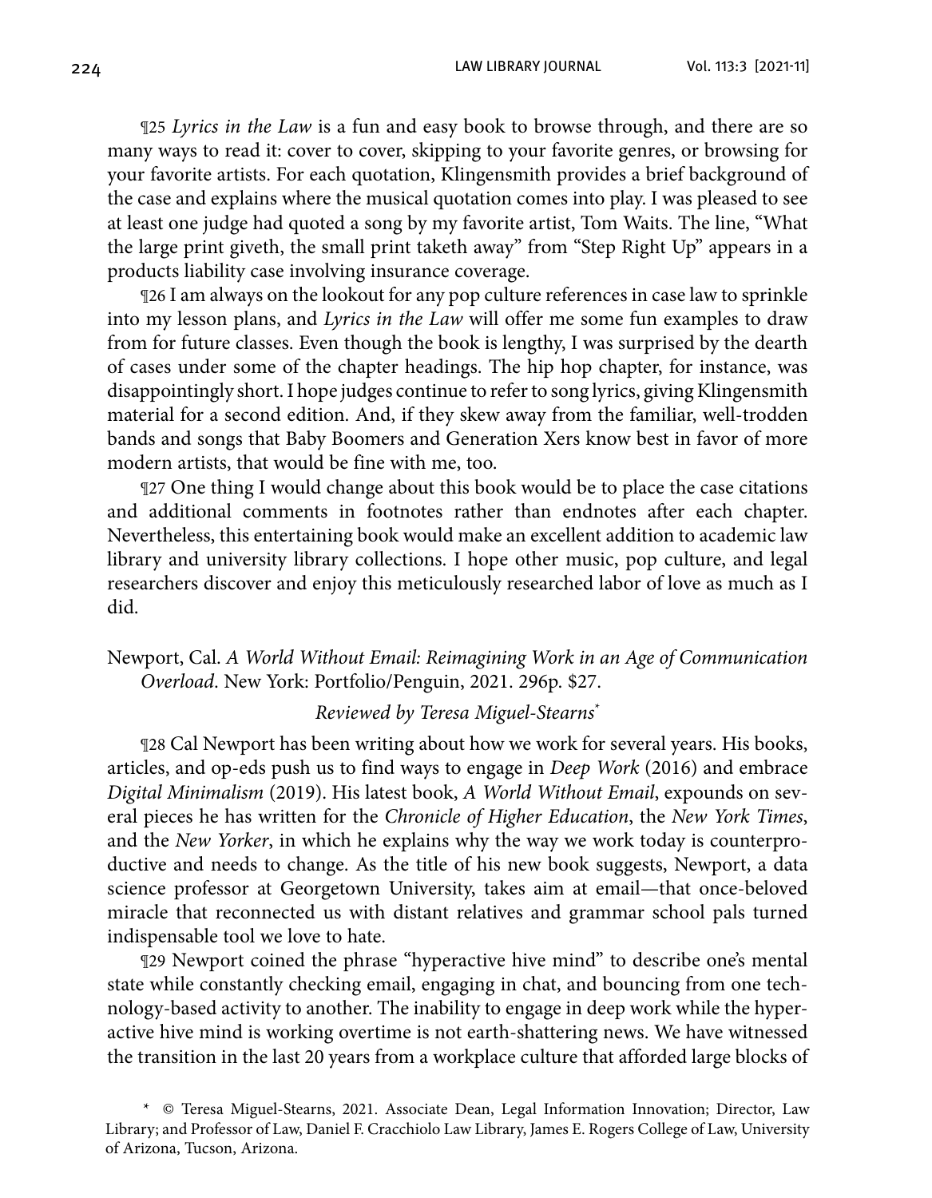¶25 *Lyrics in the Law* is a fun and easy book to browse through, and there are so many ways to read it: cover to cover, skipping to your favorite genres, or browsing for your favorite artists. For each quotation, Klingensmith provides a brief background of the case and explains where the musical quotation comes into play. I was pleased to see at least one judge had quoted a song by my favorite artist, Tom Waits. The line, "What the large print giveth, the small print taketh away" from "Step Right Up" appears in a products liability case involving insurance coverage.

¶26 I am always on the lookout for any pop culture references in case law to sprinkle into my lesson plans, and *Lyrics in the Law* will offer me some fun examples to draw from for future classes. Even though the book is lengthy, I was surprised by the dearth of cases under some of the chapter headings. The hip hop chapter, for instance, was disappointingly short. I hope judges continue to refer to song lyrics, giving Klingensmith material for a second edition. And, if they skew away from the familiar, well-trodden bands and songs that Baby Boomers and Generation Xers know best in favor of more modern artists, that would be fine with me, too.

¶27 One thing I would change about this book would be to place the case citations and additional comments in footnotes rather than endnotes after each chapter. Nevertheless, this entertaining book would make an excellent addition to academic law library and university library collections. I hope other music, pop culture, and legal researchers discover and enjoy this meticulously researched labor of love as much as I did.

Newport, Cal. *A World Without Email: Reimagining Work in an Age of Communication Overload*. New York: Portfolio/Penguin, 2021. 296p. $27.

*Reviewed by Teresa Miguel-Stearns**

¶28 Cal Newport has been writing about how we work for several years. His books, articles, and op-eds push us to find ways to engage in *Deep Work* (2016) and embrace *Digital Minimalism* (2019). His latest book, *A World Without Email*, expounds on several pieces he has written for the *Chronicle of Higher Education*, the *New York Times*, and the *New Yorker*, in which he explains why the way we work today is counterproductive and needs to change. As the title of his new book suggests, Newport, a data science professor at Georgetown University, takes aim at email—that once-beloved miracle that reconnected us with distant relatives and grammar school pals turned indispensable tool we love to hate.

¶29 Newport coined the phrase "hyperactive hive mind" to describe one's mental state while constantly checking email, engaging in chat, and bouncing from one technology-based activity to another. The inability to engage in deep work while the hyperactive hive mind is working overtime is not earth-shattering news. We have witnessed the transition in the last 20 years from a workplace culture that afforded large blocks of

\* © Teresa Miguel-Stearns, 2021. Associate Dean, Legal Information Innovation; Director, Law Library; and Professor of Law, Daniel F. Cracchiolo Law Library, James E. Rogers College of Law, University of Arizona, Tucson, Arizona.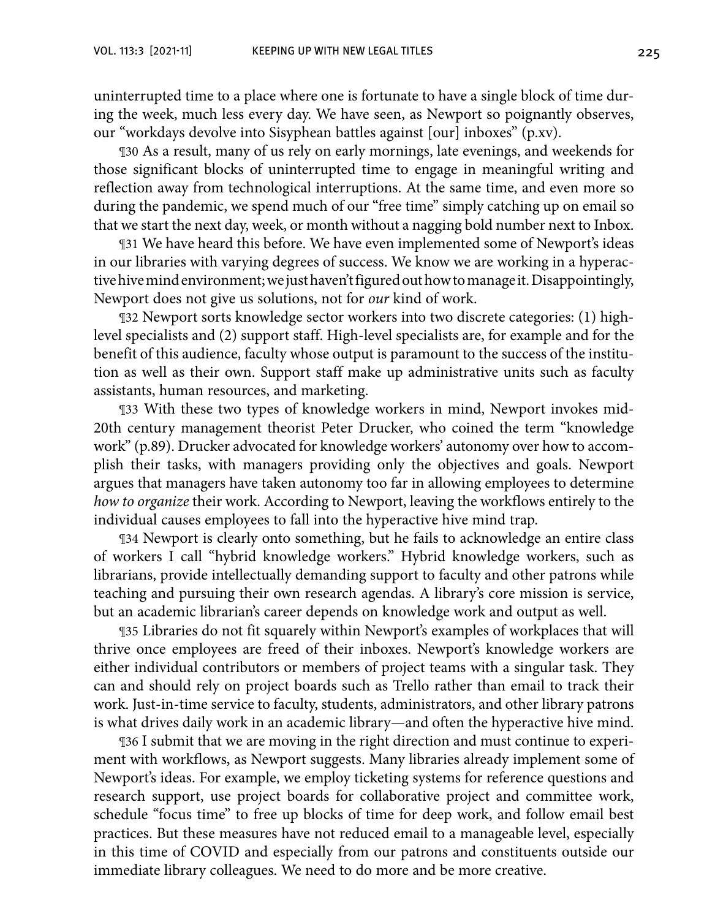uninterrupted time to a place where one is fortunate to have a single block of time during the week, much less every day. We have seen, as Newport so poignantly observes, our "workdays devolve into Sisyphean battles against [our] inboxes" (p.xv).

¶30 As a result, many of us rely on early mornings, late evenings, and weekends for those significant blocks of uninterrupted time to engage in meaningful writing and reflection away from technological interruptions. At the same time, and even more so during the pandemic, we spend much of our "free time" simply catching up on email so that we start the next day, week, or month without a nagging bold number next to Inbox.

¶31 We have heard this before. We have even implemented some of Newport's ideas in our libraries with varying degrees of success. We know we are working in a hyperactive hive mind environment; we just haven't figured out how to manage it. Disappointingly, Newport does not give us solutions, not for *our* kind of work.

¶32 Newport sorts knowledge sector workers into two discrete categories: (1) high-level specialists and (2) support staff. High-level specialists are, for example and for the benefit of this audience, faculty whose output is paramount to the success of the institution as well as their own. Support staff make up administrative units such as faculty assistants, human resources, and marketing.

¶33 With these two types of knowledge workers in mind, Newport invokes mid-20th century management theorist Peter Drucker, who coined the term "knowledge work" (p.89). Drucker advocated for knowledge workers' autonomy over how to accomplish their tasks, with managers providing only the objectives and goals. Newport argues that managers have taken autonomy too far in allowing employees to determine *how to organize* their work. According to Newport, leaving the workflows entirely to the individual causes employees to fall into the hyperactive hive mind trap.

¶34 Newport is clearly onto something, but he fails to acknowledge an entire class of workers I call "hybrid knowledge workers." Hybrid knowledge workers, such as librarians, provide intellectually demanding support to faculty and other patrons while teaching and pursuing their own research agendas. A library's core mission is service, but an academic librarian's career depends on knowledge work and output as well.

¶35 Libraries do not fit squarely within Newport's examples of workplaces that will thrive once employees are freed of their inboxes. Newport's knowledge workers are either individual contributors or members of project teams with a singular task. They can and should rely on project boards such as Trello rather than email to track their work. Just-in-time service to faculty, students, administrators, and other library patrons is what drives daily work in an academic library—and often the hyperactive hive mind.

¶36 I submit that we are moving in the right direction and must continue to experiment with workflows, as Newport suggests. Many libraries already implement some of Newport's ideas. For example, we employ ticketing systems for reference questions and research support, use project boards for collaborative project and committee work, schedule "focus time" to free up blocks of time for deep work, and follow email best practices. But these measures have not reduced email to a manageable level, especially in this time of COVID and especially from our patrons and constituents outside our immediate library colleagues. We need to do more and be more creative.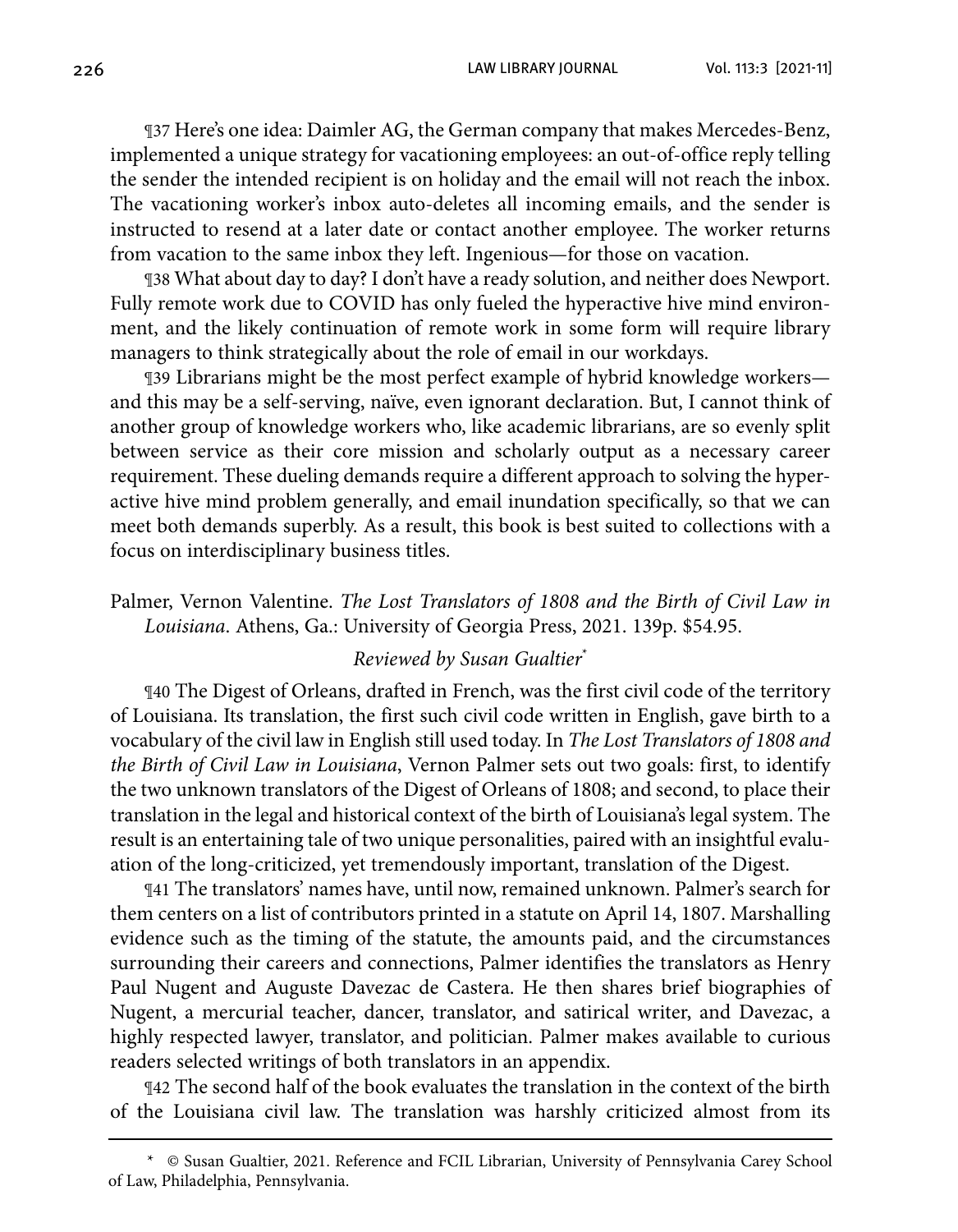¶37 Here's one idea: Daimler AG, the German company that makes Mercedes-Benz, implemented a unique strategy for vacationing employees: an out-of-office reply telling the sender the intended recipient is on holiday and the email will not reach the inbox. The vacationing worker's inbox auto-deletes all incoming emails, and the sender is instructed to resend at a later date or contact another employee. The worker returns from vacation to the same inbox they left. Ingenious—for those on vacation.

¶38 What about day to day? I don't have a ready solution, and neither does Newport. Fully remote work due to COVID has only fueled the hyperactive hive mind environment, and the likely continuation of remote work in some form will require library managers to think strategically about the role of email in our workdays.

¶39 Librarians might be the most perfect example of hybrid knowledge workers—and this may be a self-serving, naïve, even ignorant declaration. But, I cannot think of another group of knowledge workers who, like academic librarians, are so evenly split between service as their core mission and scholarly output as a necessary career requirement. These dueling demands require a different approach to solving the hyperactive hive mind problem generally, and email inundation specifically, so that we can meet both demands superbly. As a result, this book is best suited to collections with a focus on interdisciplinary business titles.

Palmer, Vernon Valentine. *The Lost Translators of 1808 and the Birth of Civil Law in Louisiana*. Athens, Ga.: University of Georgia Press, 2021. 139p. $54.95.

*Reviewed by Susan Gualtier*[*]

¶40 The Digest of Orleans, drafted in French, was the first civil code of the territory of Louisiana. Its translation, the first such civil code written in English, gave birth to a vocabulary of the civil law in English still used today. In *The Lost Translators of 1808 and the Birth of Civil Law in Louisiana*, Vernon Palmer sets out two goals: first, to identify the two unknown translators of the Digest of Orleans of 1808; and second, to place their translation in the legal and historical context of the birth of Louisiana's legal system. The result is an entertaining tale of two unique personalities, paired with an insightful evaluation of the long-criticized, yet tremendously important, translation of the Digest.

¶41 The translators' names have, until now, remained unknown. Palmer's search for them centers on a list of contributors printed in a statute on April 14, 1807. Marshalling evidence such as the timing of the statute, the amounts paid, and the circumstances surrounding their careers and connections, Palmer identifies the translators as Henry Paul Nugent and Auguste Davezac de Castera. He then shares brief biographies of Nugent, a mercurial teacher, dancer, translator, and satirical writer, and Davezac, a highly respected lawyer, translator, and politician. Palmer makes available to curious readers selected writings of both translators in an appendix.

¶42 The second half of the book evaluates the translation in the context of the birth of the Louisiana civil law. The translation was harshly criticized almost from its

[*] © Susan Gualtier, 2021. Reference and FCIL Librarian, University of Pennsylvania Carey School of Law, Philadelphia, Pennsylvania.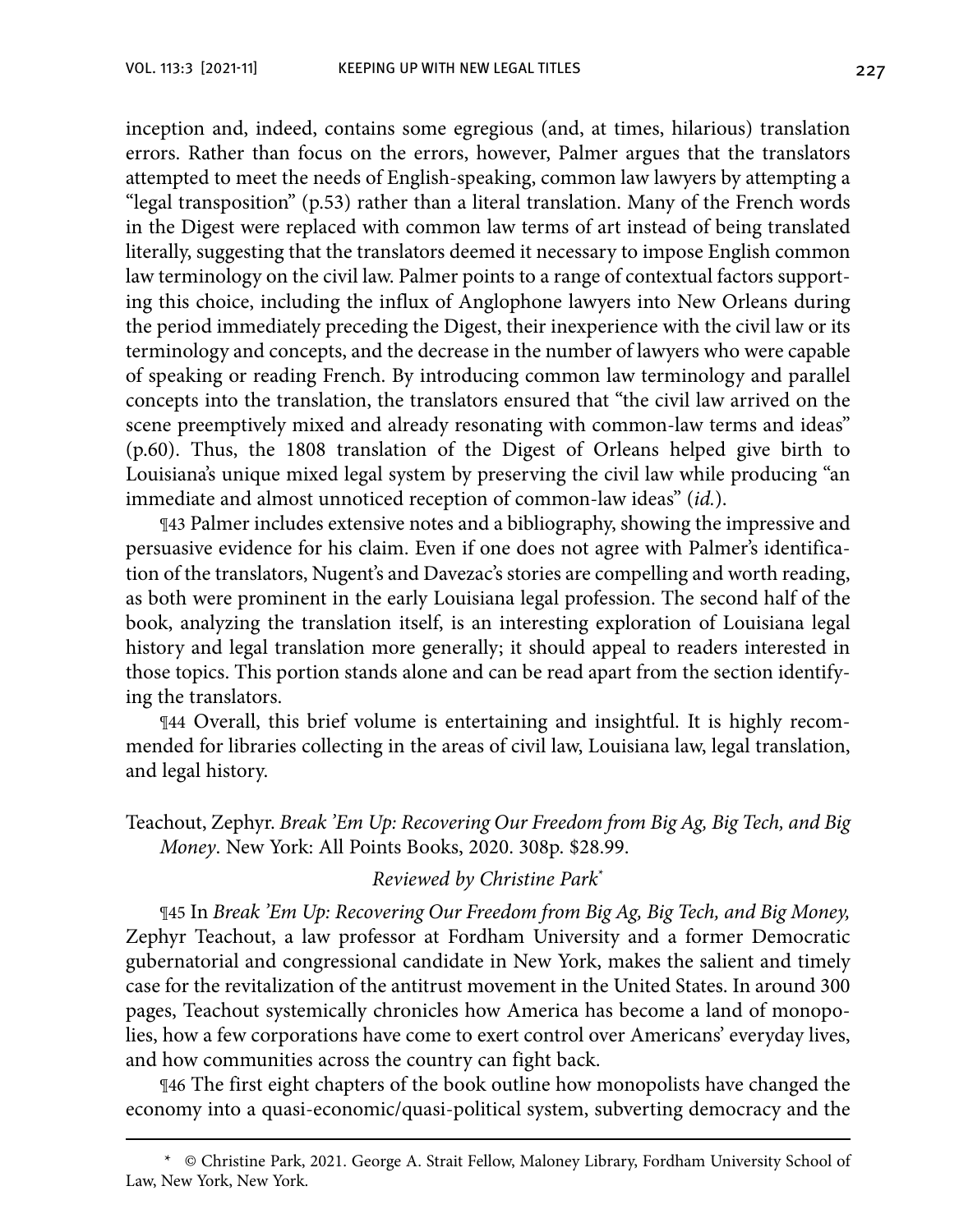inception and, indeed, contains some egregious (and, at times, hilarious) translation errors. Rather than focus on the errors, however, Palmer argues that the translators attempted to meet the needs of English-speaking, common law lawyers by attempting a "legal transposition" (p.53) rather than a literal translation. Many of the French words in the Digest were replaced with common law terms of art instead of being translated literally, suggesting that the translators deemed it necessary to impose English common law terminology on the civil law. Palmer points to a range of contextual factors supporting this choice, including the influx of Anglophone lawyers into New Orleans during the period immediately preceding the Digest, their inexperience with the civil law or its terminology and concepts, and the decrease in the number of lawyers who were capable of speaking or reading French. By introducing common law terminology and parallel concepts into the translation, the translators ensured that "the civil law arrived on the scene preemptively mixed and already resonating with common-law terms and ideas" (p.60). Thus, the 1808 translation of the Digest of Orleans helped give birth to Louisiana's unique mixed legal system by preserving the civil law while producing "an immediate and almost unnoticed reception of common-law ideas" (*id.*).

¶43 Palmer includes extensive notes and a bibliography, showing the impressive and persuasive evidence for his claim. Even if one does not agree with Palmer's identification of the translators, Nugent's and Davezac's stories are compelling and worth reading, as both were prominent in the early Louisiana legal profession. The second half of the book, analyzing the translation itself, is an interesting exploration of Louisiana legal history and legal translation more generally; it should appeal to readers interested in those topics. This portion stands alone and can be read apart from the section identifying the translators.

¶44 Overall, this brief volume is entertaining and insightful. It is highly recommended for libraries collecting in the areas of civil law, Louisiana law, legal translation, and legal history.

Teachout, Zephyr. *Break 'Em Up: Recovering Our Freedom from Big Ag, Big Tech, and Big Money*. New York: All Points Books, 2020. 308p. $28.99.

*Reviewed by Christine Park*[*]

¶45 In *Break 'Em Up: Recovering Our Freedom from Big Ag, Big Tech, and Big Money,* Zephyr Teachout, a law professor at Fordham University and a former Democratic gubernatorial and congressional candidate in New York, makes the salient and timely case for the revitalization of the antitrust movement in the United States. In around 300 pages, Teachout systemically chronicles how America has become a land of monopolies, how a few corporations have come to exert control over Americans' everyday lives, and how communities across the country can fight back.

¶46 The first eight chapters of the book outline how monopolists have changed the economy into a quasi-economic/quasi-political system, subverting democracy and the

---

[*] © Christine Park, 2021. George A. Strait Fellow, Maloney Library, Fordham University School of Law, New York, New York.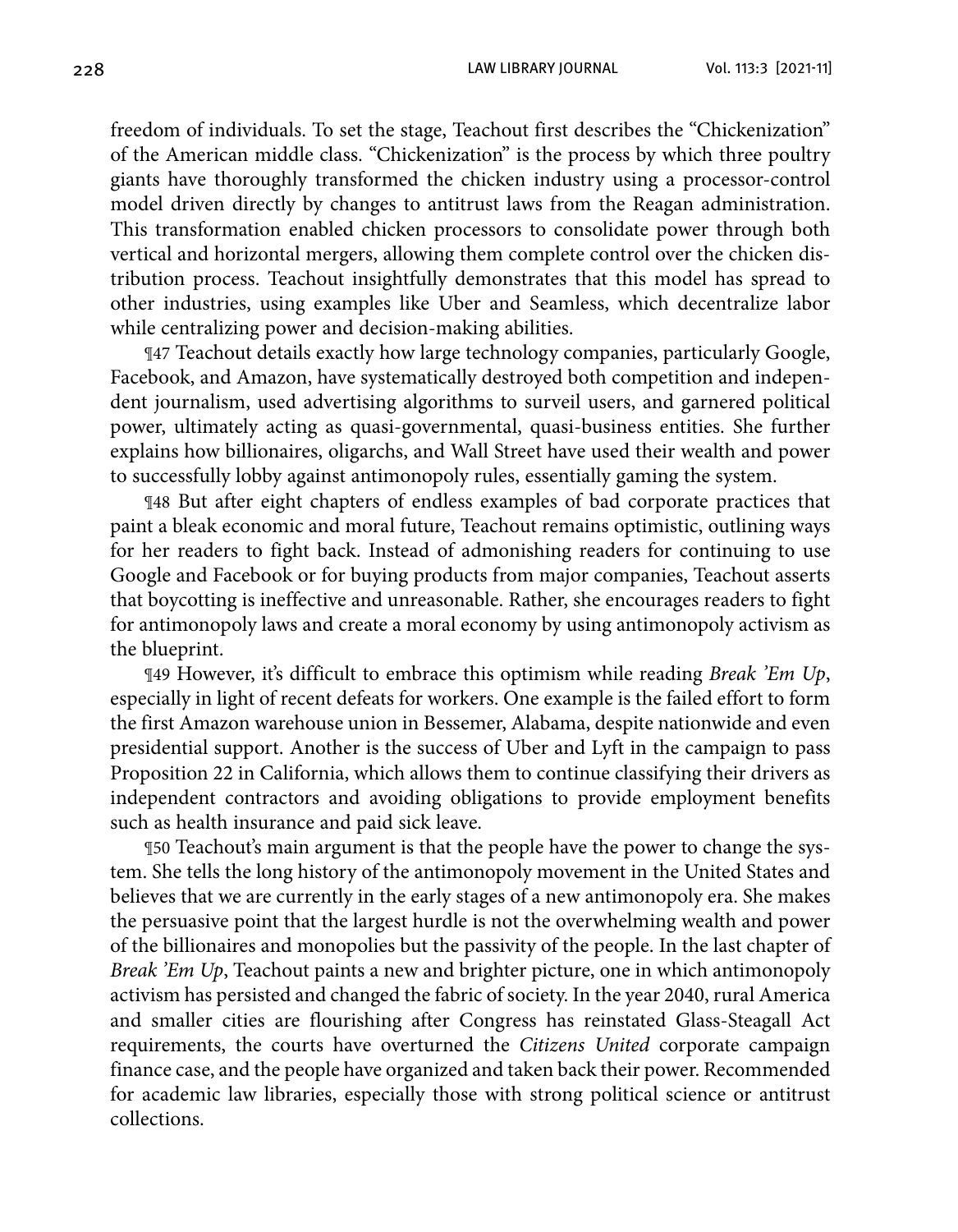freedom of individuals. To set the stage, Teachout first describes the "Chickenization" of the American middle class. "Chickenization" is the process by which three poultry giants have thoroughly transformed the chicken industry using a processor-control model driven directly by changes to antitrust laws from the Reagan administration. This transformation enabled chicken processors to consolidate power through both vertical and horizontal mergers, allowing them complete control over the chicken distribution process. Teachout insightfully demonstrates that this model has spread to other industries, using examples like Uber and Seamless, which decentralize labor while centralizing power and decision-making abilities.

¶47 Teachout details exactly how large technology companies, particularly Google, Facebook, and Amazon, have systematically destroyed both competition and independent journalism, used advertising algorithms to surveil users, and garnered political power, ultimately acting as quasi-governmental, quasi-business entities. She further explains how billionaires, oligarchs, and Wall Street have used their wealth and power to successfully lobby against antimonopoly rules, essentially gaming the system.

¶48 But after eight chapters of endless examples of bad corporate practices that paint a bleak economic and moral future, Teachout remains optimistic, outlining ways for her readers to fight back. Instead of admonishing readers for continuing to use Google and Facebook or for buying products from major companies, Teachout asserts that boycotting is ineffective and unreasonable. Rather, she encourages readers to fight for antimonopoly laws and create a moral economy by using antimonopoly activism as the blueprint.

¶49 However, it's difficult to embrace this optimism while reading *Break 'Em Up*, especially in light of recent defeats for workers. One example is the failed effort to form the first Amazon warehouse union in Bessemer, Alabama, despite nationwide and even presidential support. Another is the success of Uber and Lyft in the campaign to pass Proposition 22 in California, which allows them to continue classifying their drivers as independent contractors and avoiding obligations to provide employment benefits such as health insurance and paid sick leave.

¶50 Teachout's main argument is that the people have the power to change the system. She tells the long history of the antimonopoly movement in the United States and believes that we are currently in the early stages of a new antimonopoly era. She makes the persuasive point that the largest hurdle is not the overwhelming wealth and power of the billionaires and monopolies but the passivity of the people. In the last chapter of *Break 'Em Up*, Teachout paints a new and brighter picture, one in which antimonopoly activism has persisted and changed the fabric of society. In the year 2040, rural America and smaller cities are flourishing after Congress has reinstated Glass-Steagall Act requirements, the courts have overturned the *Citizens United* corporate campaign finance case, and the people have organized and taken back their power. Recommended for academic law libraries, especially those with strong political science or antitrust collections.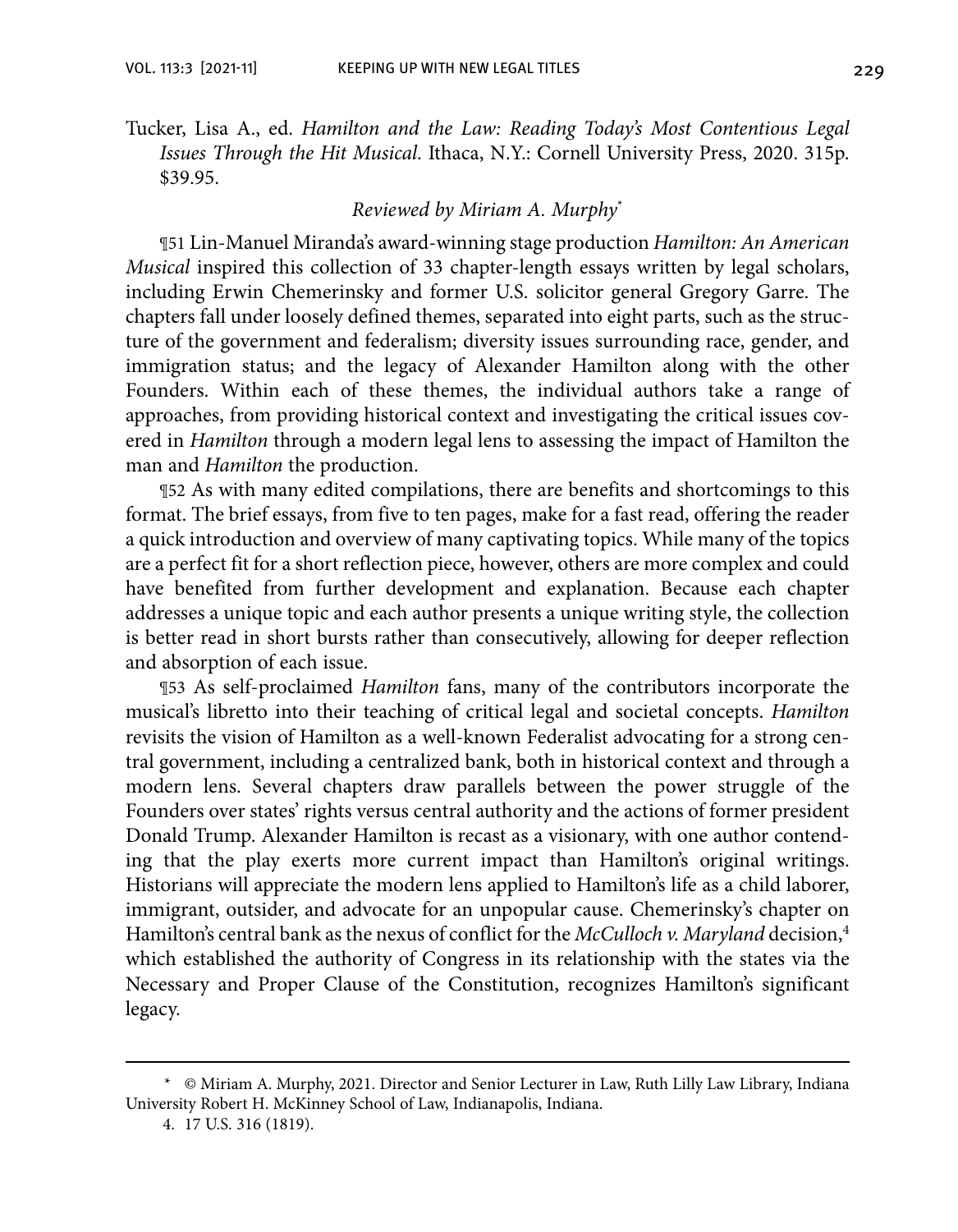Tucker, Lisa A., ed. *Hamilton and the Law: Reading Today's Most Contentious Legal Issues Through the Hit Musical*. Ithaca, N.Y.: Cornell University Press, 2020. 315p. $39.95.

*Reviewed by Miriam A. Murphy*[*]

¶51 Lin-Manuel Miranda's award-winning stage production *Hamilton: An American Musical* inspired this collection of 33 chapter-length essays written by legal scholars, including Erwin Chemerinsky and former U.S. solicitor general Gregory Garre. The chapters fall under loosely defined themes, separated into eight parts, such as the structure of the government and federalism; diversity issues surrounding race, gender, and immigration status; and the legacy of Alexander Hamilton along with the other Founders. Within each of these themes, the individual authors take a range of approaches, from providing historical context and investigating the critical issues covered in *Hamilton* through a modern legal lens to assessing the impact of Hamilton the man and *Hamilton* the production.

¶52 As with many edited compilations, there are benefits and shortcomings to this format. The brief essays, from five to ten pages, make for a fast read, offering the reader a quick introduction and overview of many captivating topics. While many of the topics are a perfect fit for a short reflection piece, however, others are more complex and could have benefited from further development and explanation. Because each chapter addresses a unique topic and each author presents a unique writing style, the collection is better read in short bursts rather than consecutively, allowing for deeper reflection and absorption of each issue.

¶53 As self-proclaimed *Hamilton* fans, many of the contributors incorporate the musical's libretto into their teaching of critical legal and societal concepts. *Hamilton* revisits the vision of Hamilton as a well-known Federalist advocating for a strong central government, including a centralized bank, both in historical context and through a modern lens. Several chapters draw parallels between the power struggle of the Founders over states' rights versus central authority and the actions of former president Donald Trump. Alexander Hamilton is recast as a visionary, with one author contending that the play exerts more current impact than Hamilton's original writings. Historians will appreciate the modern lens applied to Hamilton's life as a child laborer, immigrant, outsider, and advocate for an unpopular cause. Chemerinsky's chapter on Hamilton's central bank as the nexus of conflict for the *McCulloch v. Maryland* decision,[4] which established the authority of Congress in its relationship with the states via the Necessary and Proper Clause of the Constitution, recognizes Hamilton's significant legacy.

---

\* © Miriam A. Murphy, 2021. Director and Senior Lecturer in Law, Ruth Lilly Law Library, Indiana University Robert H. McKinney School of Law, Indianapolis, Indiana.

4. 17 U.S. 316 (1819).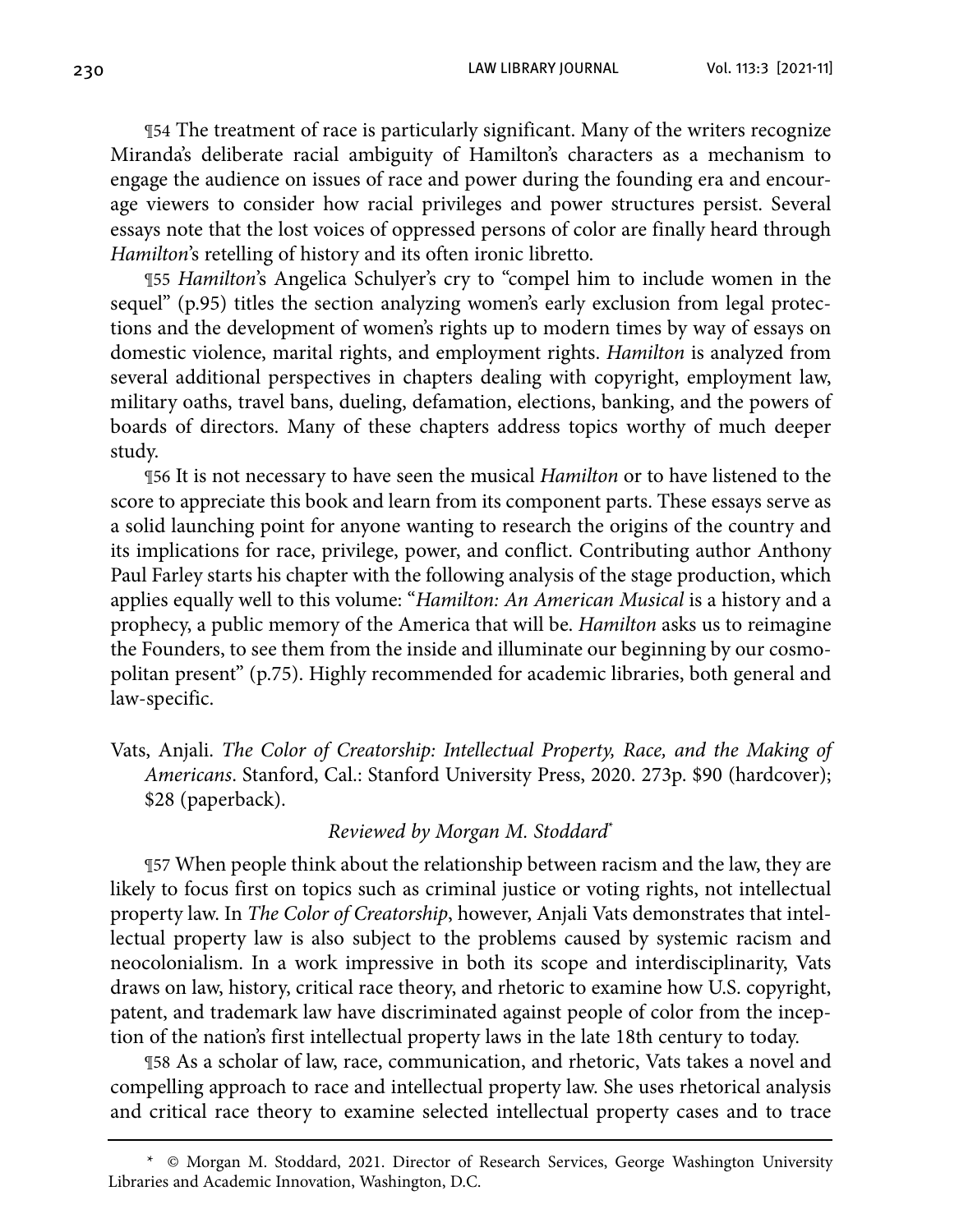¶54 The treatment of race is particularly significant. Many of the writers recognize Miranda's deliberate racial ambiguity of Hamilton's characters as a mechanism to engage the audience on issues of race and power during the founding era and encourage viewers to consider how racial privileges and power structures persist. Several essays note that the lost voices of oppressed persons of color are finally heard through *Hamilton*'s retelling of history and its often ironic libretto.

¶55 *Hamilton*'s Angelica Schulyer's cry to "compel him to include women in the sequel" (p.95) titles the section analyzing women's early exclusion from legal protections and the development of women's rights up to modern times by way of essays on domestic violence, marital rights, and employment rights. *Hamilton* is analyzed from several additional perspectives in chapters dealing with copyright, employment law, military oaths, travel bans, dueling, defamation, elections, banking, and the powers of boards of directors. Many of these chapters address topics worthy of much deeper study.

¶56 It is not necessary to have seen the musical *Hamilton* or to have listened to the score to appreciate this book and learn from its component parts. These essays serve as a solid launching point for anyone wanting to research the origins of the country and its implications for race, privilege, power, and conflict. Contributing author Anthony Paul Farley starts his chapter with the following analysis of the stage production, which applies equally well to this volume: "*Hamilton: An American Musical* is a history and a prophecy, a public memory of the America that will be. *Hamilton* asks us to reimagine the Founders, to see them from the inside and illuminate our beginning by our cosmopolitan present" (p.75). Highly recommended for academic libraries, both general and law-specific.

Vats, Anjali. *The Color of Creatorship: Intellectual Property, Race, and the Making of Americans*. Stanford, Cal.: Stanford University Press, 2020. 273p. $90 (hardcover); $28 (paperback).

*Reviewed by Morgan M. Stoddard*[*]

¶57 When people think about the relationship between racism and the law, they are likely to focus first on topics such as criminal justice or voting rights, not intellectual property law. In *The Color of Creatorship*, however, Anjali Vats demonstrates that intellectual property law is also subject to the problems caused by systemic racism and neocolonialism. In a work impressive in both its scope and interdisciplinarity, Vats draws on law, history, critical race theory, and rhetoric to examine how U.S. copyright, patent, and trademark law have discriminated against people of color from the inception of the nation's first intellectual property laws in the late 18th century to today.

¶58 As a scholar of law, race, communication, and rhetoric, Vats takes a novel and compelling approach to race and intellectual property law. She uses rhetorical analysis and critical race theory to examine selected intellectual property cases and to trace

---

\* © Morgan M. Stoddard, 2021. Director of Research Services, George Washington University Libraries and Academic Innovation, Washington, D.C.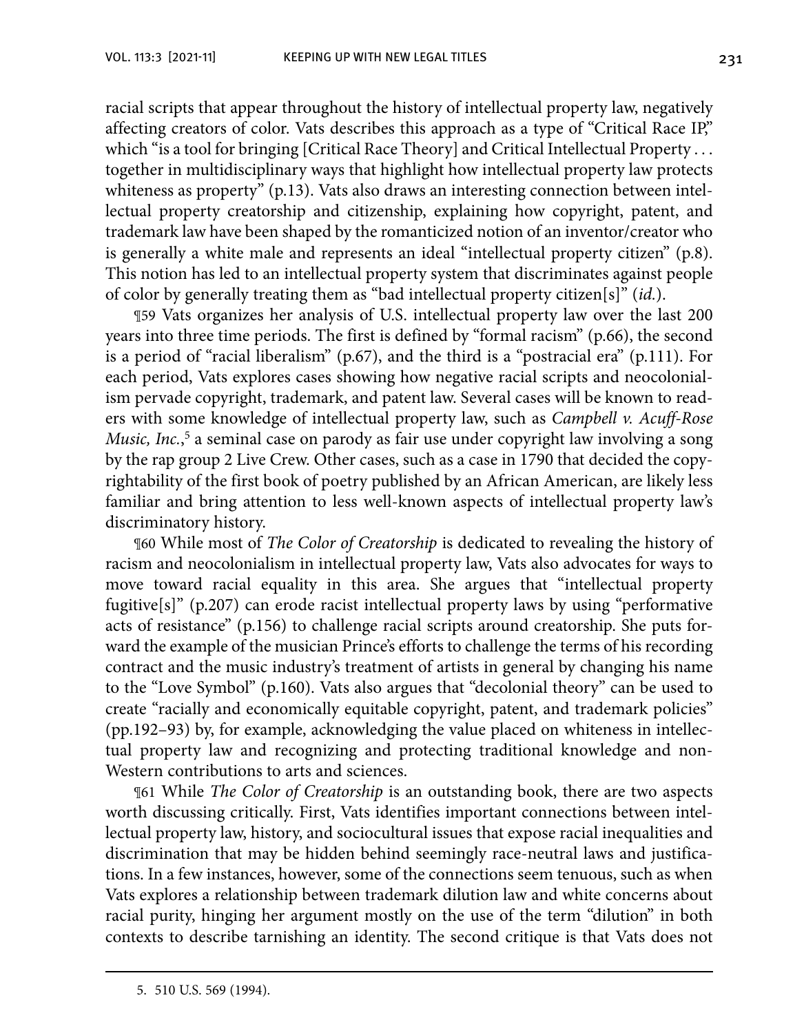racial scripts that appear throughout the history of intellectual property law, negatively affecting creators of color. Vats describes this approach as a type of "Critical Race IP," which "is a tool for bringing [Critical Race Theory] and Critical Intellectual Property . . . together in multidisciplinary ways that highlight how intellectual property law protects whiteness as property" (p.13). Vats also draws an interesting connection between intellectual property creatorship and citizenship, explaining how copyright, patent, and trademark law have been shaped by the romanticized notion of an inventor/creator who is generally a white male and represents an ideal "intellectual property citizen" (p.8). This notion has led to an intellectual property system that discriminates against people of color by generally treating them as "bad intellectual property citizen[s]" (*id.*).

¶59 Vats organizes her analysis of U.S. intellectual property law over the last 200 years into three time periods. The first is defined by "formal racism" (p.66), the second is a period of "racial liberalism" (p.67), and the third is a "postracial era" (p.111). For each period, Vats explores cases showing how negative racial scripts and neocolonialism pervade copyright, trademark, and patent law. Several cases will be known to readers with some knowledge of intellectual property law, such as *Campbell v. Acuff-Rose Music, Inc.*,[5] a seminal case on parody as fair use under copyright law involving a song by the rap group 2 Live Crew. Other cases, such as a case in 1790 that decided the copyrightability of the first book of poetry published by an African American, are likely less familiar and bring attention to less well-known aspects of intellectual property law's discriminatory history.

¶60 While most of *The Color of Creatorship* is dedicated to revealing the history of racism and neocolonialism in intellectual property law, Vats also advocates for ways to move toward racial equality in this area. She argues that "intellectual property fugitive[s]" (p.207) can erode racist intellectual property laws by using "performative acts of resistance" (p.156) to challenge racial scripts around creatorship. She puts forward the example of the musician Prince's efforts to challenge the terms of his recording contract and the music industry's treatment of artists in general by changing his name to the "Love Symbol" (p.160). Vats also argues that "decolonial theory" can be used to create "racially and economically equitable copyright, patent, and trademark policies" (pp.192–93) by, for example, acknowledging the value placed on whiteness in intellectual property law and recognizing and protecting traditional knowledge and non-Western contributions to arts and sciences.

¶61 While *The Color of Creatorship* is an outstanding book, there are two aspects worth discussing critically. First, Vats identifies important connections between intellectual property law, history, and sociocultural issues that expose racial inequalities and discrimination that may be hidden behind seemingly race-neutral laws and justifications. In a few instances, however, some of the connections seem tenuous, such as when Vats explores a relationship between trademark dilution law and white concerns about racial purity, hinging her argument mostly on the use of the term "dilution" in both contexts to describe tarnishing an identity. The second critique is that Vats does not

5. 510 U.S. 569 (1994).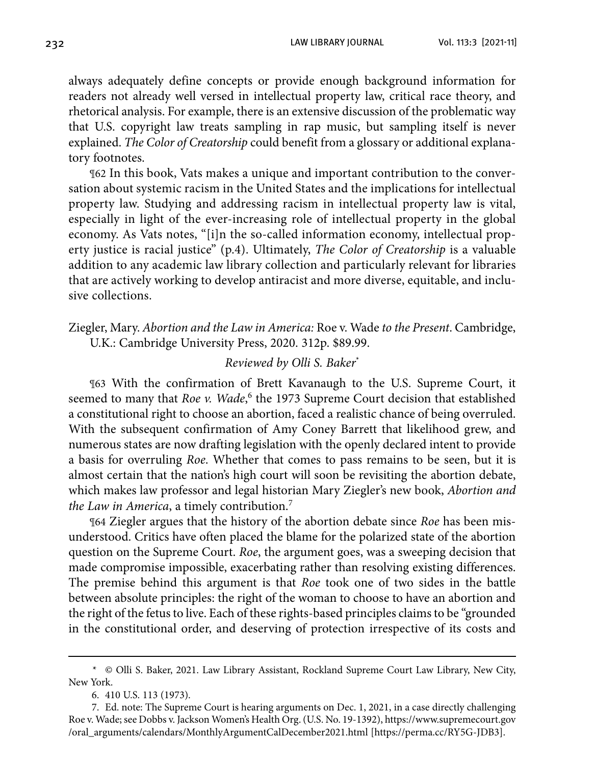always adequately define concepts or provide enough background information for readers not already well versed in intellectual property law, critical race theory, and rhetorical analysis. For example, there is an extensive discussion of the problematic way that U.S. copyright law treats sampling in rap music, but sampling itself is never explained. *The Color of Creatorship* could benefit from a glossary or additional explanatory footnotes.

¶62 In this book, Vats makes a unique and important contribution to the conversation about systemic racism in the United States and the implications for intellectual property law. Studying and addressing racism in intellectual property law is vital, especially in light of the ever-increasing role of intellectual property in the global economy. As Vats notes, "[i]n the so-called information economy, intellectual property justice is racial justice" (p.4). Ultimately, *The Color of Creatorship* is a valuable addition to any academic law library collection and particularly relevant for libraries that are actively working to develop antiracist and more diverse, equitable, and inclusive collections.

Ziegler, Mary. *Abortion and the Law in America:* Roe v. Wade *to the Present*. Cambridge, U.K.: Cambridge University Press, 2020. 312p. $89.99.

*Reviewed by Olli S. Baker*[*]

¶63 With the confirmation of Brett Kavanaugh to the U.S. Supreme Court, it seemed to many that *Roe v. Wade*,[6] the 1973 Supreme Court decision that established a constitutional right to choose an abortion, faced a realistic chance of being overruled. With the subsequent confirmation of Amy Coney Barrett that likelihood grew, and numerous states are now drafting legislation with the openly declared intent to provide a basis for overruling *Roe*. Whether that comes to pass remains to be seen, but it is almost certain that the nation's high court will soon be revisiting the abortion debate, which makes law professor and legal historian Mary Ziegler's new book, *Abortion and the Law in America*, a timely contribution.[7]

¶64 Ziegler argues that the history of the abortion debate since *Roe* has been misunderstood. Critics have often placed the blame for the polarized state of the abortion question on the Supreme Court. *Roe*, the argument goes, was a sweeping decision that made compromise impossible, exacerbating rather than resolving existing differences. The premise behind this argument is that *Roe* took one of two sides in the battle between absolute principles: the right of the woman to choose to have an abortion and the right of the fetus to live. Each of these rights-based principles claims to be "grounded in the constitutional order, and deserving of protection irrespective of its costs and

---

\* © Olli S. Baker, 2021. Law Library Assistant, Rockland Supreme Court Law Library, New City, New York.

6. 410 U.S. 113 (1973).

7. Ed. note: The Supreme Court is hearing arguments on Dec. 1, 2021, in a case directly challenging Roe v. Wade; see Dobbs v. Jackson Women's Health Org. (U.S. No. 19-1392), https://www.supremecourt.gov/oral_arguments/calendars/MonthlyArgumentCalDecember2021.html [https://perma.cc/RY5G-JDB3].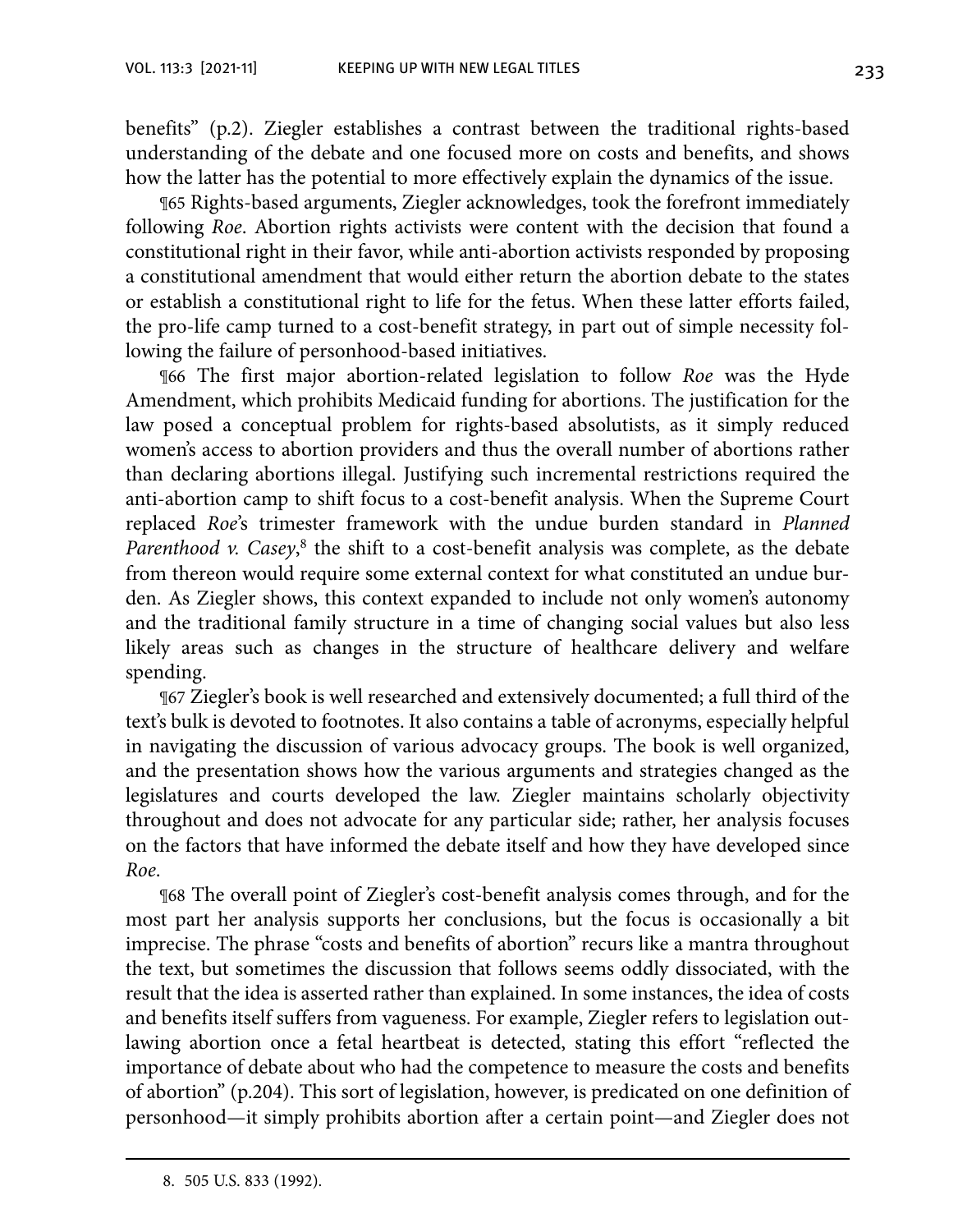benefits" (p.2). Ziegler establishes a contrast between the traditional rights-based understanding of the debate and one focused more on costs and benefits, and shows how the latter has the potential to more effectively explain the dynamics of the issue.

¶65 Rights-based arguments, Ziegler acknowledges, took the forefront immediately following *Roe*. Abortion rights activists were content with the decision that found a constitutional right in their favor, while anti-abortion activists responded by proposing a constitutional amendment that would either return the abortion debate to the states or establish a constitutional right to life for the fetus. When these latter efforts failed, the pro-life camp turned to a cost-benefit strategy, in part out of simple necessity following the failure of personhood-based initiatives.

¶66 The first major abortion-related legislation to follow *Roe* was the Hyde Amendment, which prohibits Medicaid funding for abortions. The justification for the law posed a conceptual problem for rights-based absolutists, as it simply reduced women's access to abortion providers and thus the overall number of abortions rather than declaring abortions illegal. Justifying such incremental restrictions required the anti-abortion camp to shift focus to a cost-benefit analysis. When the Supreme Court replaced *Roe*'s trimester framework with the undue burden standard in *Planned Parenthood v. Casey*,[8] the shift to a cost-benefit analysis was complete, as the debate from thereon would require some external context for what constituted an undue burden. As Ziegler shows, this context expanded to include not only women's autonomy and the traditional family structure in a time of changing social values but also less likely areas such as changes in the structure of healthcare delivery and welfare spending.

¶67 Ziegler's book is well researched and extensively documented; a full third of the text's bulk is devoted to footnotes. It also contains a table of acronyms, especially helpful in navigating the discussion of various advocacy groups. The book is well organized, and the presentation shows how the various arguments and strategies changed as the legislatures and courts developed the law. Ziegler maintains scholarly objectivity throughout and does not advocate for any particular side; rather, her analysis focuses on the factors that have informed the debate itself and how they have developed since *Roe*.

¶68 The overall point of Ziegler's cost-benefit analysis comes through, and for the most part her analysis supports her conclusions, but the focus is occasionally a bit imprecise. The phrase "costs and benefits of abortion" recurs like a mantra throughout the text, but sometimes the discussion that follows seems oddly dissociated, with the result that the idea is asserted rather than explained. In some instances, the idea of costs and benefits itself suffers from vagueness. For example, Ziegler refers to legislation outlawing abortion once a fetal heartbeat is detected, stating this effort "reflected the importance of debate about who had the competence to measure the costs and benefits of abortion" (p.204). This sort of legislation, however, is predicated on one definition of personhood—it simply prohibits abortion after a certain point—and Ziegler does not

8. 505 U.S. 833 (1992).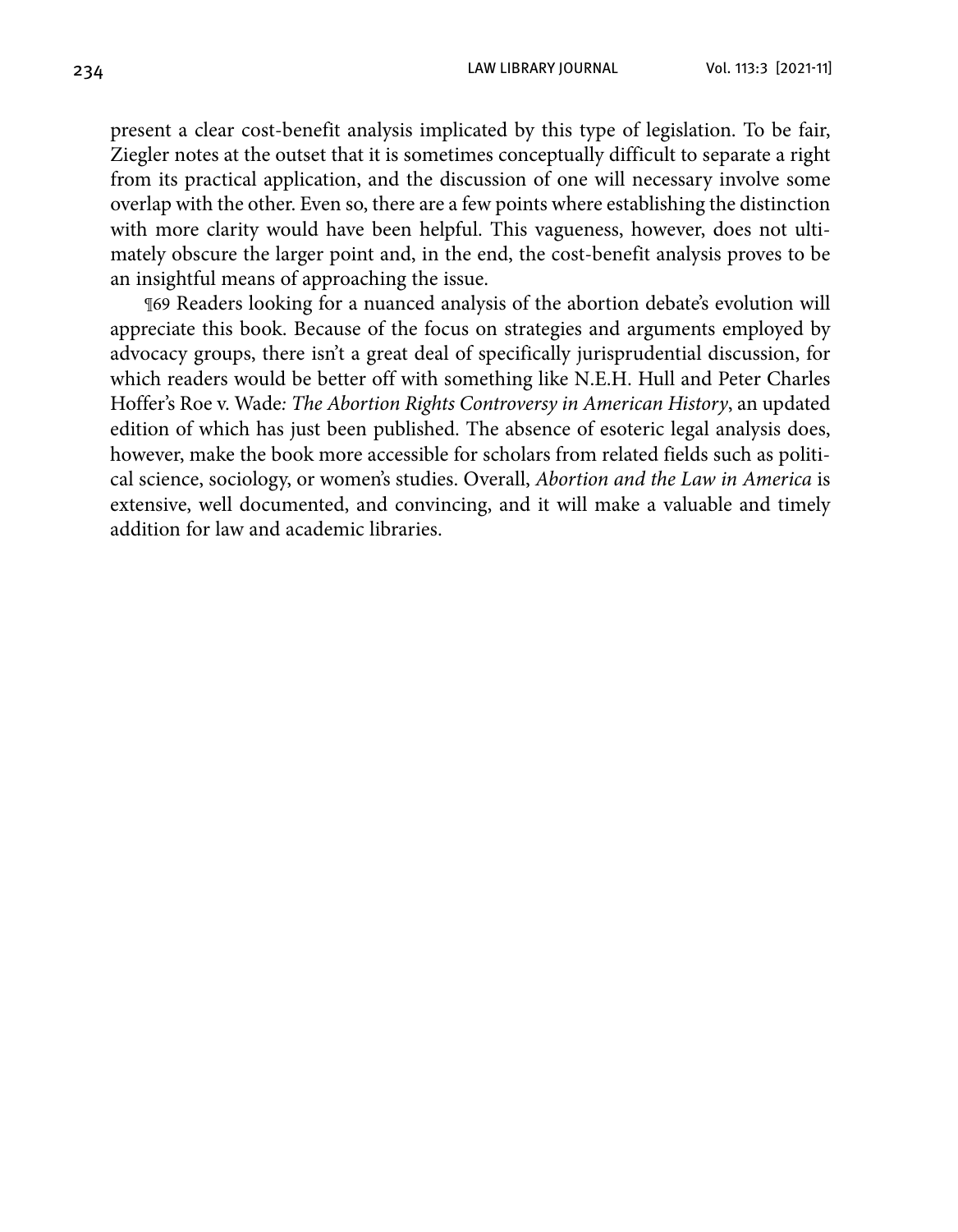present a clear cost-benefit analysis implicated by this type of legislation. To be fair, Ziegler notes at the outset that it is sometimes conceptually difficult to separate a right from its practical application, and the discussion of one will necessary involve some overlap with the other. Even so, there are a few points where establishing the distinction with more clarity would have been helpful. This vagueness, however, does not ultimately obscure the larger point and, in the end, the cost-benefit analysis proves to be an insightful means of approaching the issue.

¶69 Readers looking for a nuanced analysis of the abortion debate's evolution will appreciate this book. Because of the focus on strategies and arguments employed by advocacy groups, there isn't a great deal of specifically jurisprudential discussion, for which readers would be better off with something like N.E.H. Hull and Peter Charles Hoffer's Roe v. Wade*: The Abortion Rights Controversy in American History*, an updated edition of which has just been published. The absence of esoteric legal analysis does, however, make the book more accessible for scholars from related fields such as political science, sociology, or women's studies. Overall, *Abortion and the Law in America* is extensive, well documented, and convincing, and it will make a valuable and timely addition for law and academic libraries.